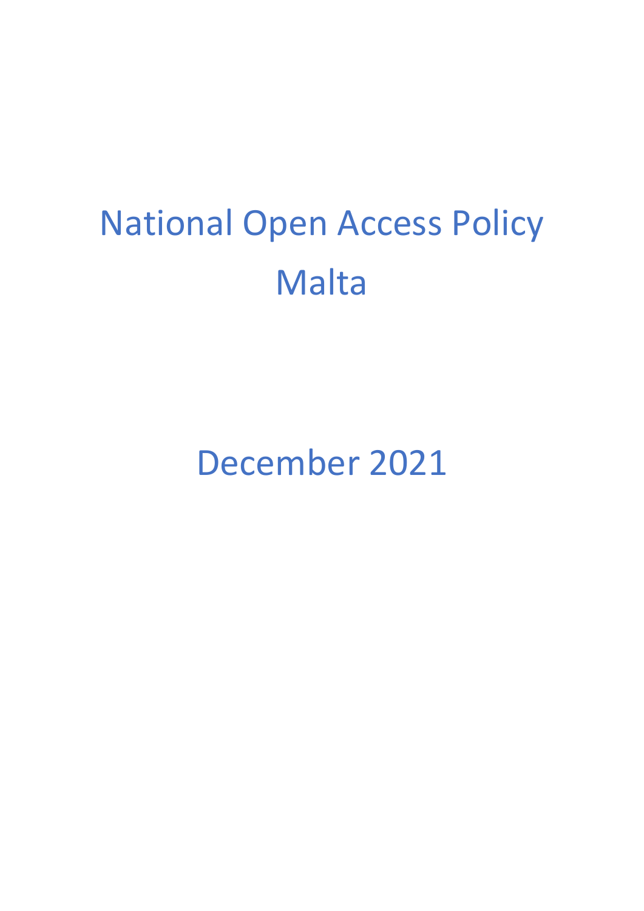# National Open Access Policy Malta

December 2021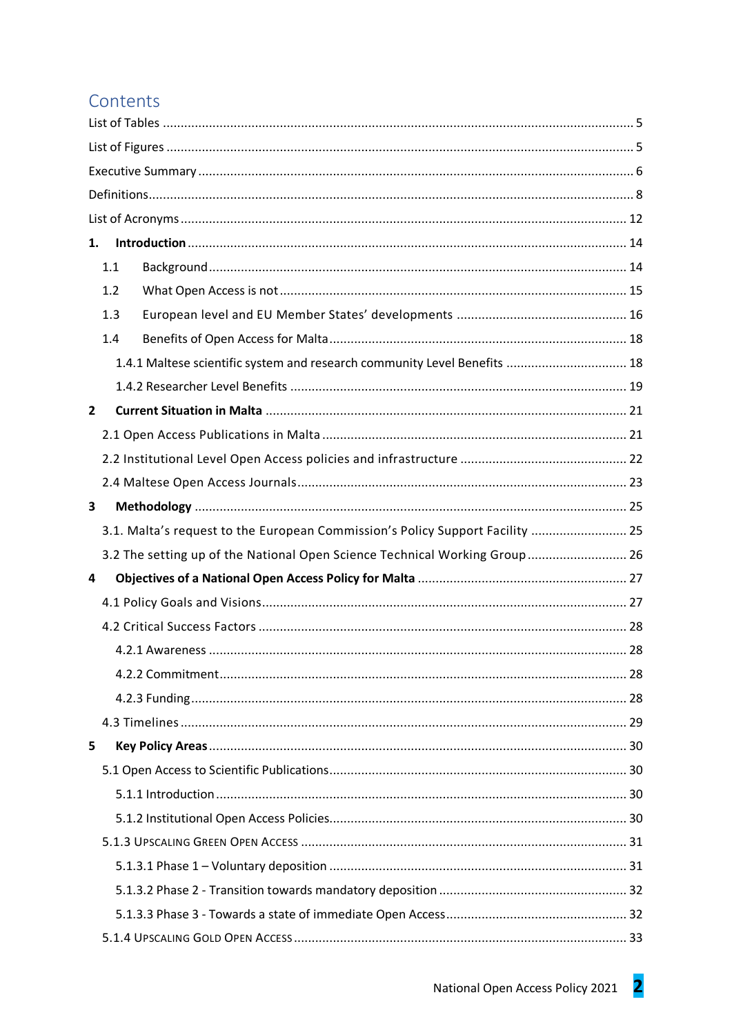# Contents

List of Tables ........................................................................................................................ 5

List of Figures ........................................................................................................................ 5

Executive Summary ............................................................................................................... 6

Definitions.............................................................................................................................. 8

List of Acronyms .................................................................................................................. 12

**1. Introduction** ................................................................................................................ 14

1.1 Background ................................................................................................................... 14

1.2 What Open Access is not ............................................................................................. 15

1.3 European level and EU Member States' developments ............................................... 16

1.4 Benefits of Open Access for Malta ................................................................................ 18

1.4.1 Maltese scientific system and research community Level Benefits ......................... 18

1.4.2 Researcher Level Benefits ......................................................................................... 19

**2 Current Situation in Malta** ........................................................................................... 21

2.1 Open Access Publications in Malta ............................................................................... 21

2.2 Institutional Level Open Access policies and infrastructure ......................................... 22

2.4 Maltese Open Access Journals ...................................................................................... 23

**3 Methodology** .................................................................................................................. 25

3.1. Malta's request to the European Commission's Policy Support Facility ..................... 25

3.2 The setting up of the National Open Science Technical Working Group ..................... 26

**4 Objectives of a National Open Access Policy for Malta** ............................................... 27

4.1 Policy Goals and Visions ................................................................................................ 27

4.2 Critical Success Factors ................................................................................................. 28

4.2.1 Awareness ................................................................................................................. 28

4.2.2 Commitment.............................................................................................................. 28

4.2.3 Funding ...................................................................................................................... 28

4.3 Timelines ....................................................................................................................... 29

**5 Key Policy Areas** ............................................................................................................. 30

5.1 Open Access to Scientific Publications .......................................................................... 30

5.1.1 Introduction ............................................................................................................... 30

5.1.2 Institutional Open Access Policies.............................................................................. 30

5.1.3 Upscaling Green Open Access ..................................................................................... 31

5.1.3.1 Phase 1 – Voluntary deposition ............................................................................... 31

5.1.3.2 Phase 2 - Transition towards mandatory deposition ............................................... 32

5.1.3.3 Phase 3 - Towards a state of immediate Open Access.............................................. 32

5.1.4 Upscaling Gold Open Access ....................................................................................... 33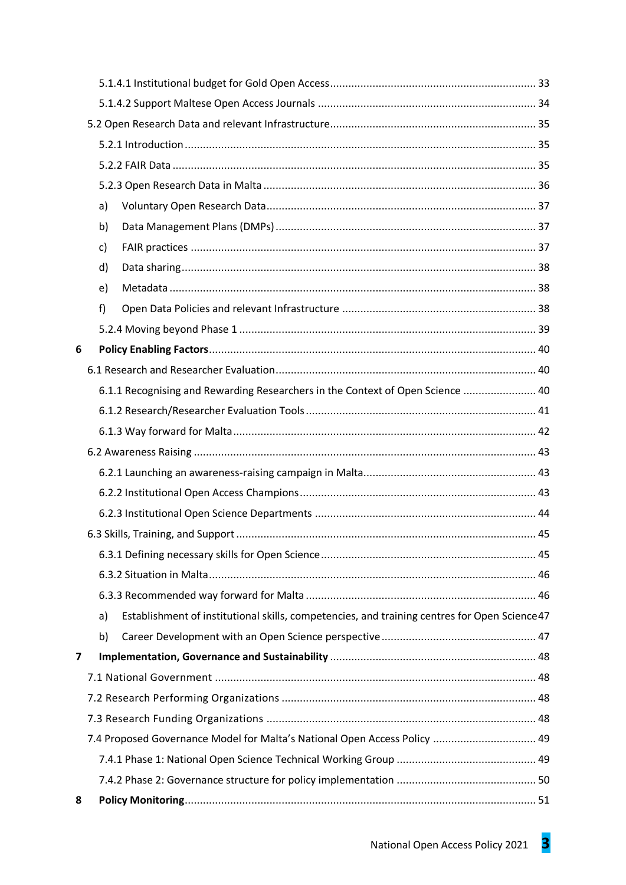5.1.4.1 Institutional budget for Gold Open Access ........ 33

5.1.4.2 Support Maltese Open Access Journals ........ 34

5.2 Open Research Data and relevant Infrastructure ........ 35

5.2.1 Introduction ........ 35

5.2.2 FAIR Data ........ 35

5.2.3 Open Research Data in Malta ........ 36

a) Voluntary Open Research Data ........ 37

b) Data Management Plans (DMPs) ........ 37

c) FAIR practices ........ 37

d) Data sharing ........ 38

e) Metadata ........ 38

f) Open Data Policies and relevant Infrastructure ........ 38

5.2.4 Moving beyond Phase 1 ........ 39

**6 Policy Enabling Factors** ........ 40

6.1 Research and Researcher Evaluation ........ 40

6.1.1 Recognising and Rewarding Researchers in the Context of Open Science ........ 40

6.1.2 Research/Researcher Evaluation Tools ........ 41

6.1.3 Way forward for Malta ........ 42

6.2 Awareness Raising ........ 43

6.2.1 Launching an awareness-raising campaign in Malta ........ 43

6.2.2 Institutional Open Access Champions ........ 43

6.2.3 Institutional Open Science Departments ........ 44

6.3 Skills, Training, and Support ........ 45

6.3.1 Defining necessary skills for Open Science ........ 45

6.3.2 Situation in Malta ........ 46

6.3.3 Recommended way forward for Malta ........ 46

a) Establishment of institutional skills, competencies, and training centres for Open Science 47

b) Career Development with an Open Science perspective ........ 47

**7 Implementation, Governance and Sustainability** ........ 48

7.1 National Government ........ 48

7.2 Research Performing Organizations ........ 48

7.3 Research Funding Organizations ........ 48

7.4 Proposed Governance Model for Malta's National Open Access Policy ........ 49

7.4.1 Phase 1: National Open Science Technical Working Group ........ 49

7.4.2 Phase 2: Governance structure for policy implementation ........ 50

**8 Policy Monitoring** ........ 51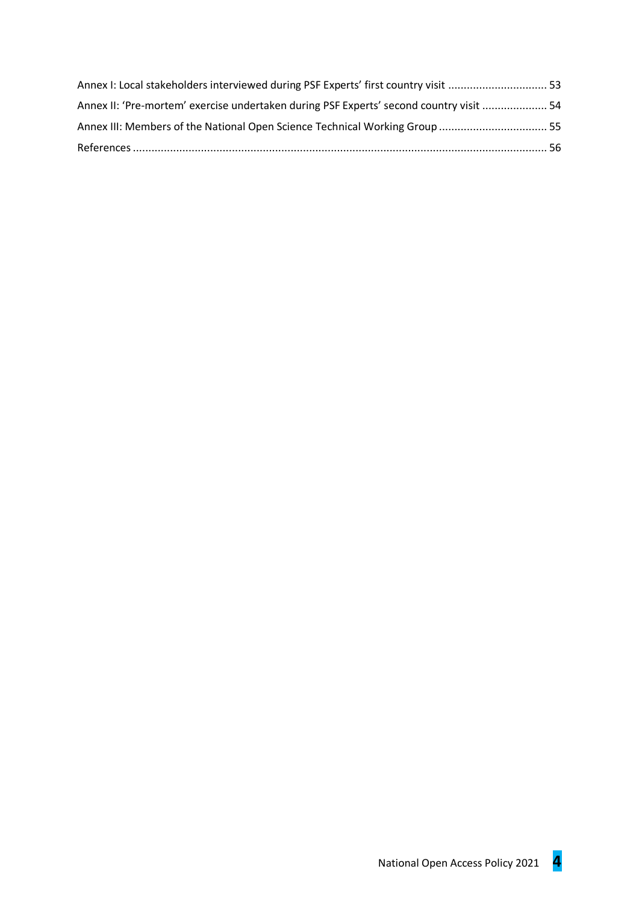Annex I: Local stakeholders interviewed during PSF Experts' first country visit ................................ 53

Annex II: 'Pre-mortem' exercise undertaken during PSF Experts' second country visit ..................... 54

Annex III: Members of the National Open Science Technical Working Group ................................... 55

References ..................................................................................................................................... 56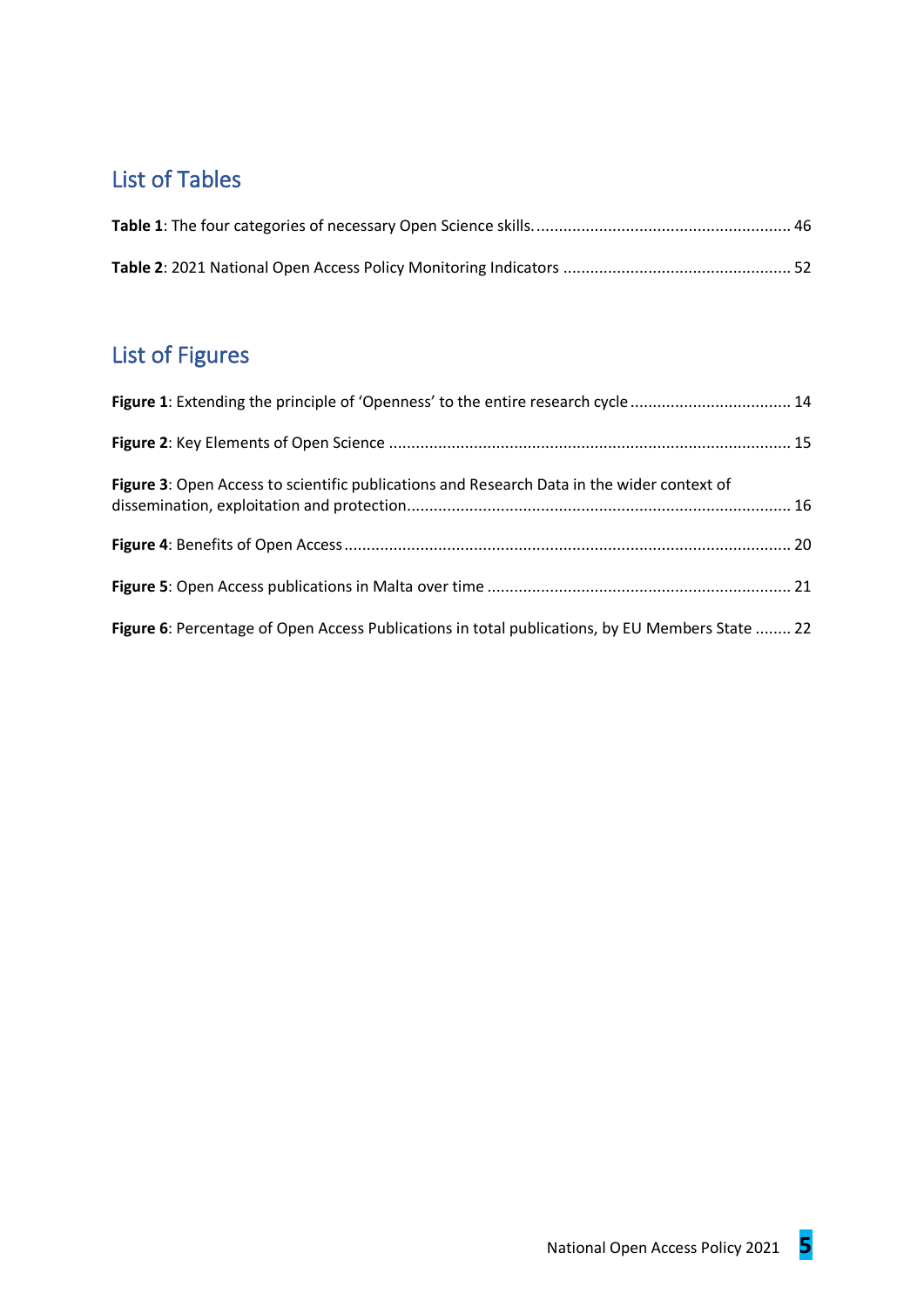## List of Tables

**Table 1**: The four categories of necessary Open Science skills. ........................................................ 46

**Table 2**: 2021 National Open Access Policy Monitoring Indicators .................................................. 52

## List of Figures

**Figure 1**: Extending the principle of 'Openness' to the entire research cycle ................................... 14

**Figure 2**: Key Elements of Open Science ......................................................................................... 15

**Figure 3**: Open Access to scientific publications and Research Data in the wider context of dissemination, exploitation and protection..................................................................................... 16

**Figure 4**: Benefits of Open Access .................................................................................................. 20

**Figure 5**: Open Access publications in Malta over time ................................................................... 21

**Figure 6**: Percentage of Open Access Publications in total publications, by EU Members State ........ 22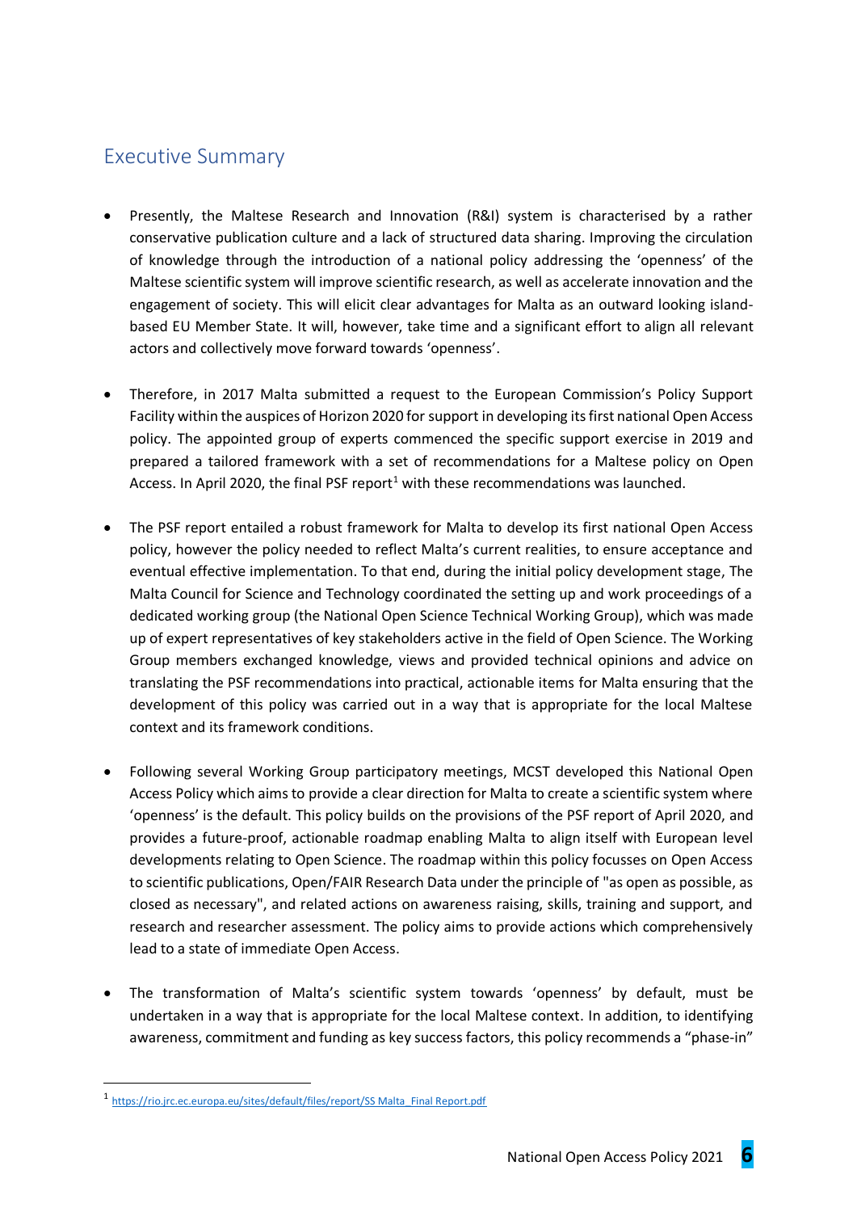## Executive Summary

- Presently, the Maltese Research and Innovation (R&I) system is characterised by a rather conservative publication culture and a lack of structured data sharing. Improving the circulation of knowledge through the introduction of a national policy addressing the 'openness' of the Maltese scientific system will improve scientific research, as well as accelerate innovation and the engagement of society. This will elicit clear advantages for Malta as an outward looking island-based EU Member State. It will, however, take time and a significant effort to align all relevant actors and collectively move forward towards 'openness'.

- Therefore, in 2017 Malta submitted a request to the European Commission's Policy Support Facility within the auspices of Horizon 2020 for support in developing its first national Open Access policy. The appointed group of experts commenced the specific support exercise in 2019 and prepared a tailored framework with a set of recommendations for a Maltese policy on Open Access. In April 2020, the final PSF report[1] with these recommendations was launched.

- The PSF report entailed a robust framework for Malta to develop its first national Open Access policy, however the policy needed to reflect Malta's current realities, to ensure acceptance and eventual effective implementation. To that end, during the initial policy development stage, The Malta Council for Science and Technology coordinated the setting up and work proceedings of a dedicated working group (the National Open Science Technical Working Group), which was made up of expert representatives of key stakeholders active in the field of Open Science. The Working Group members exchanged knowledge, views and provided technical opinions and advice on translating the PSF recommendations into practical, actionable items for Malta ensuring that the development of this policy was carried out in a way that is appropriate for the local Maltese context and its framework conditions.

- Following several Working Group participatory meetings, MCST developed this National Open Access Policy which aims to provide a clear direction for Malta to create a scientific system where 'openness' is the default. This policy builds on the provisions of the PSF report of April 2020, and provides a future-proof, actionable roadmap enabling Malta to align itself with European level developments relating to Open Science. The roadmap within this policy focusses on Open Access to scientific publications, Open/FAIR Research Data under the principle of "as open as possible, as closed as necessary", and related actions on awareness raising, skills, training and support, and research and researcher assessment. The policy aims to provide actions which comprehensively lead to a state of immediate Open Access.

- The transformation of Malta's scientific system towards 'openness' by default, must be undertaken in a way that is appropriate for the local Maltese context. In addition, to identifying awareness, commitment and funding as key success factors, this policy recommends a "phase-in"

[1] https://rio.jrc.ec.europa.eu/sites/default/files/report/SS Malta_Final Report.pdf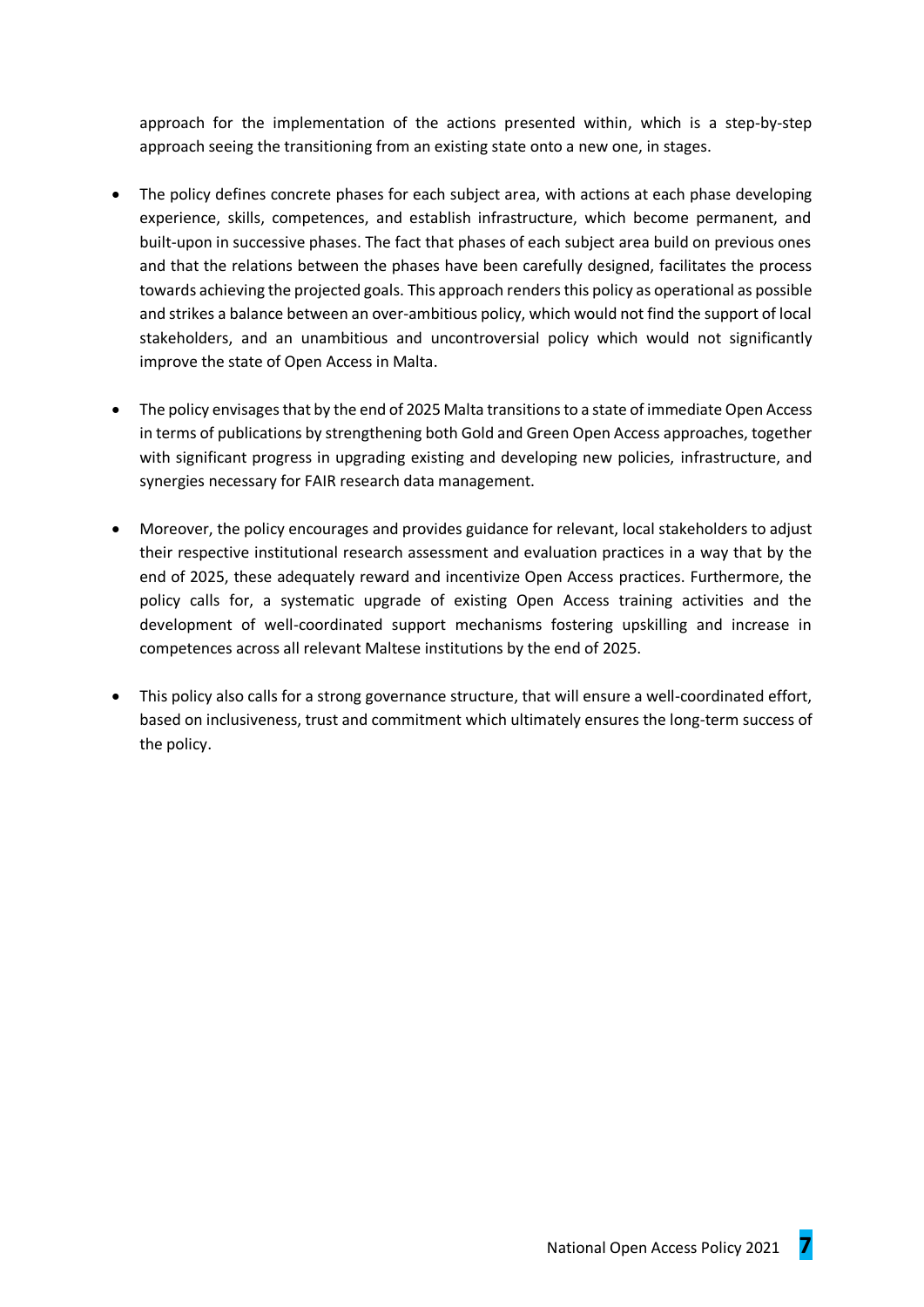approach for the implementation of the actions presented within, which is a step-by-step approach seeing the transitioning from an existing state onto a new one, in stages.

- The policy defines concrete phases for each subject area, with actions at each phase developing experience, skills, competences, and establish infrastructure, which become permanent, and built-upon in successive phases. The fact that phases of each subject area build on previous ones and that the relations between the phases have been carefully designed, facilitates the process towards achieving the projected goals. This approach renders this policy as operational as possible and strikes a balance between an over-ambitious policy, which would not find the support of local stakeholders, and an unambitious and uncontroversial policy which would not significantly improve the state of Open Access in Malta.

- The policy envisages that by the end of 2025 Malta transitions to a state of immediate Open Access in terms of publications by strengthening both Gold and Green Open Access approaches, together with significant progress in upgrading existing and developing new policies, infrastructure, and synergies necessary for FAIR research data management.

- Moreover, the policy encourages and provides guidance for relevant, local stakeholders to adjust their respective institutional research assessment and evaluation practices in a way that by the end of 2025, these adequately reward and incentivize Open Access practices. Furthermore, the policy calls for, a systematic upgrade of existing Open Access training activities and the development of well-coordinated support mechanisms fostering upskilling and increase in competences across all relevant Maltese institutions by the end of 2025.

- This policy also calls for a strong governance structure, that will ensure a well-coordinated effort, based on inclusiveness, trust and commitment which ultimately ensures the long-term success of the policy.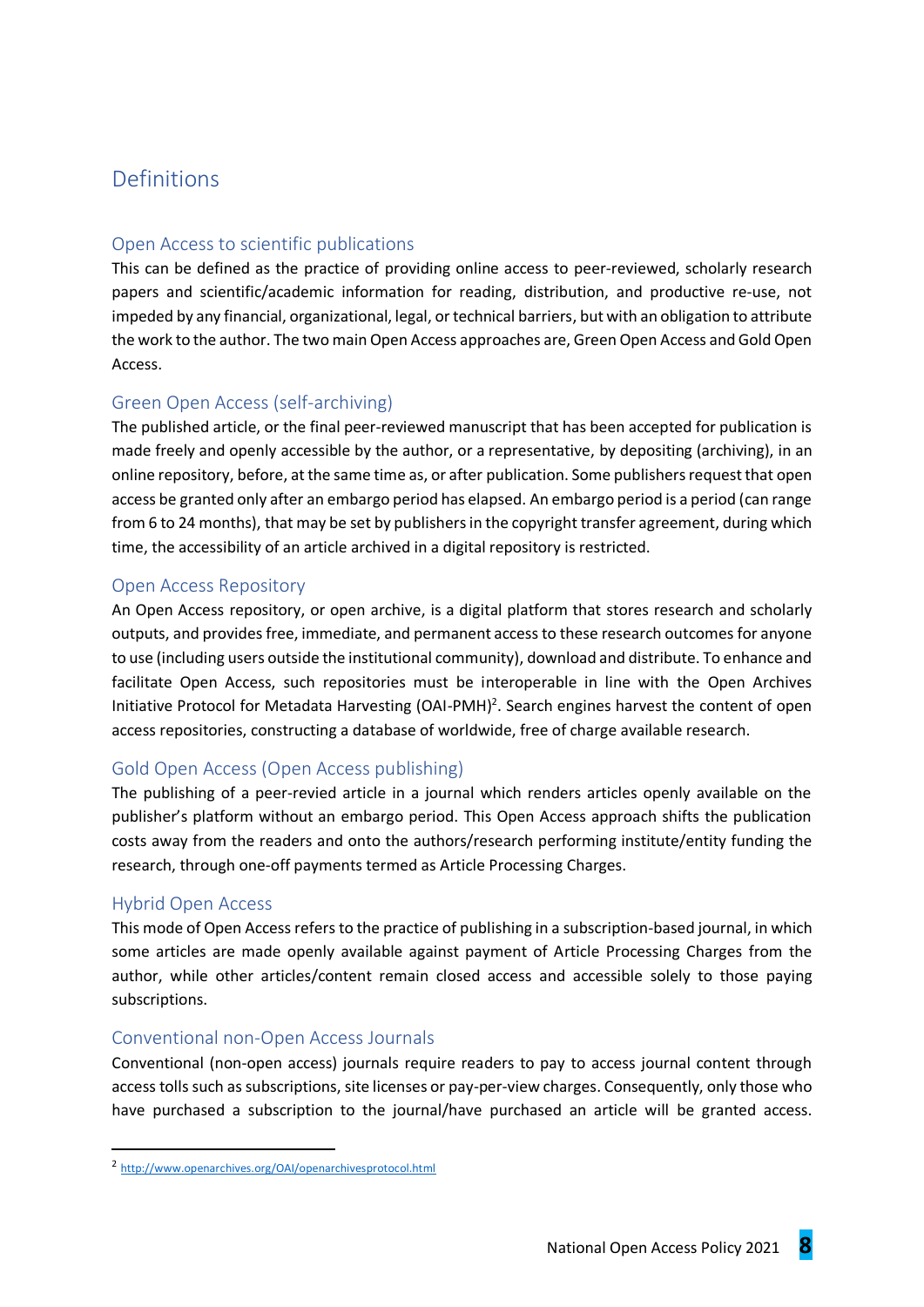# Definitions

## Open Access to scientific publications

This can be defined as the practice of providing online access to peer-reviewed, scholarly research papers and scientific/academic information for reading, distribution, and productive re-use, not impeded by any financial, organizational, legal, or technical barriers, but with an obligation to attribute the work to the author. The two main Open Access approaches are, Green Open Access and Gold Open Access.

## Green Open Access (self-archiving)

The published article, or the final peer-reviewed manuscript that has been accepted for publication is made freely and openly accessible by the author, or a representative, by depositing (archiving), in an online repository, before, at the same time as, or after publication. Some publishers request that open access be granted only after an embargo period has elapsed. An embargo period is a period (can range from 6 to 24 months), that may be set by publishers in the copyright transfer agreement, during which time, the accessibility of an article archived in a digital repository is restricted.

## Open Access Repository

An Open Access repository, or open archive, is a digital platform that stores research and scholarly outputs, and provides free, immediate, and permanent access to these research outcomes for anyone to use (including users outside the institutional community), download and distribute. To enhance and facilitate Open Access, such repositories must be interoperable in line with the Open Archives Initiative Protocol for Metadata Harvesting (OAI-PMH)[2]. Search engines harvest the content of open access repositories, constructing a database of worldwide, free of charge available research.

## Gold Open Access (Open Access publishing)

The publishing of a peer-revied article in a journal which renders articles openly available on the publisher's platform without an embargo period. This Open Access approach shifts the publication costs away from the readers and onto the authors/research performing institute/entity funding the research, through one-off payments termed as Article Processing Charges.

## Hybrid Open Access

This mode of Open Access refers to the practice of publishing in a subscription-based journal, in which some articles are made openly available against payment of Article Processing Charges from the author, while other articles/content remain closed access and accessible solely to those paying subscriptions.

## Conventional non-Open Access Journals

Conventional (non-open access) journals require readers to pay to access journal content through access tolls such as subscriptions, site licenses or pay-per-view charges. Consequently, only those who have purchased a subscription to the journal/have purchased an article will be granted access.

---

[2] http://www.openarchives.org/OAI/openarchivesprotocol.html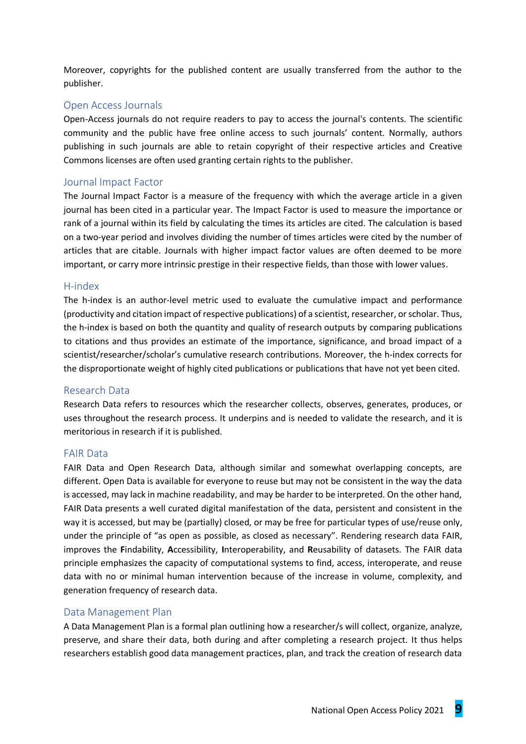Moreover, copyrights for the published content are usually transferred from the author to the publisher.

### Open Access Journals

Open-Access journals do not require readers to pay to access the journal's contents. The scientific community and the public have free online access to such journals' content. Normally, authors publishing in such journals are able to retain copyright of their respective articles and Creative Commons licenses are often used granting certain rights to the publisher.

### Journal Impact Factor

The Journal Impact Factor is a measure of the frequency with which the average article in a given journal has been cited in a particular year. The Impact Factor is used to measure the importance or rank of a journal within its field by calculating the times its articles are cited. The calculation is based on a two-year period and involves dividing the number of times articles were cited by the number of articles that are citable. Journals with higher impact factor values are often deemed to be more important, or carry more intrinsic prestige in their respective fields, than those with lower values.

### H-index

The h-index is an author-level metric used to evaluate the cumulative impact and performance (productivity and citation impact of respective publications) of a scientist, researcher, or scholar. Thus, the h-index is based on both the quantity and quality of research outputs by comparing publications to citations and thus provides an estimate of the importance, significance, and broad impact of a scientist/researcher/scholar's cumulative research contributions. Moreover, the h-index corrects for the disproportionate weight of highly cited publications or publications that have not yet been cited.

### Research Data

Research Data refers to resources which the researcher collects, observes, generates, produces, or uses throughout the research process. It underpins and is needed to validate the research, and it is meritorious in research if it is published.

### FAIR Data

FAIR Data and Open Research Data, although similar and somewhat overlapping concepts, are different. Open Data is available for everyone to reuse but may not be consistent in the way the data is accessed, may lack in machine readability, and may be harder to be interpreted. On the other hand, FAIR Data presents a well curated digital manifestation of the data, persistent and consistent in the way it is accessed, but may be (partially) closed, or may be free for particular types of use/reuse only, under the principle of "as open as possible, as closed as necessary". Rendering research data FAIR, improves the **F**indability, **A**ccessibility, **I**nteroperability, and **R**eusability of datasets. The FAIR data principle emphasizes the capacity of computational systems to find, access, interoperate, and reuse data with no or minimal human intervention because of the increase in volume, complexity, and generation frequency of research data.

### Data Management Plan

A Data Management Plan is a formal plan outlining how a researcher/s will collect, organize, analyze, preserve, and share their data, both during and after completing a research project. It thus helps researchers establish good data management practices, plan, and track the creation of research data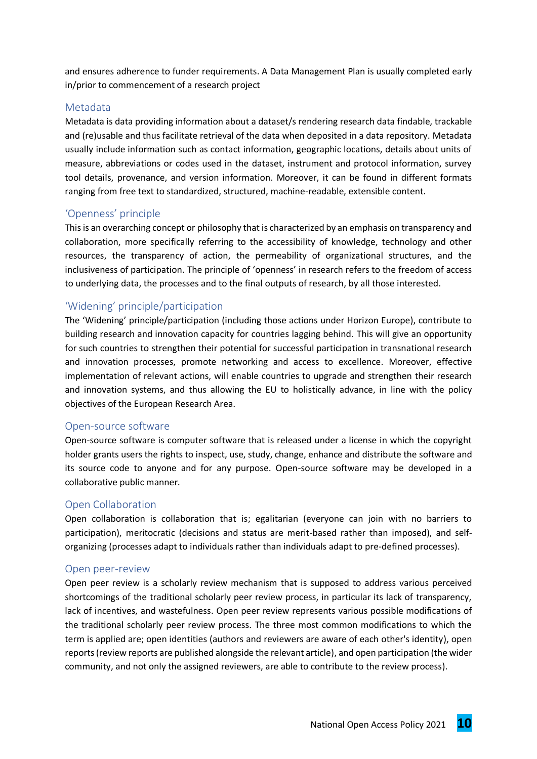and ensures adherence to funder requirements. A Data Management Plan is usually completed early in/prior to commencement of a research project

### Metadata

Metadata is data providing information about a dataset/s rendering research data findable, trackable and (re)usable and thus facilitate retrieval of the data when deposited in a data repository. Metadata usually include information such as contact information, geographic locations, details about units of measure, abbreviations or codes used in the dataset, instrument and protocol information, survey tool details, provenance, and version information. Moreover, it can be found in different formats ranging from free text to standardized, structured, machine-readable, extensible content.

### 'Openness' principle

This is an overarching concept or philosophy that is characterized by an emphasis on transparency and collaboration, more specifically referring to the accessibility of knowledge, technology and other resources, the transparency of action, the permeability of organizational structures, and the inclusiveness of participation. The principle of 'openness' in research refers to the freedom of access to underlying data, the processes and to the final outputs of research, by all those interested.

### 'Widening' principle/participation

The 'Widening' principle/participation (including those actions under Horizon Europe), contribute to building research and innovation capacity for countries lagging behind. This will give an opportunity for such countries to strengthen their potential for successful participation in transnational research and innovation processes, promote networking and access to excellence. Moreover, effective implementation of relevant actions, will enable countries to upgrade and strengthen their research and innovation systems, and thus allowing the EU to holistically advance, in line with the policy objectives of the European Research Area.

### Open-source software

Open-source software is computer software that is released under a license in which the copyright holder grants users the rights to inspect, use, study, change, enhance and distribute the software and its source code to anyone and for any purpose. Open-source software may be developed in a collaborative public manner.

### Open Collaboration

Open collaboration is collaboration that is; egalitarian (everyone can join with no barriers to participation), meritocratic (decisions and status are merit-based rather than imposed), and self-organizing (processes adapt to individuals rather than individuals adapt to pre-defined processes).

### Open peer-review

Open peer review is a scholarly review mechanism that is supposed to address various perceived shortcomings of the traditional scholarly peer review process, in particular its lack of transparency, lack of incentives, and wastefulness. Open peer review represents various possible modifications of the traditional scholarly peer review process. The three most common modifications to which the term is applied are; open identities (authors and reviewers are aware of each other's identity), open reports (review reports are published alongside the relevant article), and open participation (the wider community, and not only the assigned reviewers, are able to contribute to the review process).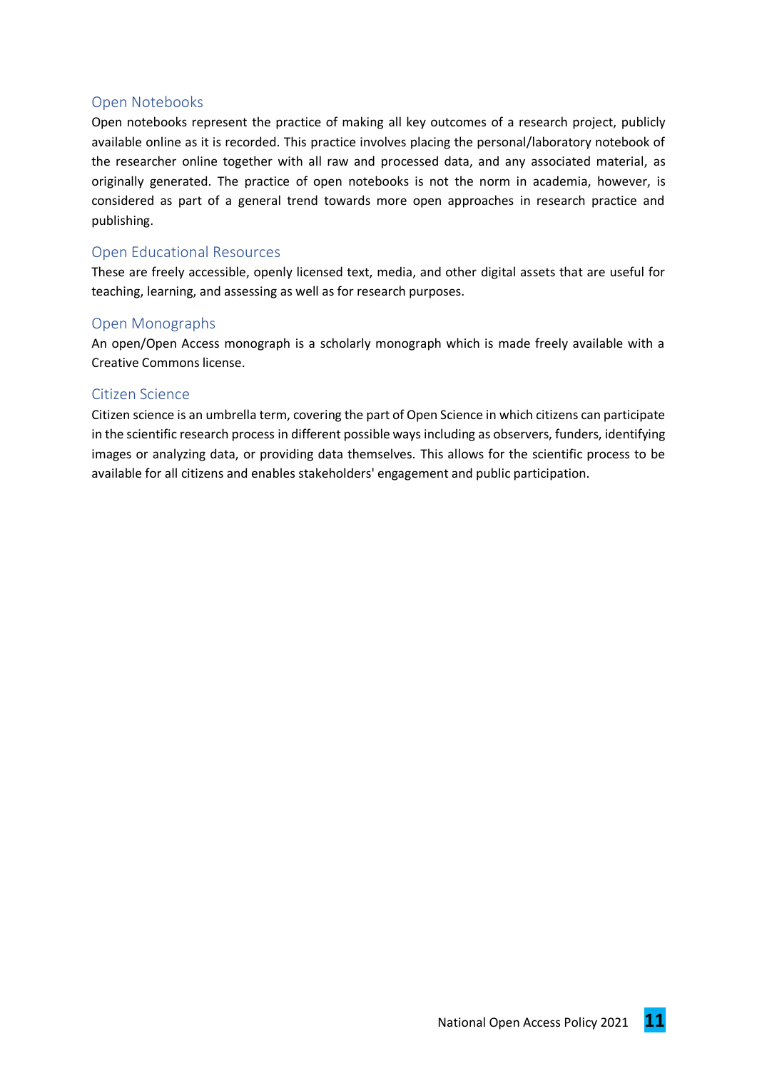## Open Notebooks

Open notebooks represent the practice of making all key outcomes of a research project, publicly available online as it is recorded. This practice involves placing the personal/laboratory notebook of the researcher online together with all raw and processed data, and any associated material, as originally generated. The practice of open notebooks is not the norm in academia, however, is considered as part of a general trend towards more open approaches in research practice and publishing.

## Open Educational Resources

These are freely accessible, openly licensed text, media, and other digital assets that are useful for teaching, learning, and assessing as well as for research purposes.

## Open Monographs

An open/Open Access monograph is a scholarly monograph which is made freely available with a Creative Commons license.

## Citizen Science

Citizen science is an umbrella term, covering the part of Open Science in which citizens can participate in the scientific research process in different possible ways including as observers, funders, identifying images or analyzing data, or providing data themselves. This allows for the scientific process to be available for all citizens and enables stakeholders' engagement and public participation.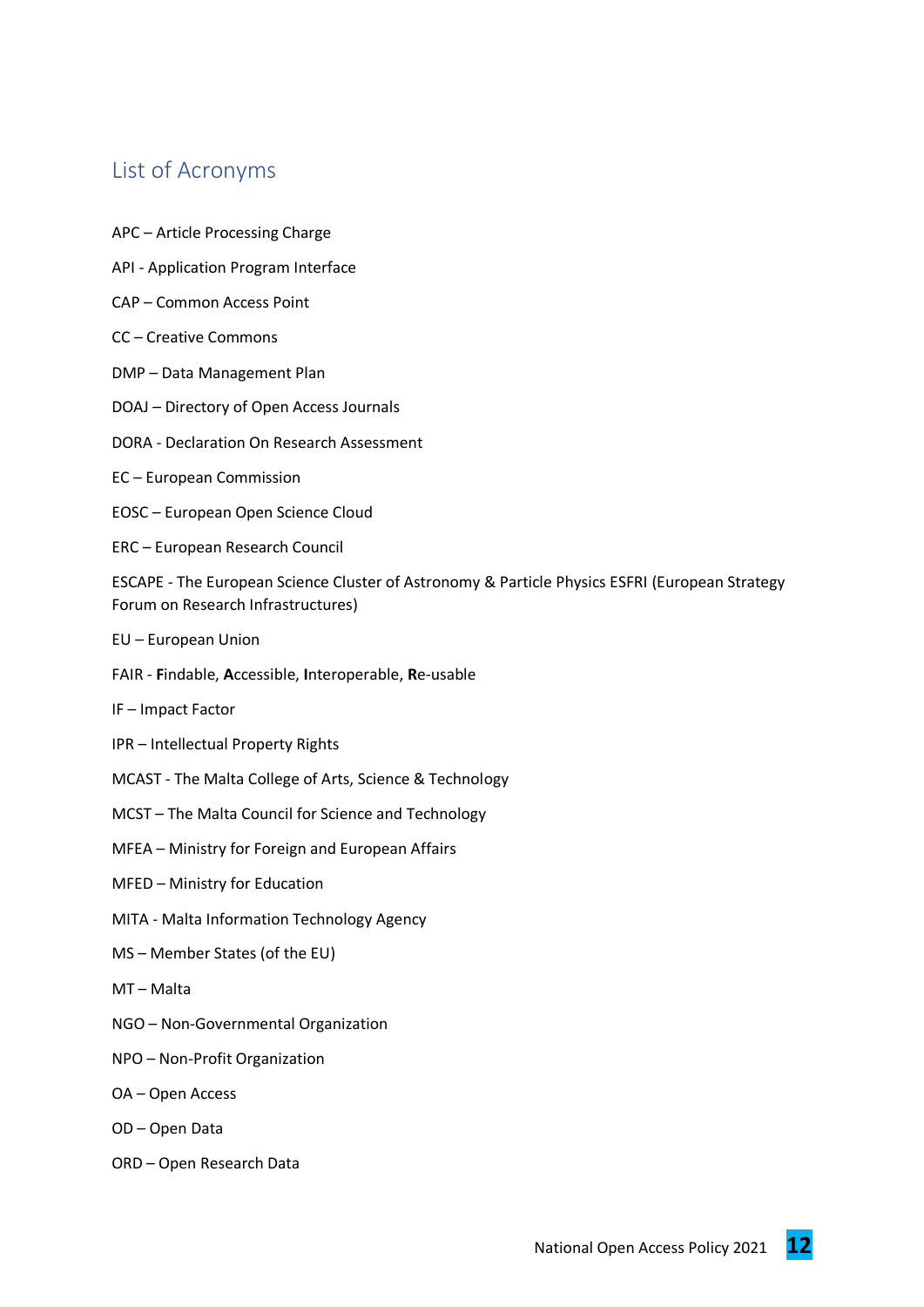## List of Acronyms

APC – Article Processing Charge

API - Application Program Interface

CAP – Common Access Point

CC – Creative Commons

DMP – Data Management Plan

DOAJ – Directory of Open Access Journals

DORA - Declaration On Research Assessment

EC – European Commission

EOSC – European Open Science Cloud

ERC – European Research Council

ESCAPE - The European Science Cluster of Astronomy & Particle Physics ESFRI (European Strategy Forum on Research Infrastructures)

EU – European Union

FAIR - **F**indable, **A**ccessible, **I**nteroperable, **R**e-usable

IF – Impact Factor

IPR – Intellectual Property Rights

MCAST - The Malta College of Arts, Science & Technology

MCST – The Malta Council for Science and Technology

MFEA – Ministry for Foreign and European Affairs

MFED – Ministry for Education

MITA - Malta Information Technology Agency

MS – Member States (of the EU)

MT – Malta

NGO – Non-Governmental Organization

NPO – Non-Profit Organization

OA – Open Access

OD – Open Data

ORD – Open Research Data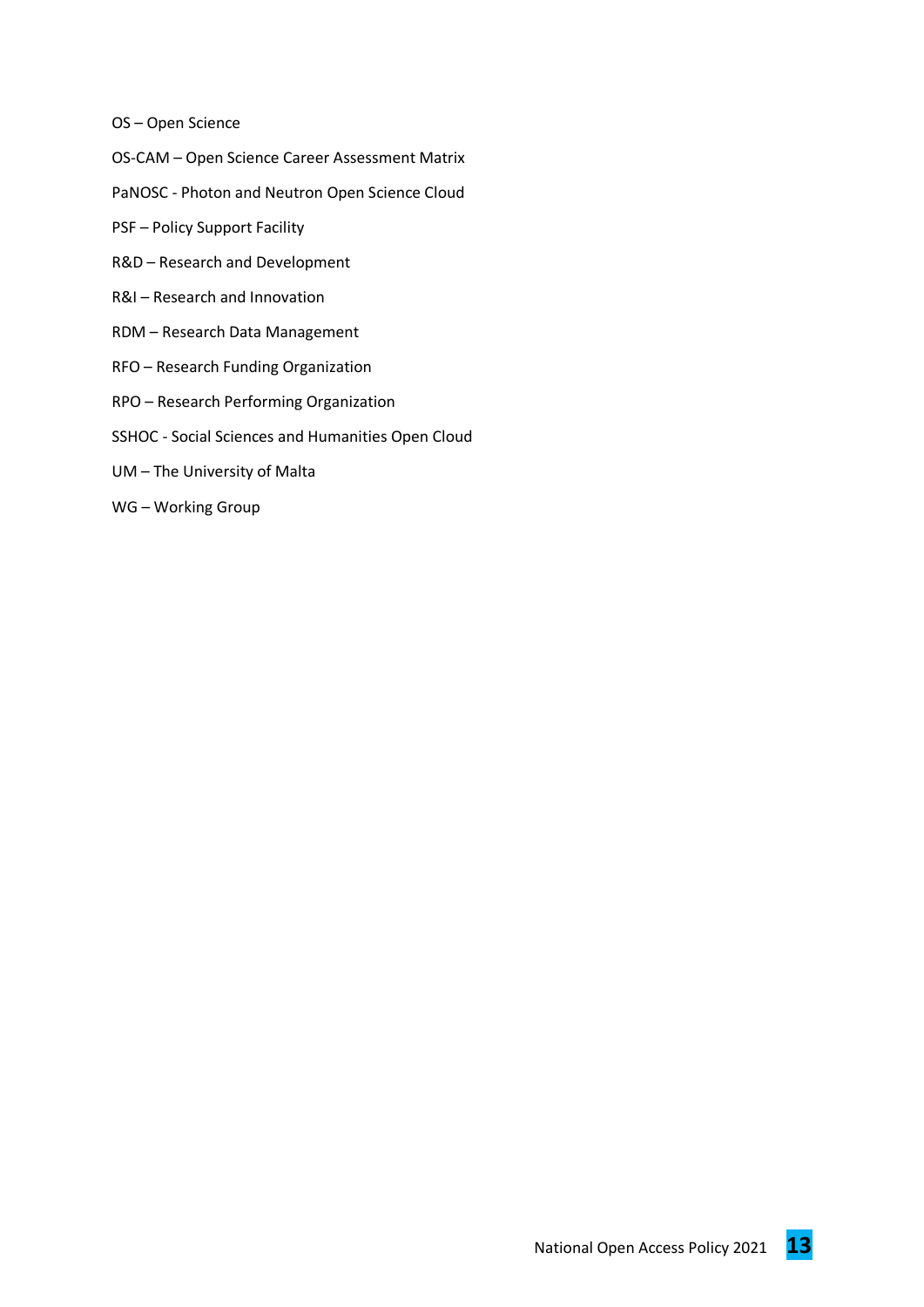OS – Open Science

OS-CAM – Open Science Career Assessment Matrix

PaNOSC - Photon and Neutron Open Science Cloud

PSF – Policy Support Facility

R&D – Research and Development

R&I – Research and Innovation

RDM – Research Data Management

RFO – Research Funding Organization

RPO – Research Performing Organization

SSHOC - Social Sciences and Humanities Open Cloud

UM – The University of Malta

WG – Working Group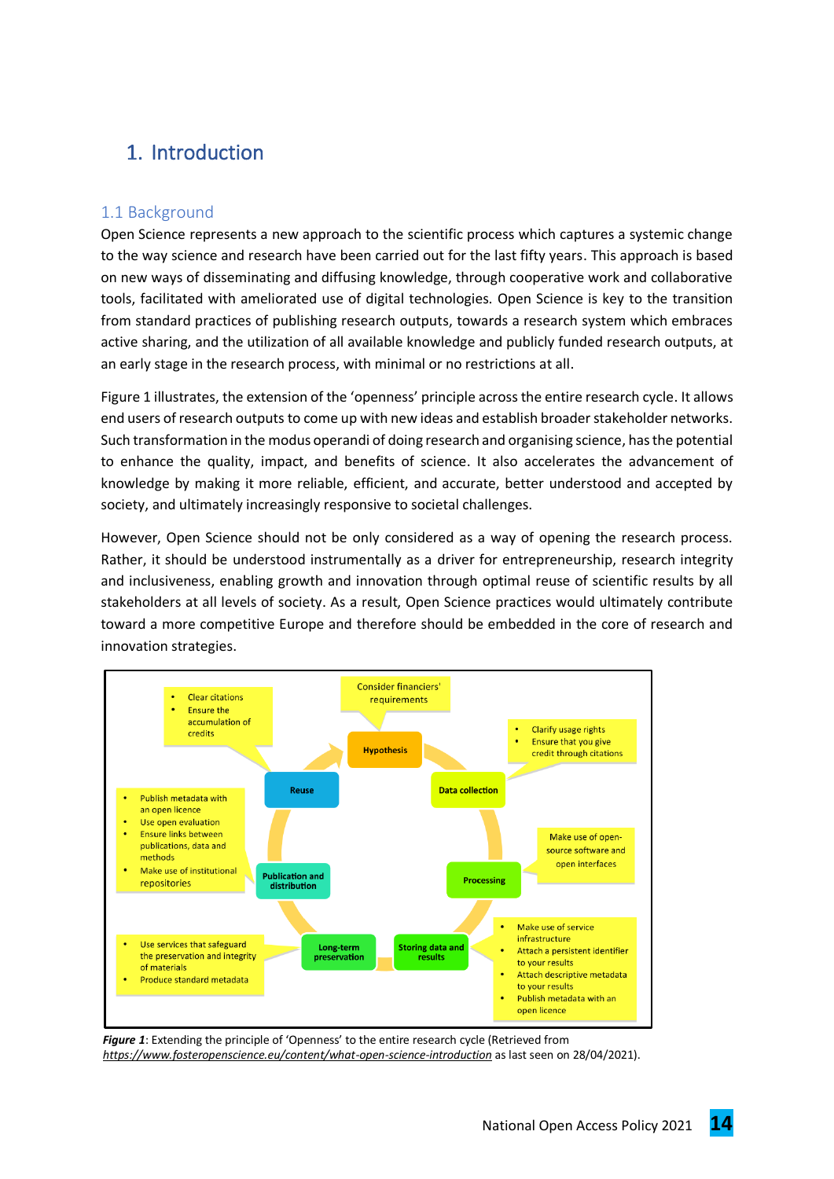# 1. Introduction

## 1.1 Background

Open Science represents a new approach to the scientific process which captures a systemic change to the way science and research have been carried out for the last fifty years. This approach is based on new ways of disseminating and diffusing knowledge, through cooperative work and collaborative tools, facilitated with ameliorated use of digital technologies. Open Science is key to the transition from standard practices of publishing research outputs, towards a research system which embraces active sharing, and the utilization of all available knowledge and publicly funded research outputs, at an early stage in the research process, with minimal or no restrictions at all.

Figure 1 illustrates, the extension of the 'openness' principle across the entire research cycle. It allows end users of research outputs to come up with new ideas and establish broader stakeholder networks. Such transformation in the modus operandi of doing research and organising science, has the potential to enhance the quality, impact, and benefits of science. It also accelerates the advancement of knowledge by making it more reliable, efficient, and accurate, better understood and accepted by society, and ultimately increasingly responsive to societal challenges.

However, Open Science should not be only considered as a way of opening the research process. Rather, it should be understood instrumentally as a driver for entrepreneurship, research integrity and inclusiveness, enabling growth and innovation through optimal reuse of scientific results by all stakeholders at all levels of society. As a result, Open Science practices would ultimately contribute toward a more competitive Europe and therefore should be embedded in the core of research and innovation strategies.

***Figure 1***: Extending the principle of 'Openness' to the entire research cycle (Retrieved from *https://www.fosteropenscience.eu/content/what-open-science-introduction* as last seen on 28/04/2021).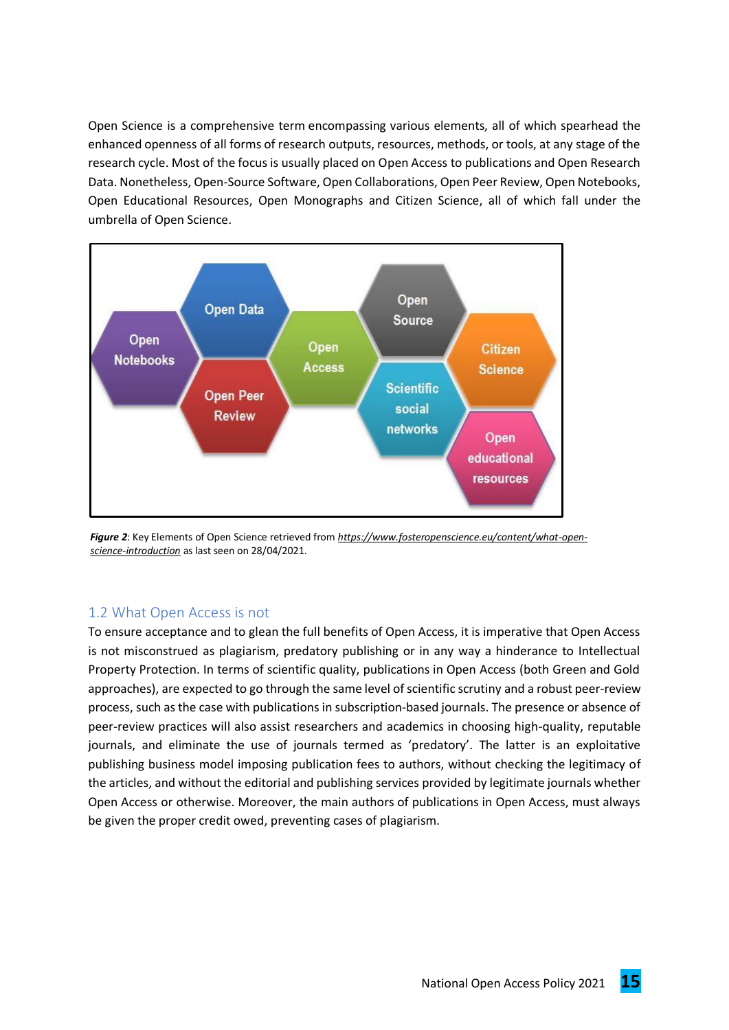Open Science is a comprehensive term encompassing various elements, all of which spearhead the enhanced openness of all forms of research outputs, resources, methods, or tools, at any stage of the research cycle. Most of the focus is usually placed on Open Access to publications and Open Research Data. Nonetheless, Open-Source Software, Open Collaborations, Open Peer Review, Open Notebooks, Open Educational Resources, Open Monographs and Citizen Science, all of which fall under the umbrella of Open Science.

***Figure 2***: Key Elements of Open Science retrieved from *https://www.fosteropenscience.eu/content/what-open-science-introduction* as last seen on 28/04/2021.

## 1.2 What Open Access is not

To ensure acceptance and to glean the full benefits of Open Access, it is imperative that Open Access is not misconstrued as plagiarism, predatory publishing or in any way a hinderance to Intellectual Property Protection. In terms of scientific quality, publications in Open Access (both Green and Gold approaches), are expected to go through the same level of scientific scrutiny and a robust peer-review process, such as the case with publications in subscription-based journals. The presence or absence of peer-review practices will also assist researchers and academics in choosing high-quality, reputable journals, and eliminate the use of journals termed as 'predatory'. The latter is an exploitative publishing business model imposing publication fees to authors, without checking the legitimacy of the articles, and without the editorial and publishing services provided by legitimate journals whether Open Access or otherwise. Moreover, the main authors of publications in Open Access, must always be given the proper credit owed, preventing cases of plagiarism.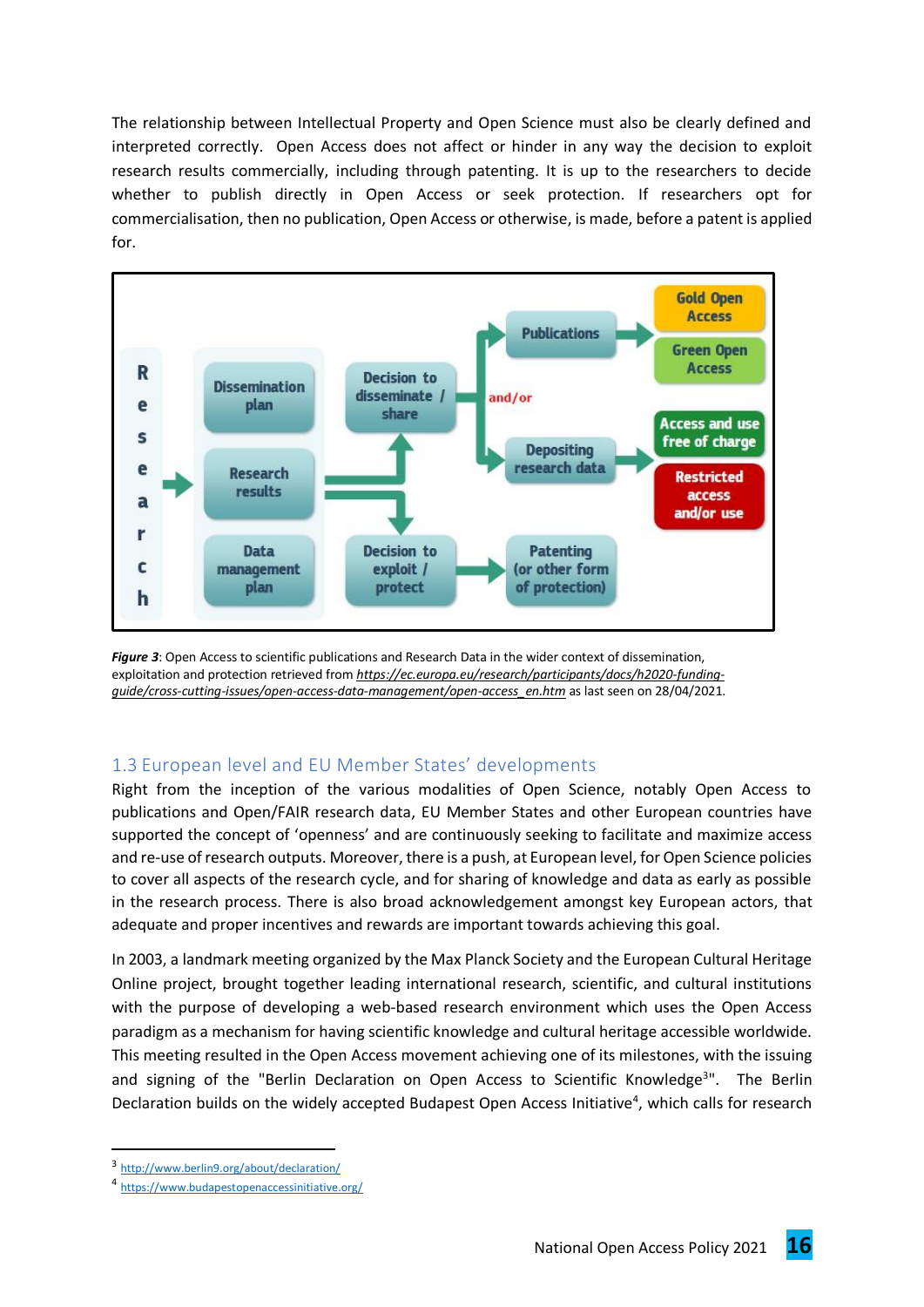The relationship between Intellectual Property and Open Science must also be clearly defined and interpreted correctly. Open Access does not affect or hinder in any way the decision to exploit research results commercially, including through patenting. It is up to the researchers to decide whether to publish directly in Open Access or seek protection. If researchers opt for commercialisation, then no publication, Open Access or otherwise, is made, before a patent is applied for.

***Figure 3***: Open Access to scientific publications and Research Data in the wider context of dissemination, exploitation and protection retrieved from *https://ec.europa.eu/research/participants/docs/h2020-funding-guide/cross-cutting-issues/open-access-data-management/open-access_en.htm* as last seen on 28/04/2021.

## 1.3 European level and EU Member States' developments

Right from the inception of the various modalities of Open Science, notably Open Access to publications and Open/FAIR research data, EU Member States and other European countries have supported the concept of 'openness' and are continuously seeking to facilitate and maximize access and re-use of research outputs. Moreover, there is a push, at European level, for Open Science policies to cover all aspects of the research cycle, and for sharing of knowledge and data as early as possible in the research process. There is also broad acknowledgement amongst key European actors, that adequate and proper incentives and rewards are important towards achieving this goal.

In 2003, a landmark meeting organized by the Max Planck Society and the European Cultural Heritage Online project, brought together leading international research, scientific, and cultural institutions with the purpose of developing a web-based research environment which uses the Open Access paradigm as a mechanism for having scientific knowledge and cultural heritage accessible worldwide. This meeting resulted in the Open Access movement achieving one of its milestones, with the issuing and signing of the "Berlin Declaration on Open Access to Scientific Knowledge[3]". The Berlin Declaration builds on the widely accepted Budapest Open Access Initiative[4], which calls for research

[3] http://www.berlin9.org/about/declaration/

[4] https://www.budapestopenaccessinitiative.org/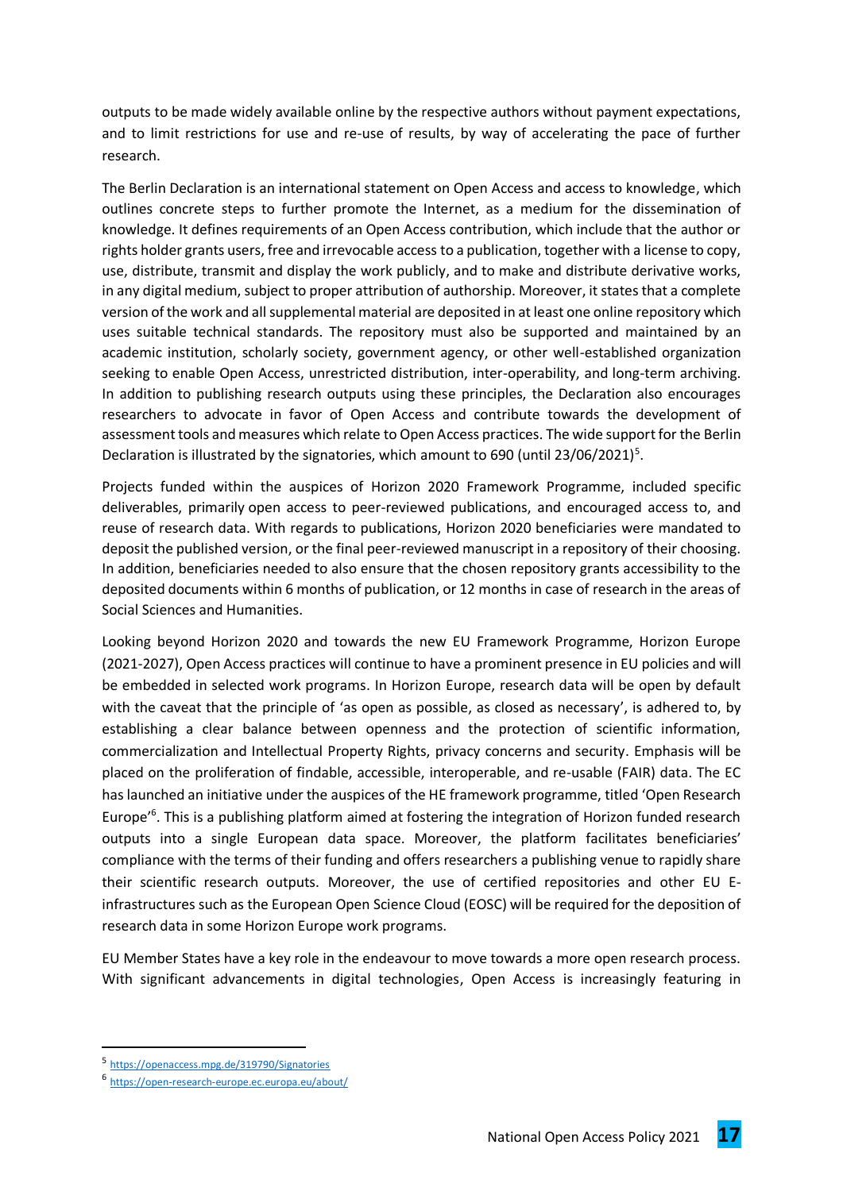outputs to be made widely available online by the respective authors without payment expectations, and to limit restrictions for use and re-use of results, by way of accelerating the pace of further research.

The Berlin Declaration is an international statement on Open Access and access to knowledge, which outlines concrete steps to further promote the Internet, as a medium for the dissemination of knowledge. It defines requirements of an Open Access contribution, which include that the author or rights holder grants users, free and irrevocable access to a publication, together with a license to copy, use, distribute, transmit and display the work publicly, and to make and distribute derivative works, in any digital medium, subject to proper attribution of authorship. Moreover, it states that a complete version of the work and all supplemental material are deposited in at least one online repository which uses suitable technical standards. The repository must also be supported and maintained by an academic institution, scholarly society, government agency, or other well-established organization seeking to enable Open Access, unrestricted distribution, inter-operability, and long-term archiving. In addition to publishing research outputs using these principles, the Declaration also encourages researchers to advocate in favor of Open Access and contribute towards the development of assessment tools and measures which relate to Open Access practices. The wide support for the Berlin Declaration is illustrated by the signatories, which amount to 690 (until 23/06/2021)[5].

Projects funded within the auspices of Horizon 2020 Framework Programme, included specific deliverables, primarily open access to peer-reviewed publications, and encouraged access to, and reuse of research data. With regards to publications, Horizon 2020 beneficiaries were mandated to deposit the published version, or the final peer-reviewed manuscript in a repository of their choosing. In addition, beneficiaries needed to also ensure that the chosen repository grants accessibility to the deposited documents within 6 months of publication, or 12 months in case of research in the areas of Social Sciences and Humanities.

Looking beyond Horizon 2020 and towards the new EU Framework Programme, Horizon Europe (2021-2027), Open Access practices will continue to have a prominent presence in EU policies and will be embedded in selected work programs. In Horizon Europe, research data will be open by default with the caveat that the principle of 'as open as possible, as closed as necessary', is adhered to, by establishing a clear balance between openness and the protection of scientific information, commercialization and Intellectual Property Rights, privacy concerns and security. Emphasis will be placed on the proliferation of findable, accessible, interoperable, and re-usable (FAIR) data. The EC has launched an initiative under the auspices of the HE framework programme, titled 'Open Research Europe'[6]. This is a publishing platform aimed at fostering the integration of Horizon funded research outputs into a single European data space. Moreover, the platform facilitates beneficiaries' compliance with the terms of their funding and offers researchers a publishing venue to rapidly share their scientific research outputs. Moreover, the use of certified repositories and other EU E-infrastructures such as the European Open Science Cloud (EOSC) will be required for the deposition of research data in some Horizon Europe work programs.

EU Member States have a key role in the endeavour to move towards a more open research process. With significant advancements in digital technologies, Open Access is increasingly featuring in

[5] https://openaccess.mpg.de/319790/Signatories

[6] https://open-research-europe.ec.europa.eu/about/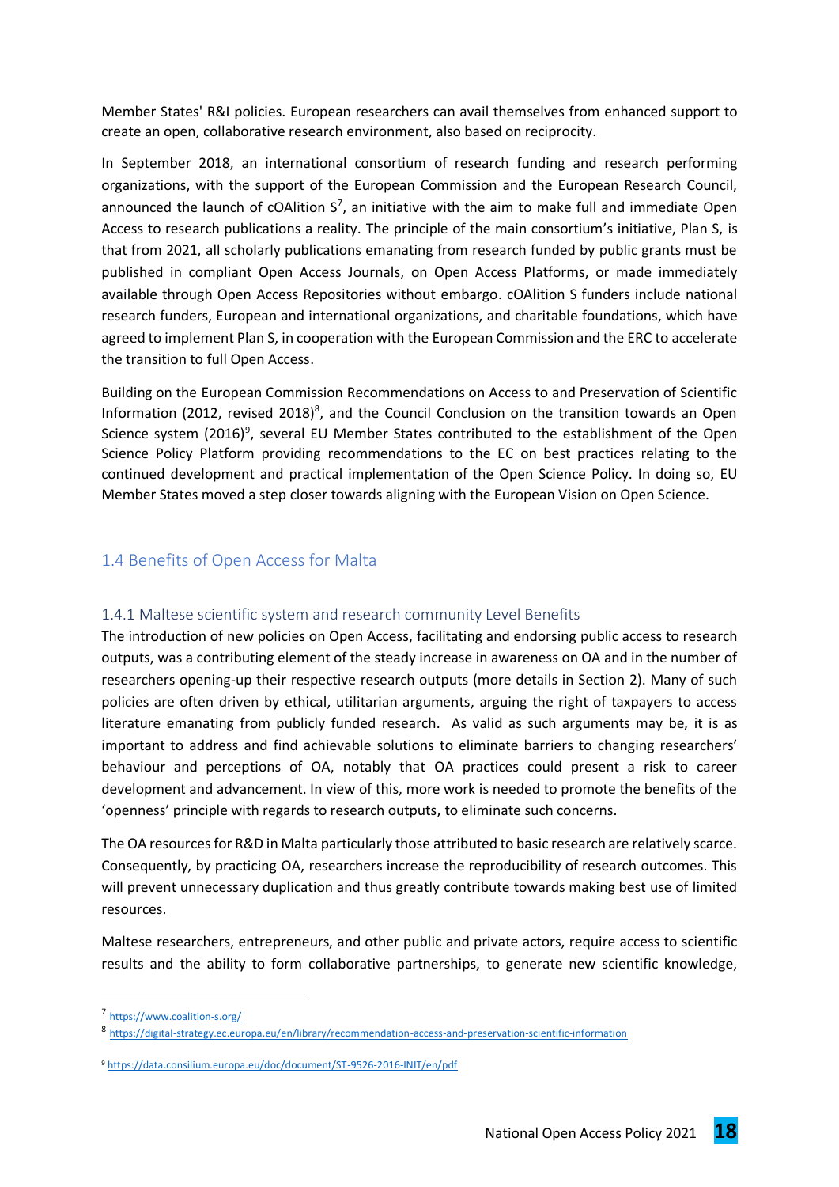Member States' R&I policies. European researchers can avail themselves from enhanced support to create an open, collaborative research environment, also based on reciprocity.

In September 2018, an international consortium of research funding and research performing organizations, with the support of the European Commission and the European Research Council, announced the launch of cOAlition S[7], an initiative with the aim to make full and immediate Open Access to research publications a reality. The principle of the main consortium's initiative, Plan S, is that from 2021, all scholarly publications emanating from research funded by public grants must be published in compliant Open Access Journals, on Open Access Platforms, or made immediately available through Open Access Repositories without embargo. cOAlition S funders include national research funders, European and international organizations, and charitable foundations, which have agreed to implement Plan S, in cooperation with the European Commission and the ERC to accelerate the transition to full Open Access.

Building on the European Commission Recommendations on Access to and Preservation of Scientific Information (2012, revised 2018)[8], and the Council Conclusion on the transition towards an Open Science system (2016)[9], several EU Member States contributed to the establishment of the Open Science Policy Platform providing recommendations to the EC on best practices relating to the continued development and practical implementation of the Open Science Policy. In doing so, EU Member States moved a step closer towards aligning with the European Vision on Open Science.

## 1.4 Benefits of Open Access for Malta

### 1.4.1 Maltese scientific system and research community Level Benefits

The introduction of new policies on Open Access, facilitating and endorsing public access to research outputs, was a contributing element of the steady increase in awareness on OA and in the number of researchers opening-up their respective research outputs (more details in Section 2). Many of such policies are often driven by ethical, utilitarian arguments, arguing the right of taxpayers to access literature emanating from publicly funded research. As valid as such arguments may be, it is as important to address and find achievable solutions to eliminate barriers to changing researchers' behaviour and perceptions of OA, notably that OA practices could present a risk to career development and advancement. In view of this, more work is needed to promote the benefits of the 'openness' principle with regards to research outputs, to eliminate such concerns.

The OA resources for R&D in Malta particularly those attributed to basic research are relatively scarce. Consequently, by practicing OA, researchers increase the reproducibility of research outcomes. This will prevent unnecessary duplication and thus greatly contribute towards making best use of limited resources.

Maltese researchers, entrepreneurs, and other public and private actors, require access to scientific results and the ability to form collaborative partnerships, to generate new scientific knowledge,

---

[7] https://www.coalition-s.org/

[8] https://digital-strategy.ec.europa.eu/en/library/recommendation-access-and-preservation-scientific-information

[9] https://data.consilium.europa.eu/doc/document/ST-9526-2016-INIT/en/pdf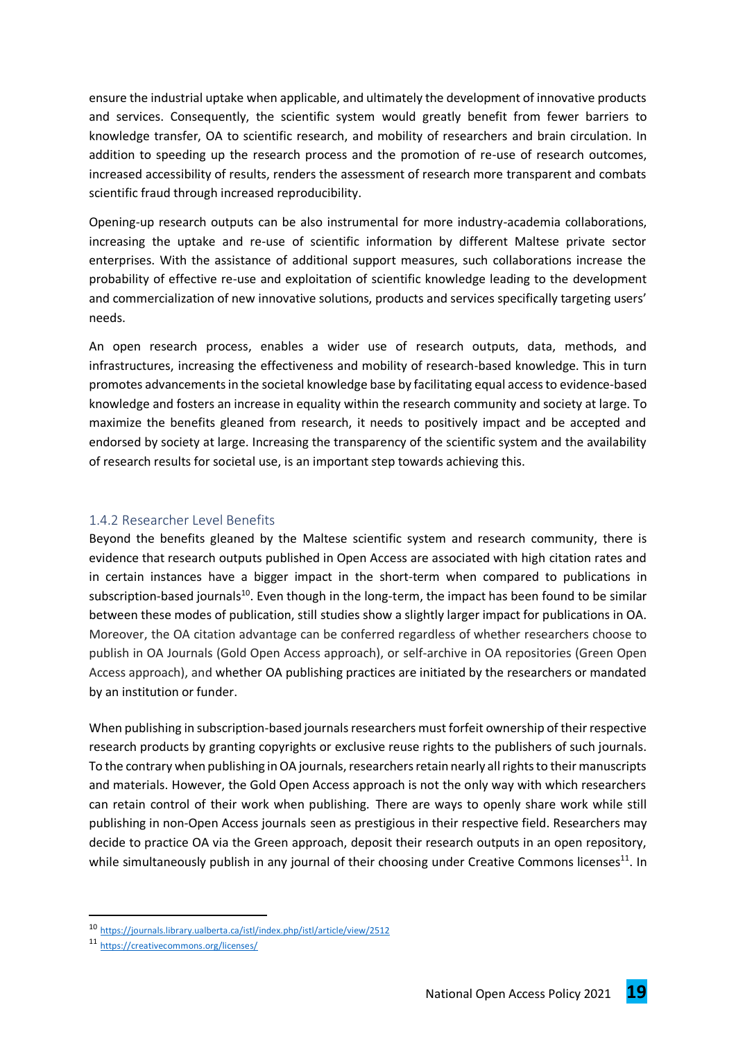ensure the industrial uptake when applicable, and ultimately the development of innovative products and services. Consequently, the scientific system would greatly benefit from fewer barriers to knowledge transfer, OA to scientific research, and mobility of researchers and brain circulation. In addition to speeding up the research process and the promotion of re-use of research outcomes, increased accessibility of results, renders the assessment of research more transparent and combats scientific fraud through increased reproducibility.

Opening-up research outputs can be also instrumental for more industry-academia collaborations, increasing the uptake and re-use of scientific information by different Maltese private sector enterprises. With the assistance of additional support measures, such collaborations increase the probability of effective re-use and exploitation of scientific knowledge leading to the development and commercialization of new innovative solutions, products and services specifically targeting users' needs.

An open research process, enables a wider use of research outputs, data, methods, and infrastructures, increasing the effectiveness and mobility of research-based knowledge. This in turn promotes advancements in the societal knowledge base by facilitating equal access to evidence-based knowledge and fosters an increase in equality within the research community and society at large. To maximize the benefits gleaned from research, it needs to positively impact and be accepted and endorsed by society at large. Increasing the transparency of the scientific system and the availability of research results for societal use, is an important step towards achieving this.

### 1.4.2 Researcher Level Benefits

Beyond the benefits gleaned by the Maltese scientific system and research community, there is evidence that research outputs published in Open Access are associated with high citation rates and in certain instances have a bigger impact in the short-term when compared to publications in subscription-based journals[10]. Even though in the long-term, the impact has been found to be similar between these modes of publication, still studies show a slightly larger impact for publications in OA. Moreover, the OA citation advantage can be conferred regardless of whether researchers choose to publish in OA Journals (Gold Open Access approach), or self-archive in OA repositories (Green Open Access approach), and whether OA publishing practices are initiated by the researchers or mandated by an institution or funder.

When publishing in subscription-based journals researchers must forfeit ownership of their respective research products by granting copyrights or exclusive reuse rights to the publishers of such journals. To the contrary when publishing in OA journals, researchers retain nearly all rights to their manuscripts and materials. However, the Gold Open Access approach is not the only way with which researchers can retain control of their work when publishing. There are ways to openly share work while still publishing in non-Open Access journals seen as prestigious in their respective field. Researchers may decide to practice OA via the Green approach, deposit their research outputs in an open repository, while simultaneously publish in any journal of their choosing under Creative Commons licenses[11]. In

---

[10] https://journals.library.ualberta.ca/istl/index.php/istl/article/view/2512

[11] https://creativecommons.org/licenses/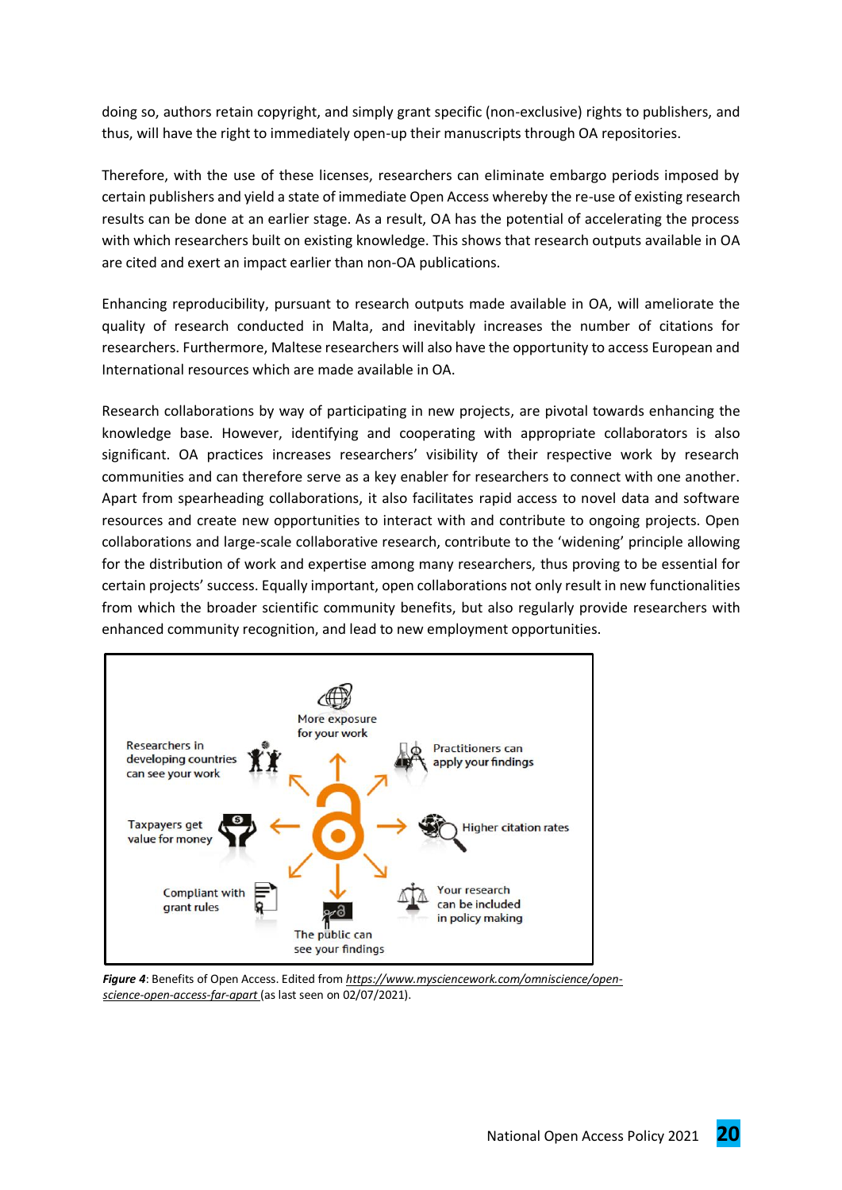doing so, authors retain copyright, and simply grant specific (non-exclusive) rights to publishers, and thus, will have the right to immediately open-up their manuscripts through OA repositories.

Therefore, with the use of these licenses, researchers can eliminate embargo periods imposed by certain publishers and yield a state of immediate Open Access whereby the re-use of existing research results can be done at an earlier stage. As a result, OA has the potential of accelerating the process with which researchers built on existing knowledge. This shows that research outputs available in OA are cited and exert an impact earlier than non-OA publications.

Enhancing reproducibility, pursuant to research outputs made available in OA, will ameliorate the quality of research conducted in Malta, and inevitably increases the number of citations for researchers. Furthermore, Maltese researchers will also have the opportunity to access European and International resources which are made available in OA.

Research collaborations by way of participating in new projects, are pivotal towards enhancing the knowledge base. However, identifying and cooperating with appropriate collaborators is also significant. OA practices increases researchers' visibility of their respective work by research communities and can therefore serve as a key enabler for researchers to connect with one another. Apart from spearheading collaborations, it also facilitates rapid access to novel data and software resources and create new opportunities to interact with and contribute to ongoing projects. Open collaborations and large-scale collaborative research, contribute to the 'widening' principle allowing for the distribution of work and expertise among many researchers, thus proving to be essential for certain projects' success. Equally important, open collaborations not only result in new functionalities from which the broader scientific community benefits, but also regularly provide researchers with enhanced community recognition, and lead to new employment opportunities.

More exposure for your work

Researchers in developing countries can see your work

Practitioners can apply your findings

Taxpayers get value for money

Higher citation rates

Compliant with grant rules

Your research can be included in policy making

The public can see your findings

***Figure 4***: Benefits of Open Access. Edited from *https://www.mysciencework.com/omniscience/open-science-open-access-far-apart* (as last seen on 02/07/2021).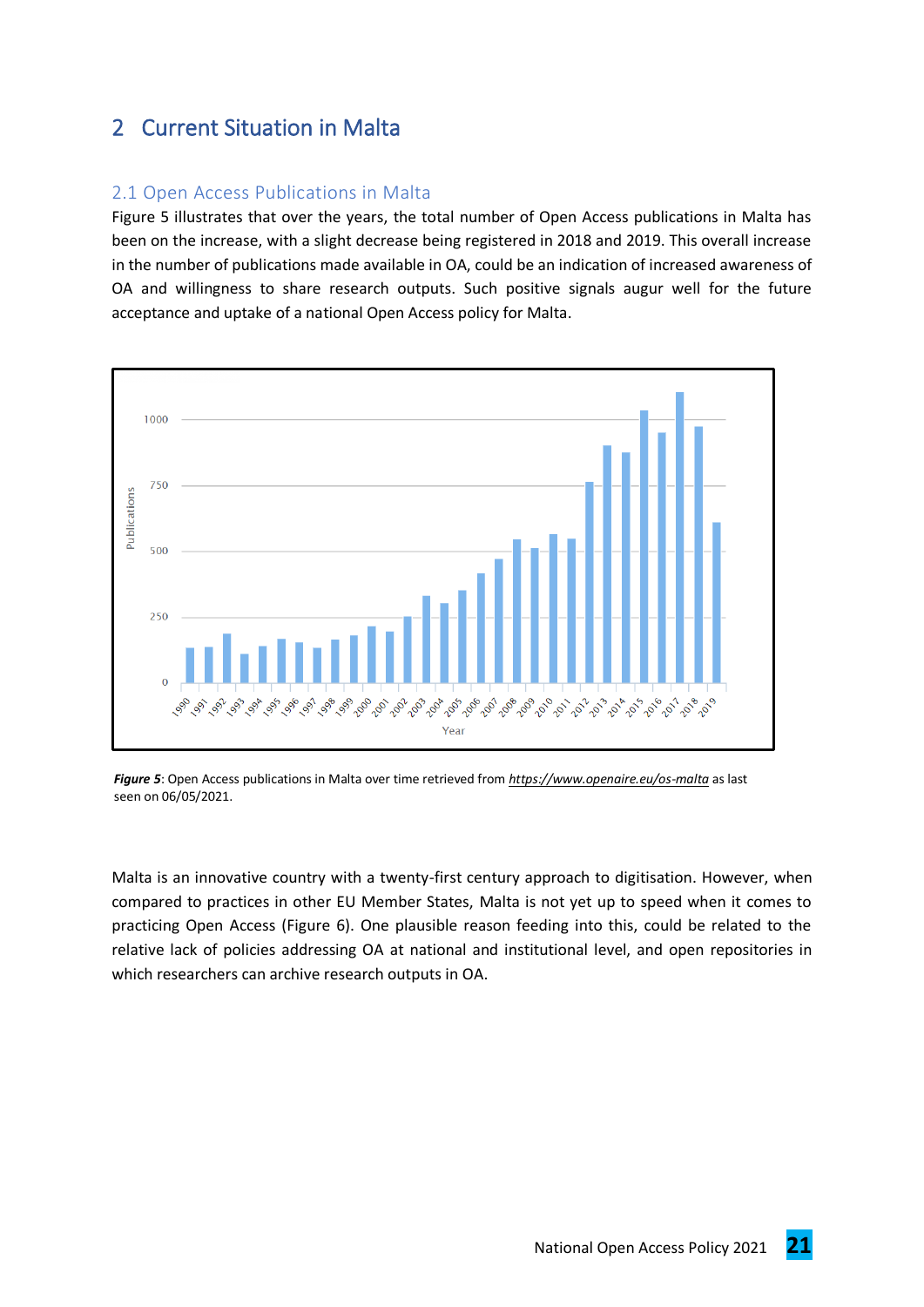# 2 Current Situation in Malta

## 2.1 Open Access Publications in Malta

Figure 5 illustrates that over the years, the total number of Open Access publications in Malta has been on the increase, with a slight decrease being registered in 2018 and 2019. This overall increase in the number of publications made available in OA, could be an indication of increased awareness of OA and willingness to share research outputs. Such positive signals augur well for the future acceptance and uptake of a national Open Access policy for Malta.

***Figure 5***: Open Access publications in Malta over time retrieved from *https://www.openaire.eu/os-malta* as last seen on 06/05/2021.

Malta is an innovative country with a twenty-first century approach to digitisation. However, when compared to practices in other EU Member States, Malta is not yet up to speed when it comes to practicing Open Access (Figure 6). One plausible reason feeding into this, could be related to the relative lack of policies addressing OA at national and institutional level, and open repositories in which researchers can archive research outputs in OA.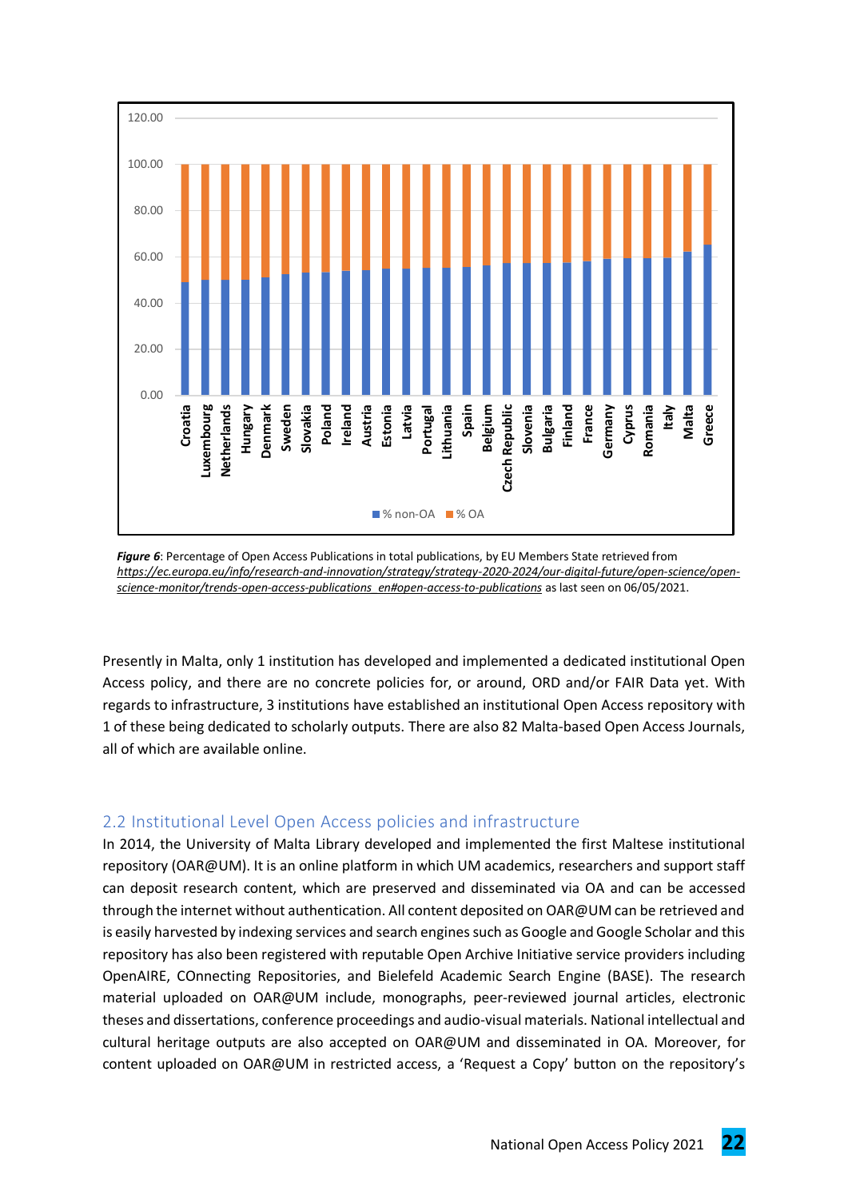*Figure 6*: Percentage of Open Access Publications in total publications, by EU Members State retrieved from *https://ec.europa.eu/info/research-and-innovation/strategy/strategy-2020-2024/our-digital-future/open-science/open-science-monitor/trends-open-access-publications_en#open-access-to-publications* as last seen on 06/05/2021.

Presently in Malta, only 1 institution has developed and implemented a dedicated institutional Open Access policy, and there are no concrete policies for, or around, ORD and/or FAIR Data yet. With regards to infrastructure, 3 institutions have established an institutional Open Access repository with 1 of these being dedicated to scholarly outputs. There are also 82 Malta-based Open Access Journals, all of which are available online.

## 2.2 Institutional Level Open Access policies and infrastructure

In 2014, the University of Malta Library developed and implemented the first Maltese institutional repository (OAR@UM). It is an online platform in which UM academics, researchers and support staff can deposit research content, which are preserved and disseminated via OA and can be accessed through the internet without authentication. All content deposited on OAR@UM can be retrieved and is easily harvested by indexing services and search engines such as Google and Google Scholar and this repository has also been registered with reputable Open Archive Initiative service providers including OpenAIRE, COnnecting Repositories, and Bielefeld Academic Search Engine (BASE). The research material uploaded on OAR@UM include, monographs, peer-reviewed journal articles, electronic theses and dissertations, conference proceedings and audio-visual materials. National intellectual and cultural heritage outputs are also accepted on OAR@UM and disseminated in OA. Moreover, for content uploaded on OAR@UM in restricted access, a 'Request a Copy' button on the repository's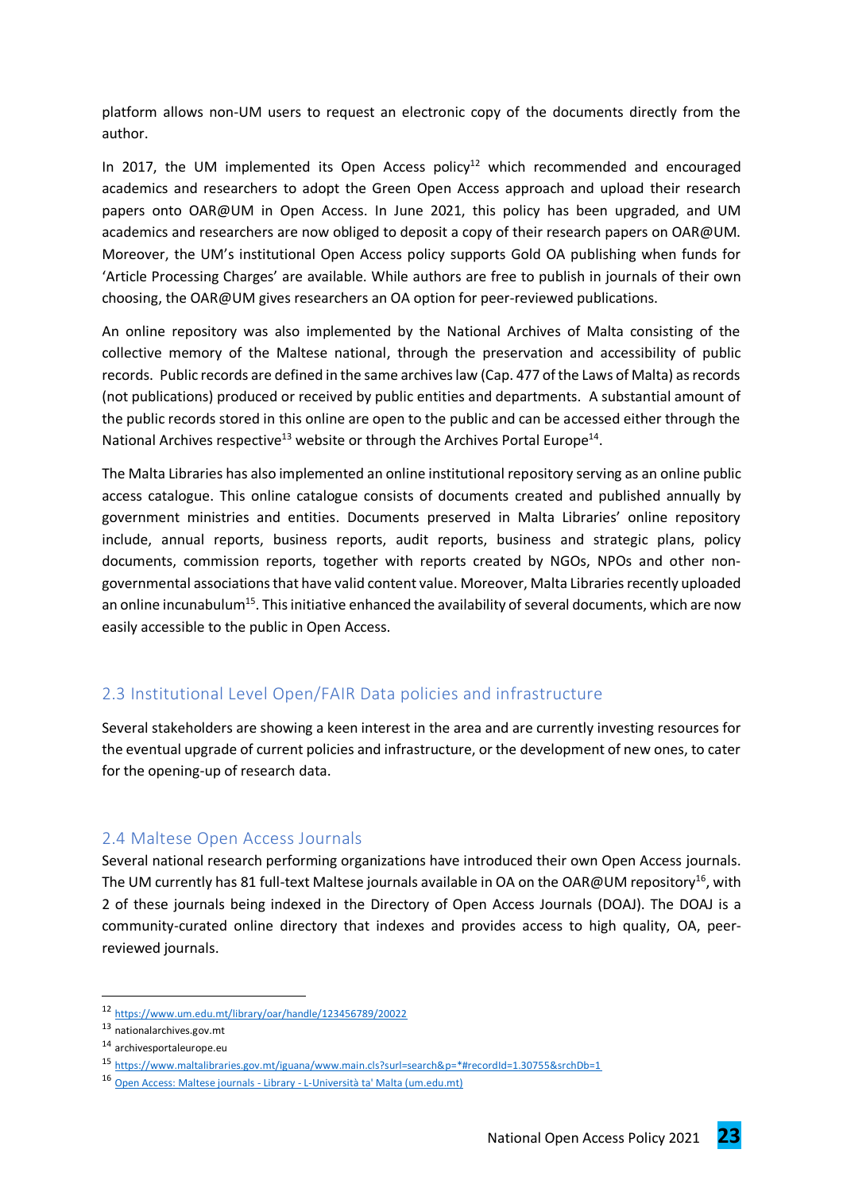platform allows non-UM users to request an electronic copy of the documents directly from the author.

In 2017, the UM implemented its Open Access policy[12] which recommended and encouraged academics and researchers to adopt the Green Open Access approach and upload their research papers onto OAR@UM in Open Access. In June 2021, this policy has been upgraded, and UM academics and researchers are now obliged to deposit a copy of their research papers on OAR@UM. Moreover, the UM's institutional Open Access policy supports Gold OA publishing when funds for 'Article Processing Charges' are available. While authors are free to publish in journals of their own choosing, the OAR@UM gives researchers an OA option for peer-reviewed publications.

An online repository was also implemented by the National Archives of Malta consisting of the collective memory of the Maltese national, through the preservation and accessibility of public records. Public records are defined in the same archives law (Cap. 477 of the Laws of Malta) as records (not publications) produced or received by public entities and departments. A substantial amount of the public records stored in this online are open to the public and can be accessed either through the National Archives respective[13] website or through the Archives Portal Europe[14].

The Malta Libraries has also implemented an online institutional repository serving as an online public access catalogue. This online catalogue consists of documents created and published annually by government ministries and entities. Documents preserved in Malta Libraries' online repository include, annual reports, business reports, audit reports, business and strategic plans, policy documents, commission reports, together with reports created by NGOs, NPOs and other non-governmental associations that have valid content value. Moreover, Malta Libraries recently uploaded an online incunabulum[15]. This initiative enhanced the availability of several documents, which are now easily accessible to the public in Open Access.

## 2.3 Institutional Level Open/FAIR Data policies and infrastructure

Several stakeholders are showing a keen interest in the area and are currently investing resources for the eventual upgrade of current policies and infrastructure, or the development of new ones, to cater for the opening-up of research data.

## 2.4 Maltese Open Access Journals

Several national research performing organizations have introduced their own Open Access journals. The UM currently has 81 full-text Maltese journals available in OA on the OAR@UM repository[16], with 2 of these journals being indexed in the Directory of Open Access Journals (DOAJ). The DOAJ is a community-curated online directory that indexes and provides access to high quality, OA, peer-reviewed journals.

---

[12] https://www.um.edu.mt/library/oar/handle/123456789/20022

[13] nationalarchives.gov.mt

[14] archivesportaleurope.eu

[15] https://www.maltalibraries.gov.mt/iguana/www.main.cls?surl=search&p=*#recordId=1.30755&srchDb=1

[16] Open Access: Maltese journals - Library - L-Università ta' Malta (um.edu.mt)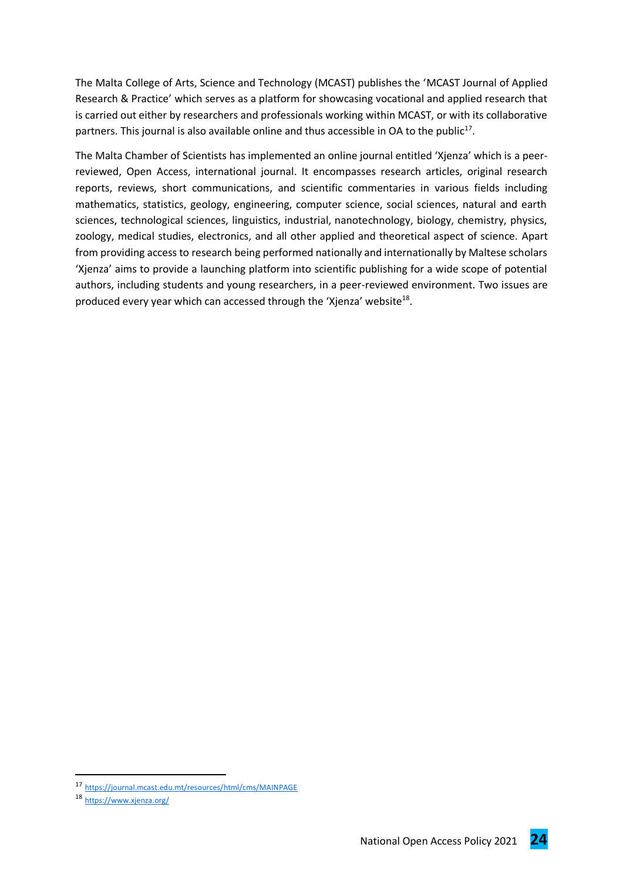The Malta College of Arts, Science and Technology (MCAST) publishes the 'MCAST Journal of Applied Research & Practice' which serves as a platform for showcasing vocational and applied research that is carried out either by researchers and professionals working within MCAST, or with its collaborative partners. This journal is also available online and thus accessible in OA to the public[17].

The Malta Chamber of Scientists has implemented an online journal entitled 'Xjenza' which is a peer-reviewed, Open Access, international journal. It encompasses research articles, original research reports, reviews, short communications, and scientific commentaries in various fields including mathematics, statistics, geology, engineering, computer science, social sciences, natural and earth sciences, technological sciences, linguistics, industrial, nanotechnology, biology, chemistry, physics, zoology, medical studies, electronics, and all other applied and theoretical aspect of science. Apart from providing access to research being performed nationally and internationally by Maltese scholars 'Xjenza' aims to provide a launching platform into scientific publishing for a wide scope of potential authors, including students and young researchers, in a peer-reviewed environment. Two issues are produced every year which can accessed through the 'Xjenza' website[18].

---

[17] https://journal.mcast.edu.mt/resources/html/cms/MAINPAGE

[18] https://www.xjenza.org/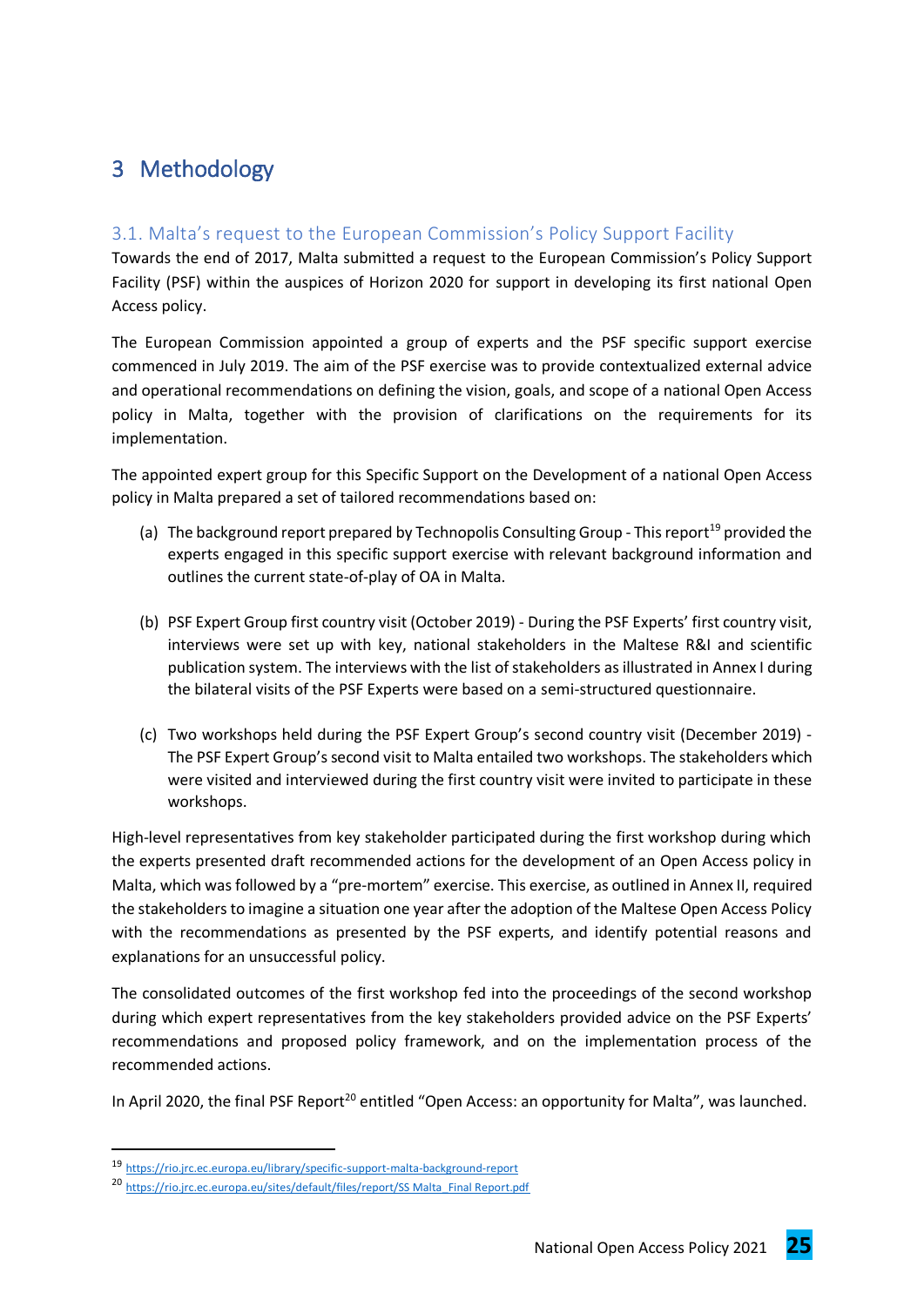# 3 Methodology

## 3.1. Malta's request to the European Commission's Policy Support Facility

Towards the end of 2017, Malta submitted a request to the European Commission's Policy Support Facility (PSF) within the auspices of Horizon 2020 for support in developing its first national Open Access policy.

The European Commission appointed a group of experts and the PSF specific support exercise commenced in July 2019. The aim of the PSF exercise was to provide contextualized external advice and operational recommendations on defining the vision, goals, and scope of a national Open Access policy in Malta, together with the provision of clarifications on the requirements for its implementation.

The appointed expert group for this Specific Support on the Development of a national Open Access policy in Malta prepared a set of tailored recommendations based on:

(a) The background report prepared by Technopolis Consulting Group - This report[19] provided the experts engaged in this specific support exercise with relevant background information and outlines the current state-of-play of OA in Malta.

(b) PSF Expert Group first country visit (October 2019) - During the PSF Experts' first country visit, interviews were set up with key, national stakeholders in the Maltese R&I and scientific publication system. The interviews with the list of stakeholders as illustrated in Annex I during the bilateral visits of the PSF Experts were based on a semi-structured questionnaire.

(c) Two workshops held during the PSF Expert Group's second country visit (December 2019) - The PSF Expert Group's second visit to Malta entailed two workshops. The stakeholders which were visited and interviewed during the first country visit were invited to participate in these workshops.

High-level representatives from key stakeholder participated during the first workshop during which the experts presented draft recommended actions for the development of an Open Access policy in Malta, which was followed by a "pre-mortem" exercise. This exercise, as outlined in Annex II, required the stakeholders to imagine a situation one year after the adoption of the Maltese Open Access Policy with the recommendations as presented by the PSF experts, and identify potential reasons and explanations for an unsuccessful policy.

The consolidated outcomes of the first workshop fed into the proceedings of the second workshop during which expert representatives from the key stakeholders provided advice on the PSF Experts' recommendations and proposed policy framework, and on the implementation process of the recommended actions.

In April 2020, the final PSF Report[20] entitled "Open Access: an opportunity for Malta", was launched.

---

[19] https://rio.jrc.ec.europa.eu/library/specific-support-malta-background-report

[20] https://rio.jrc.ec.europa.eu/sites/default/files/report/SS Malta_Final Report.pdf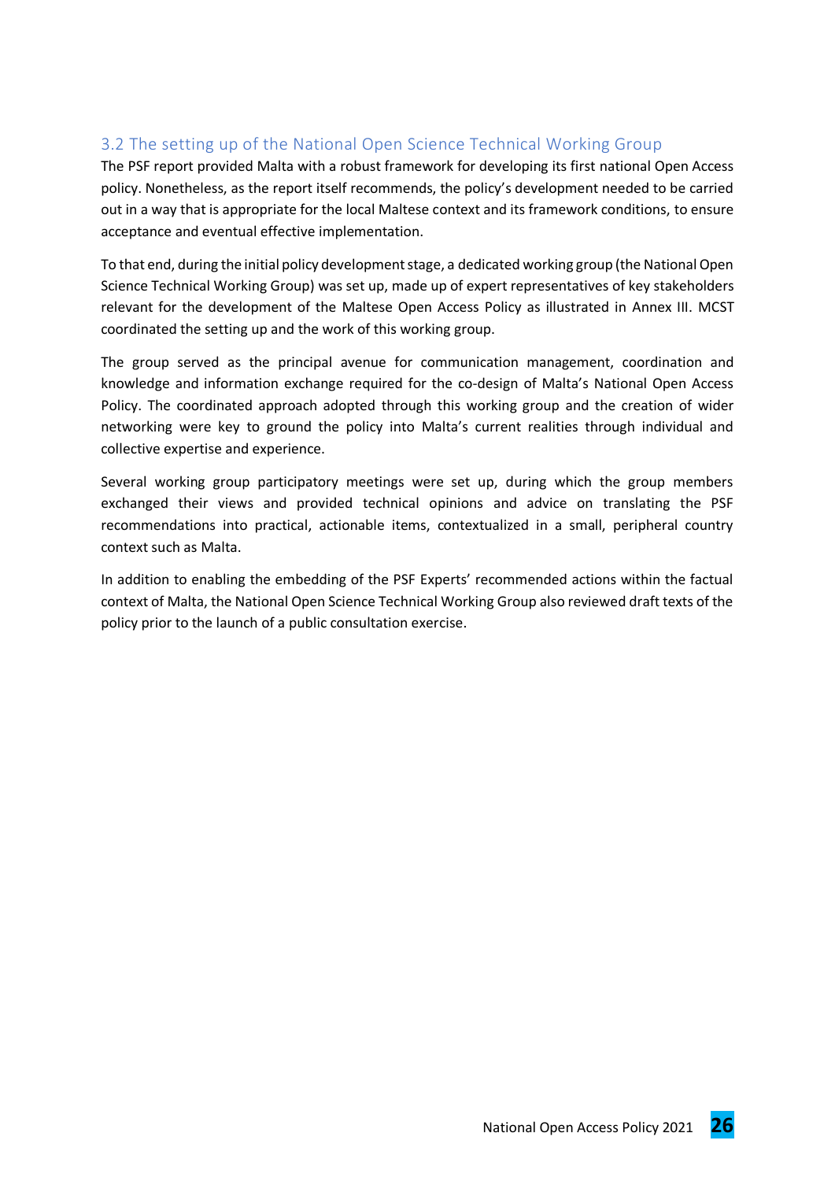## 3.2 The setting up of the National Open Science Technical Working Group

The PSF report provided Malta with a robust framework for developing its first national Open Access policy. Nonetheless, as the report itself recommends, the policy's development needed to be carried out in a way that is appropriate for the local Maltese context and its framework conditions, to ensure acceptance and eventual effective implementation.

To that end, during the initial policy development stage, a dedicated working group (the National Open Science Technical Working Group) was set up, made up of expert representatives of key stakeholders relevant for the development of the Maltese Open Access Policy as illustrated in Annex III. MCST coordinated the setting up and the work of this working group.

The group served as the principal avenue for communication management, coordination and knowledge and information exchange required for the co-design of Malta's National Open Access Policy. The coordinated approach adopted through this working group and the creation of wider networking were key to ground the policy into Malta's current realities through individual and collective expertise and experience.

Several working group participatory meetings were set up, during which the group members exchanged their views and provided technical opinions and advice on translating the PSF recommendations into practical, actionable items, contextualized in a small, peripheral country context such as Malta.

In addition to enabling the embedding of the PSF Experts' recommended actions within the factual context of Malta, the National Open Science Technical Working Group also reviewed draft texts of the policy prior to the launch of a public consultation exercise.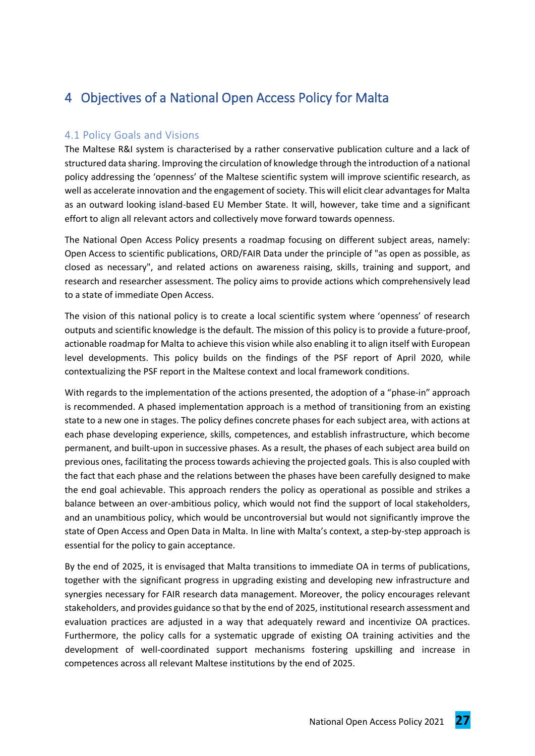# 4 Objectives of a National Open Access Policy for Malta

## 4.1 Policy Goals and Visions

The Maltese R&I system is characterised by a rather conservative publication culture and a lack of structured data sharing. Improving the circulation of knowledge through the introduction of a national policy addressing the 'openness' of the Maltese scientific system will improve scientific research, as well as accelerate innovation and the engagement of society. This will elicit clear advantages for Malta as an outward looking island-based EU Member State. It will, however, take time and a significant effort to align all relevant actors and collectively move forward towards openness.

The National Open Access Policy presents a roadmap focusing on different subject areas, namely: Open Access to scientific publications, ORD/FAIR Data under the principle of "as open as possible, as closed as necessary", and related actions on awareness raising, skills, training and support, and research and researcher assessment. The policy aims to provide actions which comprehensively lead to a state of immediate Open Access.

The vision of this national policy is to create a local scientific system where 'openness' of research outputs and scientific knowledge is the default. The mission of this policy is to provide a future-proof, actionable roadmap for Malta to achieve this vision while also enabling it to align itself with European level developments. This policy builds on the findings of the PSF report of April 2020, while contextualizing the PSF report in the Maltese context and local framework conditions.

With regards to the implementation of the actions presented, the adoption of a "phase-in" approach is recommended. A phased implementation approach is a method of transitioning from an existing state to a new one in stages. The policy defines concrete phases for each subject area, with actions at each phase developing experience, skills, competences, and establish infrastructure, which become permanent, and built-upon in successive phases. As a result, the phases of each subject area build on previous ones, facilitating the process towards achieving the projected goals. This is also coupled with the fact that each phase and the relations between the phases have been carefully designed to make the end goal achievable. This approach renders the policy as operational as possible and strikes a balance between an over-ambitious policy, which would not find the support of local stakeholders, and an unambitious policy, which would be uncontroversial but would not significantly improve the state of Open Access and Open Data in Malta. In line with Malta's context, a step-by-step approach is essential for the policy to gain acceptance.

By the end of 2025, it is envisaged that Malta transitions to immediate OA in terms of publications, together with the significant progress in upgrading existing and developing new infrastructure and synergies necessary for FAIR research data management. Moreover, the policy encourages relevant stakeholders, and provides guidance so that by the end of 2025, institutional research assessment and evaluation practices are adjusted in a way that adequately reward and incentivize OA practices. Furthermore, the policy calls for a systematic upgrade of existing OA training activities and the development of well-coordinated support mechanisms fostering upskilling and increase in competences across all relevant Maltese institutions by the end of 2025.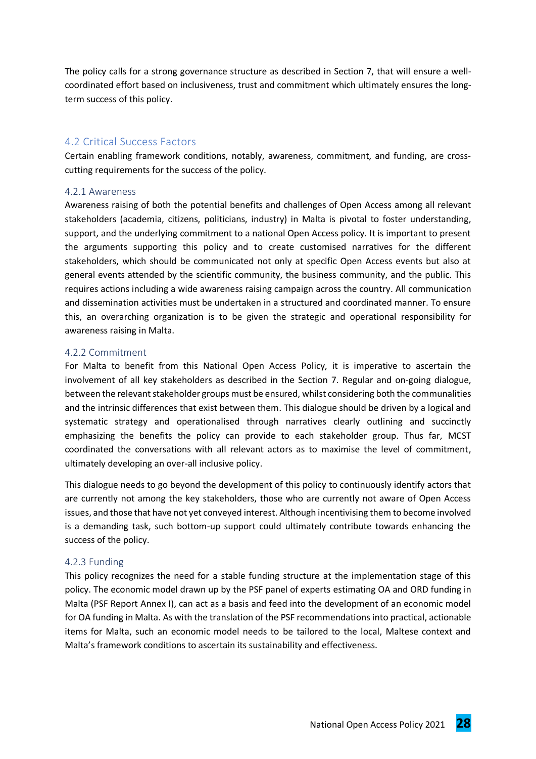The policy calls for a strong governance structure as described in Section 7, that will ensure a well-coordinated effort based on inclusiveness, trust and commitment which ultimately ensures the long-term success of this policy.

## 4.2 Critical Success Factors

Certain enabling framework conditions, notably, awareness, commitment, and funding, are cross-cutting requirements for the success of the policy.

### 4.2.1 Awareness

Awareness raising of both the potential benefits and challenges of Open Access among all relevant stakeholders (academia, citizens, politicians, industry) in Malta is pivotal to foster understanding, support, and the underlying commitment to a national Open Access policy. It is important to present the arguments supporting this policy and to create customised narratives for the different stakeholders, which should be communicated not only at specific Open Access events but also at general events attended by the scientific community, the business community, and the public. This requires actions including a wide awareness raising campaign across the country. All communication and dissemination activities must be undertaken in a structured and coordinated manner. To ensure this, an overarching organization is to be given the strategic and operational responsibility for awareness raising in Malta.

### 4.2.2 Commitment

For Malta to benefit from this National Open Access Policy, it is imperative to ascertain the involvement of all key stakeholders as described in the Section 7. Regular and on-going dialogue, between the relevant stakeholder groups must be ensured, whilst considering both the communalities and the intrinsic differences that exist between them. This dialogue should be driven by a logical and systematic strategy and operationalised through narratives clearly outlining and succinctly emphasizing the benefits the policy can provide to each stakeholder group. Thus far, MCST coordinated the conversations with all relevant actors as to maximise the level of commitment, ultimately developing an over-all inclusive policy.

This dialogue needs to go beyond the development of this policy to continuously identify actors that are currently not among the key stakeholders, those who are currently not aware of Open Access issues, and those that have not yet conveyed interest. Although incentivising them to become involved is a demanding task, such bottom-up support could ultimately contribute towards enhancing the success of the policy.

### 4.2.3 Funding

This policy recognizes the need for a stable funding structure at the implementation stage of this policy. The economic model drawn up by the PSF panel of experts estimating OA and ORD funding in Malta (PSF Report Annex I), can act as a basis and feed into the development of an economic model for OA funding in Malta. As with the translation of the PSF recommendations into practical, actionable items for Malta, such an economic model needs to be tailored to the local, Maltese context and Malta's framework conditions to ascertain its sustainability and effectiveness.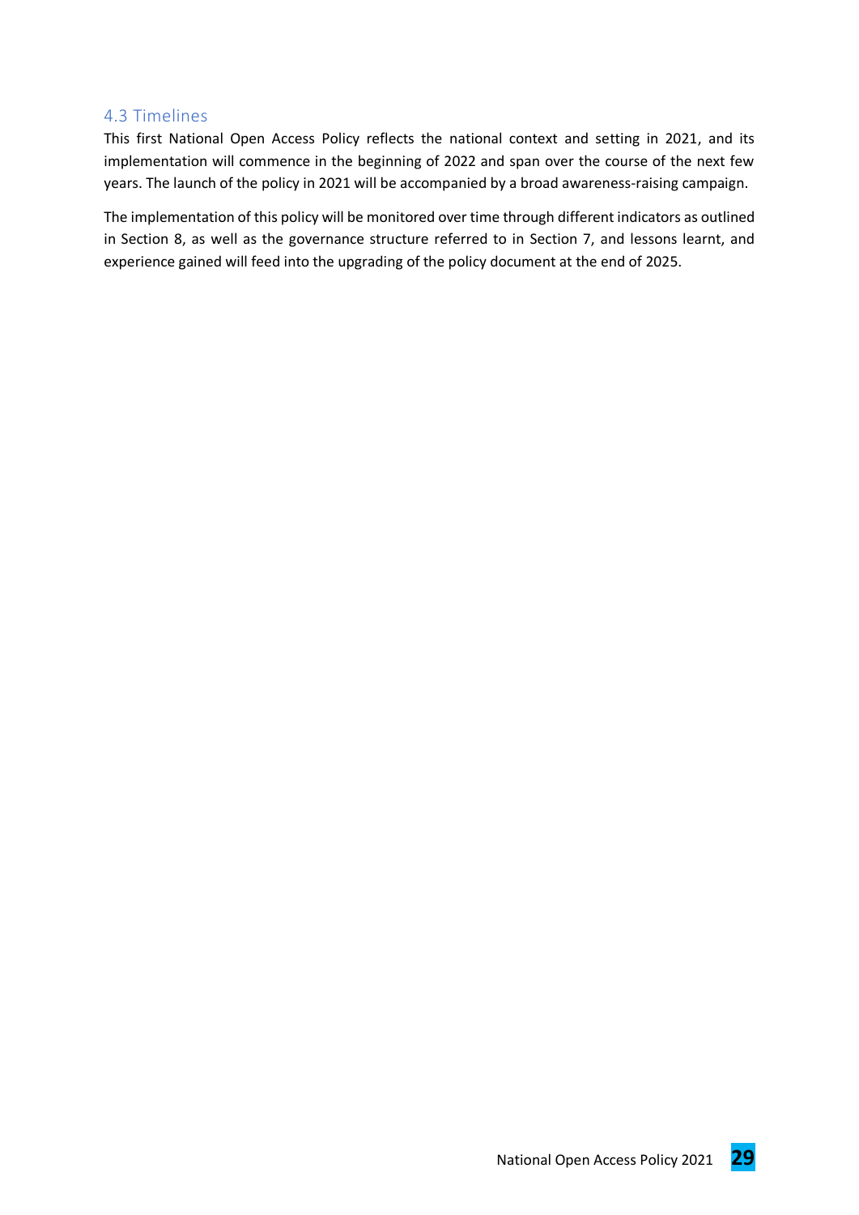### 4.3 Timelines

This first National Open Access Policy reflects the national context and setting in 2021, and its implementation will commence in the beginning of 2022 and span over the course of the next few years. The launch of the policy in 2021 will be accompanied by a broad awareness-raising campaign.

The implementation of this policy will be monitored over time through different indicators as outlined in Section 8, as well as the governance structure referred to in Section 7, and lessons learnt, and experience gained will feed into the upgrading of the policy document at the end of 2025.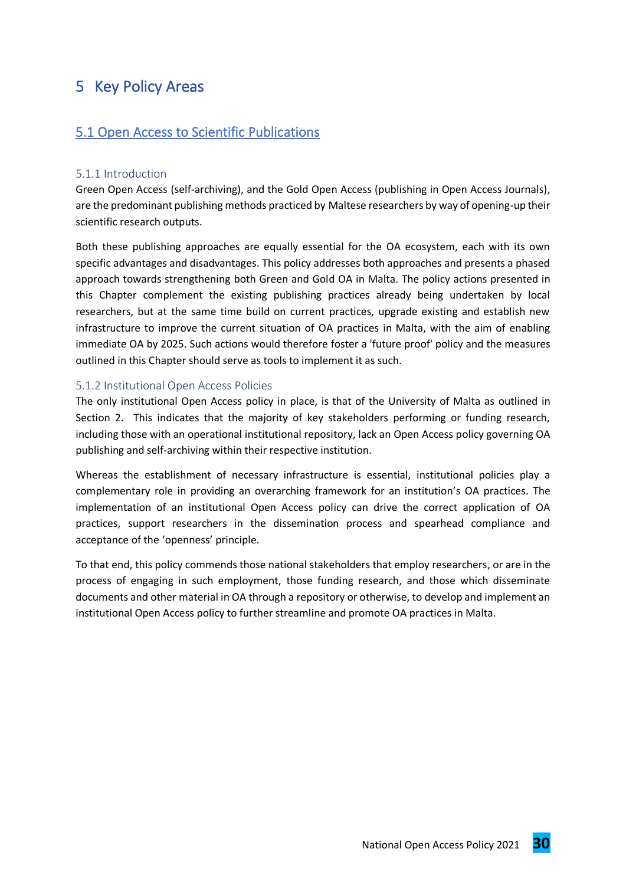# 5 Key Policy Areas

## 5.1 Open Access to Scientific Publications

### 5.1.1 Introduction

Green Open Access (self-archiving), and the Gold Open Access (publishing in Open Access Journals), are the predominant publishing methods practiced by Maltese researchers by way of opening-up their scientific research outputs.

Both these publishing approaches are equally essential for the OA ecosystem, each with its own specific advantages and disadvantages. This policy addresses both approaches and presents a phased approach towards strengthening both Green and Gold OA in Malta. The policy actions presented in this Chapter complement the existing publishing practices already being undertaken by local researchers, but at the same time build on current practices, upgrade existing and establish new infrastructure to improve the current situation of OA practices in Malta, with the aim of enabling immediate OA by 2025. Such actions would therefore foster a 'future proof' policy and the measures outlined in this Chapter should serve as tools to implement it as such.

### 5.1.2 Institutional Open Access Policies

The only institutional Open Access policy in place, is that of the University of Malta as outlined in Section 2. This indicates that the majority of key stakeholders performing or funding research, including those with an operational institutional repository, lack an Open Access policy governing OA publishing and self-archiving within their respective institution.

Whereas the establishment of necessary infrastructure is essential, institutional policies play a complementary role in providing an overarching framework for an institution's OA practices. The implementation of an institutional Open Access policy can drive the correct application of OA practices, support researchers in the dissemination process and spearhead compliance and acceptance of the 'openness' principle.

To that end, this policy commends those national stakeholders that employ researchers, or are in the process of engaging in such employment, those funding research, and those which disseminate documents and other material in OA through a repository or otherwise, to develop and implement an institutional Open Access policy to further streamline and promote OA practices in Malta.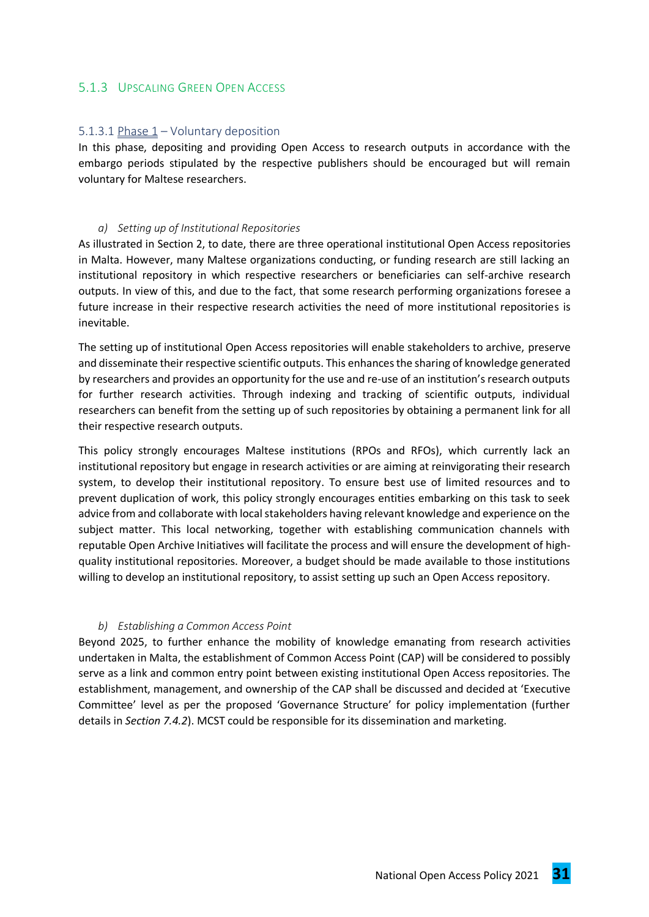### 5.1.3 Upscaling Green Open Access

#### 5.1.3.1 Phase 1 – Voluntary deposition

In this phase, depositing and providing Open Access to research outputs in accordance with the embargo periods stipulated by the respective publishers should be encouraged but will remain voluntary for Maltese researchers.

*a) Setting up of Institutional Repositories*

As illustrated in Section 2, to date, there are three operational institutional Open Access repositories in Malta. However, many Maltese organizations conducting, or funding research are still lacking an institutional repository in which respective researchers or beneficiaries can self-archive research outputs. In view of this, and due to the fact, that some research performing organizations foresee a future increase in their respective research activities the need of more institutional repositories is inevitable.

The setting up of institutional Open Access repositories will enable stakeholders to archive, preserve and disseminate their respective scientific outputs. This enhances the sharing of knowledge generated by researchers and provides an opportunity for the use and re-use of an institution's research outputs for further research activities. Through indexing and tracking of scientific outputs, individual researchers can benefit from the setting up of such repositories by obtaining a permanent link for all their respective research outputs.

This policy strongly encourages Maltese institutions (RPOs and RFOs), which currently lack an institutional repository but engage in research activities or are aiming at reinvigorating their research system, to develop their institutional repository. To ensure best use of limited resources and to prevent duplication of work, this policy strongly encourages entities embarking on this task to seek advice from and collaborate with local stakeholders having relevant knowledge and experience on the subject matter. This local networking, together with establishing communication channels with reputable Open Archive Initiatives will facilitate the process and will ensure the development of high-quality institutional repositories. Moreover, a budget should be made available to those institutions willing to develop an institutional repository, to assist setting up such an Open Access repository.

*b) Establishing a Common Access Point*

Beyond 2025, to further enhance the mobility of knowledge emanating from research activities undertaken in Malta, the establishment of Common Access Point (CAP) will be considered to possibly serve as a link and common entry point between existing institutional Open Access repositories. The establishment, management, and ownership of the CAP shall be discussed and decided at 'Executive Committee' level as per the proposed 'Governance Structure' for policy implementation (further details in *Section 7.4.2*). MCST could be responsible for its dissemination and marketing.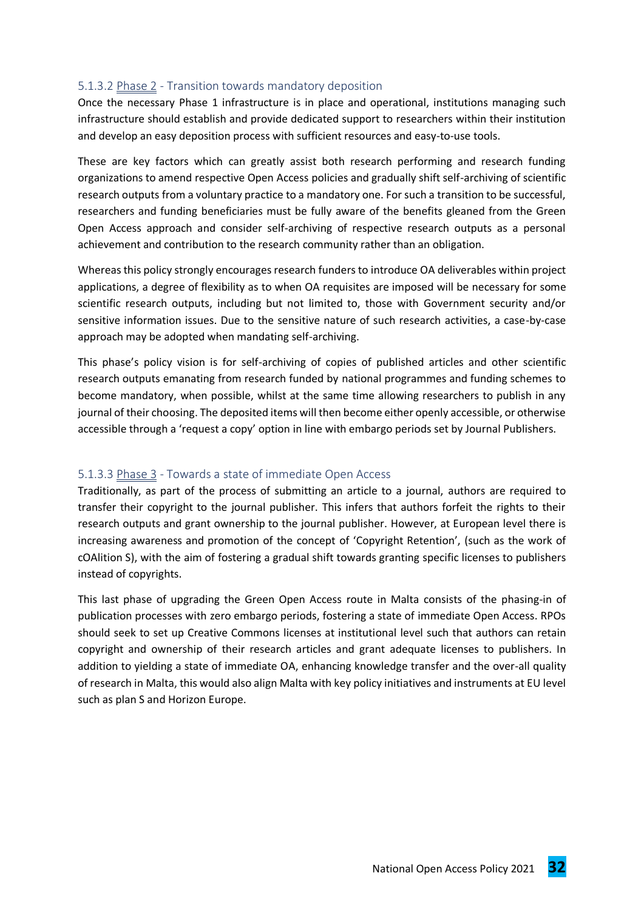#### 5.1.3.2 <u>Phase 2</u> - Transition towards mandatory deposition

Once the necessary Phase 1 infrastructure is in place and operational, institutions managing such infrastructure should establish and provide dedicated support to researchers within their institution and develop an easy deposition process with sufficient resources and easy-to-use tools.

These are key factors which can greatly assist both research performing and research funding organizations to amend respective Open Access policies and gradually shift self-archiving of scientific research outputs from a voluntary practice to a mandatory one. For such a transition to be successful, researchers and funding beneficiaries must be fully aware of the benefits gleaned from the Green Open Access approach and consider self-archiving of respective research outputs as a personal achievement and contribution to the research community rather than an obligation.

Whereas this policy strongly encourages research funders to introduce OA deliverables within project applications, a degree of flexibility as to when OA requisites are imposed will be necessary for some scientific research outputs, including but not limited to, those with Government security and/or sensitive information issues. Due to the sensitive nature of such research activities, a case-by-case approach may be adopted when mandating self-archiving.

This phase's policy vision is for self-archiving of copies of published articles and other scientific research outputs emanating from research funded by national programmes and funding schemes to become mandatory, when possible, whilst at the same time allowing researchers to publish in any journal of their choosing. The deposited items will then become either openly accessible, or otherwise accessible through a 'request a copy' option in line with embargo periods set by Journal Publishers.

#### 5.1.3.3 <u>Phase 3</u> - Towards a state of immediate Open Access

Traditionally, as part of the process of submitting an article to a journal, authors are required to transfer their copyright to the journal publisher. This infers that authors forfeit the rights to their research outputs and grant ownership to the journal publisher. However, at European level there is increasing awareness and promotion of the concept of 'Copyright Retention', (such as the work of cOAlition S), with the aim of fostering a gradual shift towards granting specific licenses to publishers instead of copyrights.

This last phase of upgrading the Green Open Access route in Malta consists of the phasing-in of publication processes with zero embargo periods, fostering a state of immediate Open Access. RPOs should seek to set up Creative Commons licenses at institutional level such that authors can retain copyright and ownership of their research articles and grant adequate licenses to publishers. In addition to yielding a state of immediate OA, enhancing knowledge transfer and the over-all quality of research in Malta, this would also align Malta with key policy initiatives and instruments at EU level such as plan S and Horizon Europe.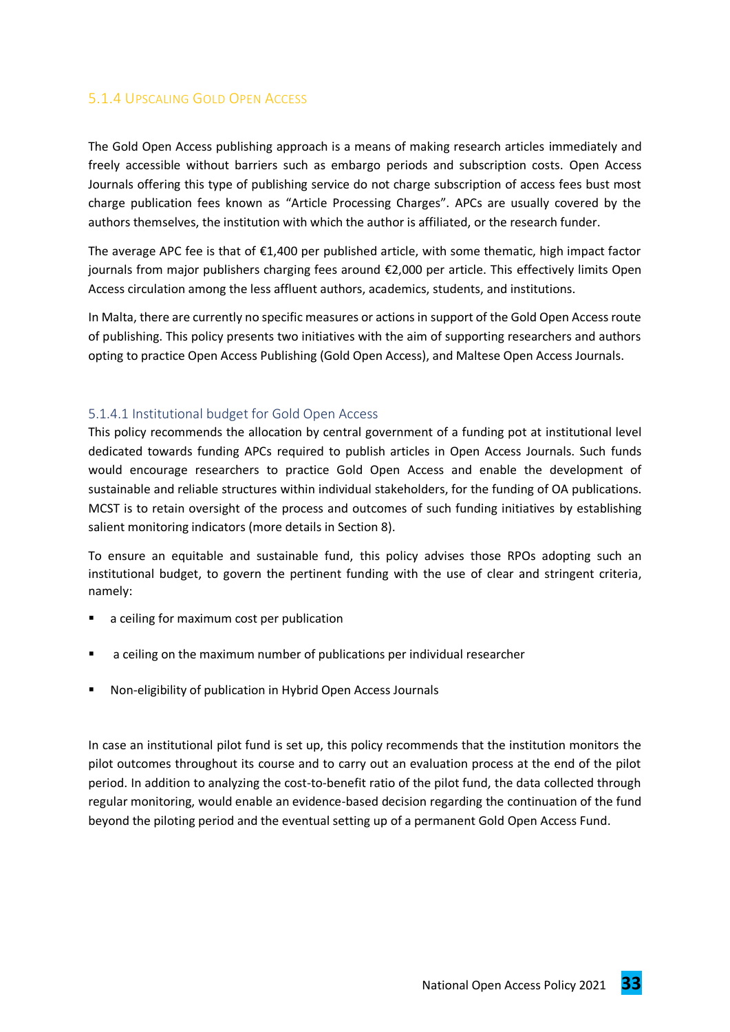### 5.1.4 Upscaling Gold Open Access

The Gold Open Access publishing approach is a means of making research articles immediately and freely accessible without barriers such as embargo periods and subscription costs. Open Access Journals offering this type of publishing service do not charge subscription of access fees bust most charge publication fees known as "Article Processing Charges". APCs are usually covered by the authors themselves, the institution with which the author is affiliated, or the research funder.

The average APC fee is that of €1,400 per published article, with some thematic, high impact factor journals from major publishers charging fees around €2,000 per article. This effectively limits Open Access circulation among the less affluent authors, academics, students, and institutions.

In Malta, there are currently no specific measures or actions in support of the Gold Open Access route of publishing. This policy presents two initiatives with the aim of supporting researchers and authors opting to practice Open Access Publishing (Gold Open Access), and Maltese Open Access Journals.

#### 5.1.4.1 Institutional budget for Gold Open Access

This policy recommends the allocation by central government of a funding pot at institutional level dedicated towards funding APCs required to publish articles in Open Access Journals. Such funds would encourage researchers to practice Gold Open Access and enable the development of sustainable and reliable structures within individual stakeholders, for the funding of OA publications. MCST is to retain oversight of the process and outcomes of such funding initiatives by establishing salient monitoring indicators (more details in Section 8).

To ensure an equitable and sustainable fund, this policy advises those RPOs adopting such an institutional budget, to govern the pertinent funding with the use of clear and stringent criteria, namely:

- a ceiling for maximum cost per publication
- a ceiling on the maximum number of publications per individual researcher
- Non-eligibility of publication in Hybrid Open Access Journals

In case an institutional pilot fund is set up, this policy recommends that the institution monitors the pilot outcomes throughout its course and to carry out an evaluation process at the end of the pilot period. In addition to analyzing the cost-to-benefit ratio of the pilot fund, the data collected through regular monitoring, would enable an evidence-based decision regarding the continuation of the fund beyond the piloting period and the eventual setting up of a permanent Gold Open Access Fund.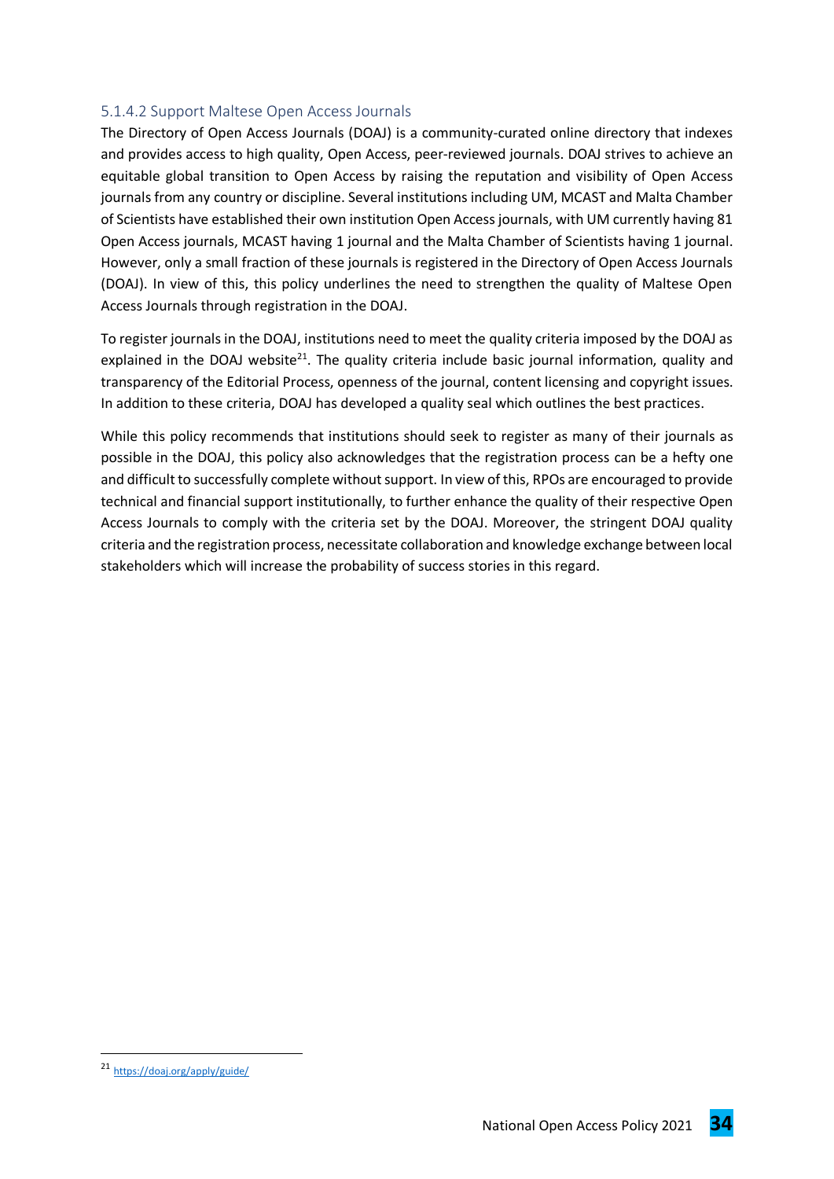#### 5.1.4.2 Support Maltese Open Access Journals

The Directory of Open Access Journals (DOAJ) is a community-curated online directory that indexes and provides access to high quality, Open Access, peer-reviewed journals. DOAJ strives to achieve an equitable global transition to Open Access by raising the reputation and visibility of Open Access journals from any country or discipline. Several institutions including UM, MCAST and Malta Chamber of Scientists have established their own institution Open Access journals, with UM currently having 81 Open Access journals, MCAST having 1 journal and the Malta Chamber of Scientists having 1 journal. However, only a small fraction of these journals is registered in the Directory of Open Access Journals (DOAJ). In view of this, this policy underlines the need to strengthen the quality of Maltese Open Access Journals through registration in the DOAJ.

To register journals in the DOAJ, institutions need to meet the quality criteria imposed by the DOAJ as explained in the DOAJ website[21]. The quality criteria include basic journal information, quality and transparency of the Editorial Process, openness of the journal, content licensing and copyright issues. In addition to these criteria, DOAJ has developed a quality seal which outlines the best practices.

While this policy recommends that institutions should seek to register as many of their journals as possible in the DOAJ, this policy also acknowledges that the registration process can be a hefty one and difficult to successfully complete without support. In view of this, RPOs are encouraged to provide technical and financial support institutionally, to further enhance the quality of their respective Open Access Journals to comply with the criteria set by the DOAJ. Moreover, the stringent DOAJ quality criteria and the registration process, necessitate collaboration and knowledge exchange between local stakeholders which will increase the probability of success stories in this regard.

---

[21] https://doaj.org/apply/guide/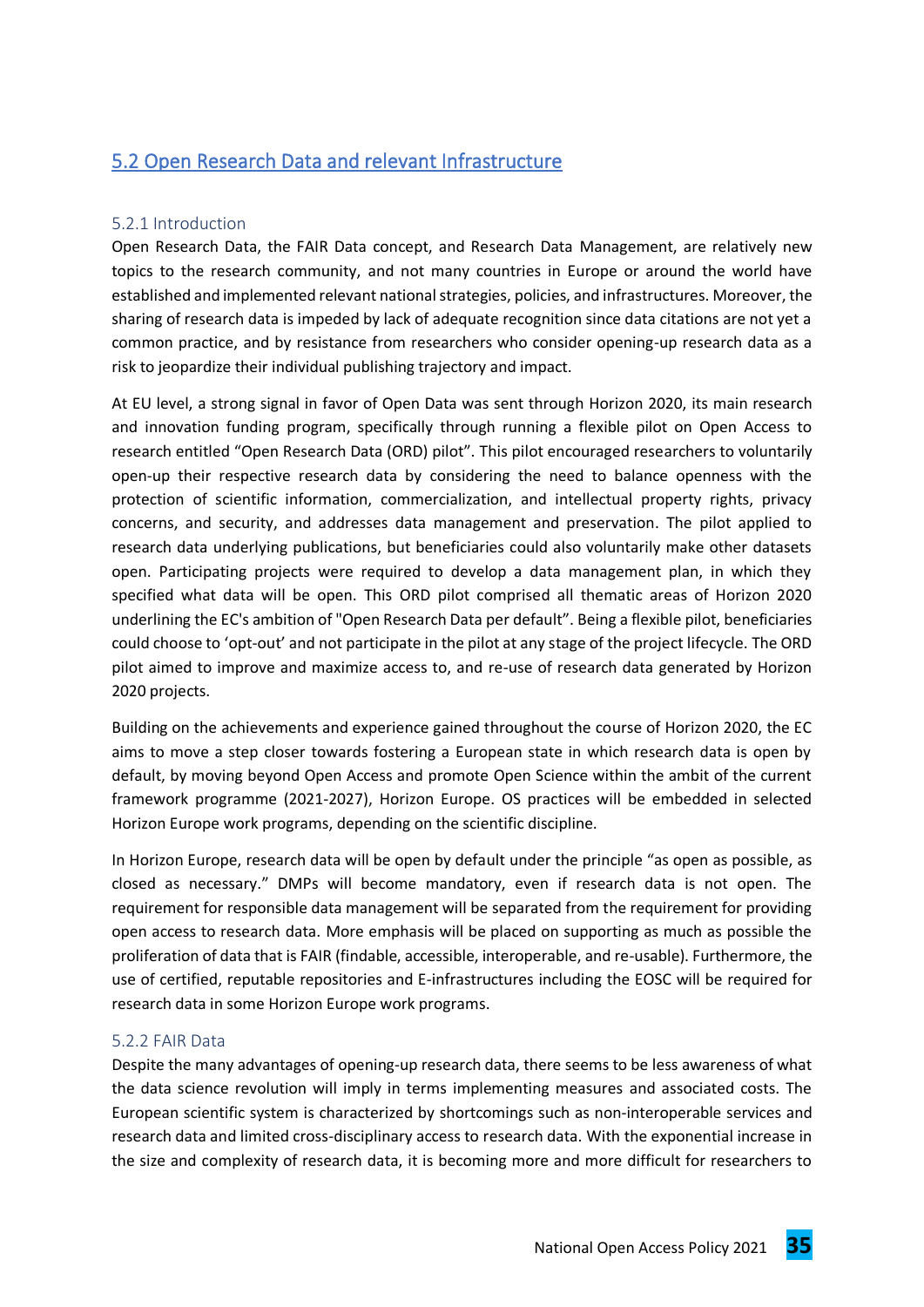## 5.2 Open Research Data and relevant Infrastructure

### 5.2.1 Introduction

Open Research Data, the FAIR Data concept, and Research Data Management, are relatively new topics to the research community, and not many countries in Europe or around the world have established and implemented relevant national strategies, policies, and infrastructures. Moreover, the sharing of research data is impeded by lack of adequate recognition since data citations are not yet a common practice, and by resistance from researchers who consider opening-up research data as a risk to jeopardize their individual publishing trajectory and impact.

At EU level, a strong signal in favor of Open Data was sent through Horizon 2020, its main research and innovation funding program, specifically through running a flexible pilot on Open Access to research entitled "Open Research Data (ORD) pilot". This pilot encouraged researchers to voluntarily open-up their respective research data by considering the need to balance openness with the protection of scientific information, commercialization, and intellectual property rights, privacy concerns, and security, and addresses data management and preservation. The pilot applied to research data underlying publications, but beneficiaries could also voluntarily make other datasets open. Participating projects were required to develop a data management plan, in which they specified what data will be open. This ORD pilot comprised all thematic areas of Horizon 2020 underlining the EC's ambition of "Open Research Data per default". Being a flexible pilot, beneficiaries could choose to 'opt-out' and not participate in the pilot at any stage of the project lifecycle. The ORD pilot aimed to improve and maximize access to, and re-use of research data generated by Horizon 2020 projects.

Building on the achievements and experience gained throughout the course of Horizon 2020, the EC aims to move a step closer towards fostering a European state in which research data is open by default, by moving beyond Open Access and promote Open Science within the ambit of the current framework programme (2021-2027), Horizon Europe. OS practices will be embedded in selected Horizon Europe work programs, depending on the scientific discipline.

In Horizon Europe, research data will be open by default under the principle "as open as possible, as closed as necessary." DMPs will become mandatory, even if research data is not open. The requirement for responsible data management will be separated from the requirement for providing open access to research data. More emphasis will be placed on supporting as much as possible the proliferation of data that is FAIR (findable, accessible, interoperable, and re-usable). Furthermore, the use of certified, reputable repositories and E-infrastructures including the EOSC will be required for research data in some Horizon Europe work programs.

### 5.2.2 FAIR Data

Despite the many advantages of opening-up research data, there seems to be less awareness of what the data science revolution will imply in terms implementing measures and associated costs. The European scientific system is characterized by shortcomings such as non-interoperable services and research data and limited cross-disciplinary access to research data. With the exponential increase in the size and complexity of research data, it is becoming more and more difficult for researchers to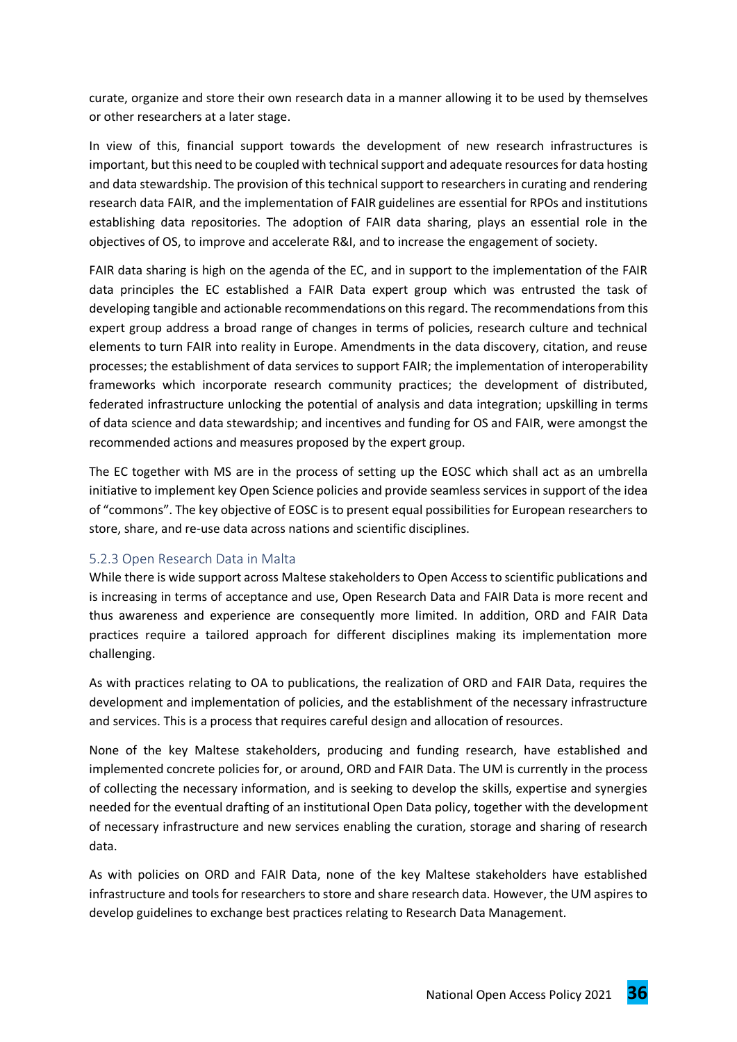curate, organize and store their own research data in a manner allowing it to be used by themselves or other researchers at a later stage.

In view of this, financial support towards the development of new research infrastructures is important, but this need to be coupled with technical support and adequate resources for data hosting and data stewardship. The provision of this technical support to researchers in curating and rendering research data FAIR, and the implementation of FAIR guidelines are essential for RPOs and institutions establishing data repositories. The adoption of FAIR data sharing, plays an essential role in the objectives of OS, to improve and accelerate R&I, and to increase the engagement of society.

FAIR data sharing is high on the agenda of the EC, and in support to the implementation of the FAIR data principles the EC established a FAIR Data expert group which was entrusted the task of developing tangible and actionable recommendations on this regard. The recommendations from this expert group address a broad range of changes in terms of policies, research culture and technical elements to turn FAIR into reality in Europe. Amendments in the data discovery, citation, and reuse processes; the establishment of data services to support FAIR; the implementation of interoperability frameworks which incorporate research community practices; the development of distributed, federated infrastructure unlocking the potential of analysis and data integration; upskilling in terms of data science and data stewardship; and incentives and funding for OS and FAIR, were amongst the recommended actions and measures proposed by the expert group.

The EC together with MS are in the process of setting up the EOSC which shall act as an umbrella initiative to implement key Open Science policies and provide seamless services in support of the idea of "commons". The key objective of EOSC is to present equal possibilities for European researchers to store, share, and re-use data across nations and scientific disciplines.

### 5.2.3 Open Research Data in Malta

While there is wide support across Maltese stakeholders to Open Access to scientific publications and is increasing in terms of acceptance and use, Open Research Data and FAIR Data is more recent and thus awareness and experience are consequently more limited. In addition, ORD and FAIR Data practices require a tailored approach for different disciplines making its implementation more challenging.

As with practices relating to OA to publications, the realization of ORD and FAIR Data, requires the development and implementation of policies, and the establishment of the necessary infrastructure and services. This is a process that requires careful design and allocation of resources.

None of the key Maltese stakeholders, producing and funding research, have established and implemented concrete policies for, or around, ORD and FAIR Data. The UM is currently in the process of collecting the necessary information, and is seeking to develop the skills, expertise and synergies needed for the eventual drafting of an institutional Open Data policy, together with the development of necessary infrastructure and new services enabling the curation, storage and sharing of research data.

As with policies on ORD and FAIR Data, none of the key Maltese stakeholders have established infrastructure and tools for researchers to store and share research data. However, the UM aspires to develop guidelines to exchange best practices relating to Research Data Management.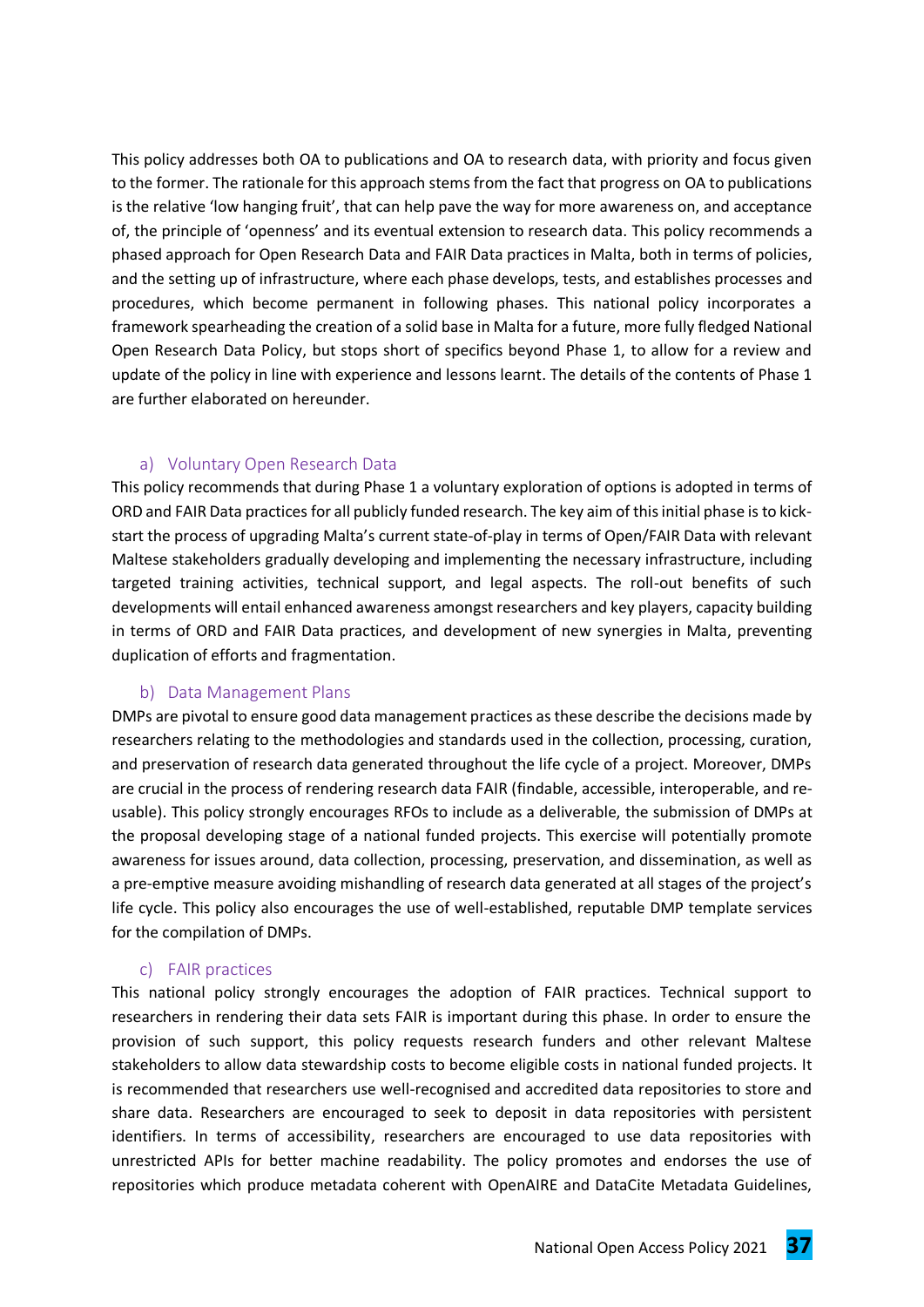This policy addresses both OA to publications and OA to research data, with priority and focus given to the former. The rationale for this approach stems from the fact that progress on OA to publications is the relative 'low hanging fruit', that can help pave the way for more awareness on, and acceptance of, the principle of 'openness' and its eventual extension to research data. This policy recommends a phased approach for Open Research Data and FAIR Data practices in Malta, both in terms of policies, and the setting up of infrastructure, where each phase develops, tests, and establishes processes and procedures, which become permanent in following phases. This national policy incorporates a framework spearheading the creation of a solid base in Malta for a future, more fully fledged National Open Research Data Policy, but stops short of specifics beyond Phase 1, to allow for a review and update of the policy in line with experience and lessons learnt. The details of the contents of Phase 1 are further elaborated on hereunder.

### a) Voluntary Open Research Data

This policy recommends that during Phase 1 a voluntary exploration of options is adopted in terms of ORD and FAIR Data practices for all publicly funded research. The key aim of this initial phase is to kick-start the process of upgrading Malta's current state-of-play in terms of Open/FAIR Data with relevant Maltese stakeholders gradually developing and implementing the necessary infrastructure, including targeted training activities, technical support, and legal aspects. The roll-out benefits of such developments will entail enhanced awareness amongst researchers and key players, capacity building in terms of ORD and FAIR Data practices, and development of new synergies in Malta, preventing duplication of efforts and fragmentation.

### b) Data Management Plans

DMPs are pivotal to ensure good data management practices as these describe the decisions made by researchers relating to the methodologies and standards used in the collection, processing, curation, and preservation of research data generated throughout the life cycle of a project. Moreover, DMPs are crucial in the process of rendering research data FAIR (findable, accessible, interoperable, and re-usable). This policy strongly encourages RFOs to include as a deliverable, the submission of DMPs at the proposal developing stage of a national funded projects. This exercise will potentially promote awareness for issues around, data collection, processing, preservation, and dissemination, as well as a pre-emptive measure avoiding mishandling of research data generated at all stages of the project's life cycle. This policy also encourages the use of well-established, reputable DMP template services for the compilation of DMPs.

### c) FAIR practices

This national policy strongly encourages the adoption of FAIR practices. Technical support to researchers in rendering their data sets FAIR is important during this phase. In order to ensure the provision of such support, this policy requests research funders and other relevant Maltese stakeholders to allow data stewardship costs to become eligible costs in national funded projects. It is recommended that researchers use well-recognised and accredited data repositories to store and share data. Researchers are encouraged to seek to deposit in data repositories with persistent identifiers. In terms of accessibility, researchers are encouraged to use data repositories with unrestricted APIs for better machine readability. The policy promotes and endorses the use of repositories which produce metadata coherent with OpenAIRE and DataCite Metadata Guidelines,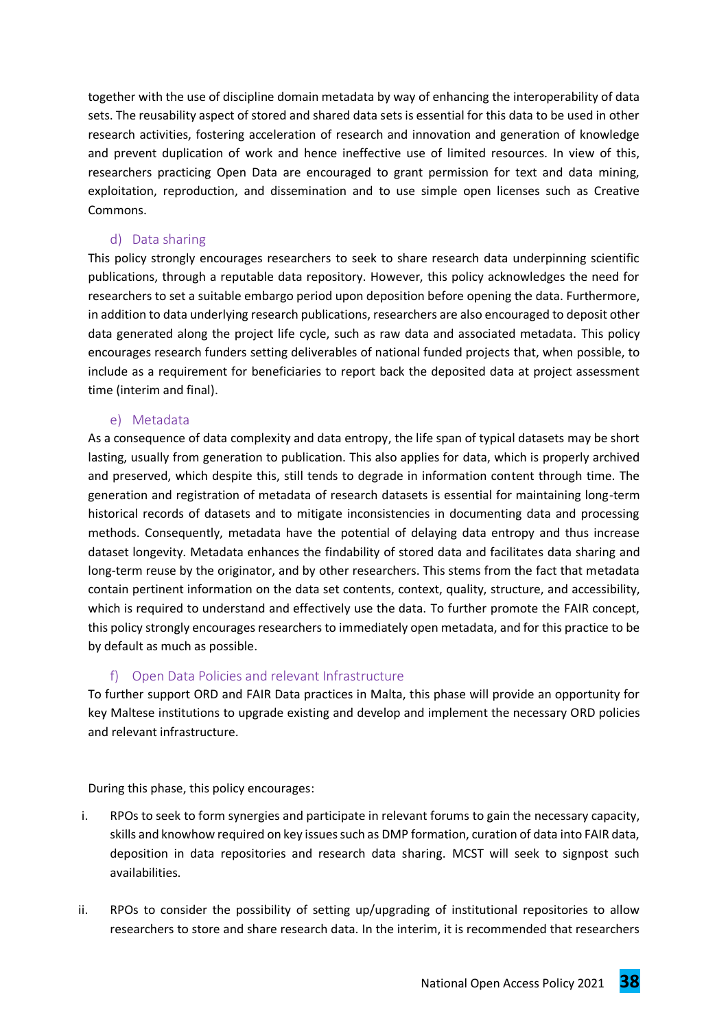together with the use of discipline domain metadata by way of enhancing the interoperability of data sets. The reusability aspect of stored and shared data sets is essential for this data to be used in other research activities, fostering acceleration of research and innovation and generation of knowledge and prevent duplication of work and hence ineffective use of limited resources. In view of this, researchers practicing Open Data are encouraged to grant permission for text and data mining, exploitation, reproduction, and dissemination and to use simple open licenses such as Creative Commons.

### d) Data sharing

This policy strongly encourages researchers to seek to share research data underpinning scientific publications, through a reputable data repository. However, this policy acknowledges the need for researchers to set a suitable embargo period upon deposition before opening the data. Furthermore, in addition to data underlying research publications, researchers are also encouraged to deposit other data generated along the project life cycle, such as raw data and associated metadata. This policy encourages research funders setting deliverables of national funded projects that, when possible, to include as a requirement for beneficiaries to report back the deposited data at project assessment time (interim and final).

### e) Metadata

As a consequence of data complexity and data entropy, the life span of typical datasets may be short lasting, usually from generation to publication. This also applies for data, which is properly archived and preserved, which despite this, still tends to degrade in information content through time. The generation and registration of metadata of research datasets is essential for maintaining long-term historical records of datasets and to mitigate inconsistencies in documenting data and processing methods. Consequently, metadata have the potential of delaying data entropy and thus increase dataset longevity. Metadata enhances the findability of stored data and facilitates data sharing and long-term reuse by the originator, and by other researchers. This stems from the fact that metadata contain pertinent information on the data set contents, context, quality, structure, and accessibility, which is required to understand and effectively use the data. To further promote the FAIR concept, this policy strongly encourages researchers to immediately open metadata, and for this practice to be by default as much as possible.

### f) Open Data Policies and relevant Infrastructure

To further support ORD and FAIR Data practices in Malta, this phase will provide an opportunity for key Maltese institutions to upgrade existing and develop and implement the necessary ORD policies and relevant infrastructure.

During this phase, this policy encourages:

i. RPOs to seek to form synergies and participate in relevant forums to gain the necessary capacity, skills and knowhow required on key issues such as DMP formation, curation of data into FAIR data, deposition in data repositories and research data sharing. MCST will seek to signpost such availabilities.

ii. RPOs to consider the possibility of setting up/upgrading of institutional repositories to allow researchers to store and share research data. In the interim, it is recommended that researchers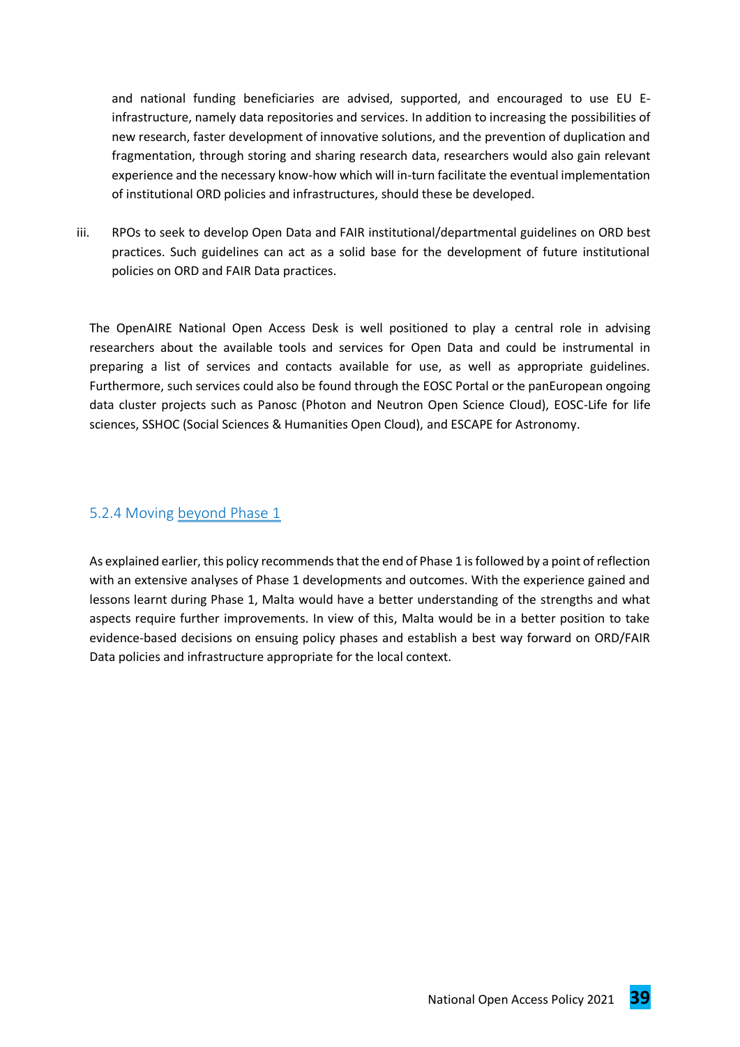and national funding beneficiaries are advised, supported, and encouraged to use EU E-infrastructure, namely data repositories and services. In addition to increasing the possibilities of new research, faster development of innovative solutions, and the prevention of duplication and fragmentation, through storing and sharing research data, researchers would also gain relevant experience and the necessary know-how which will in-turn facilitate the eventual implementation of institutional ORD policies and infrastructures, should these be developed.

iii. RPOs to seek to develop Open Data and FAIR institutional/departmental guidelines on ORD best practices. Such guidelines can act as a solid base for the development of future institutional policies on ORD and FAIR Data practices.

The OpenAIRE National Open Access Desk is well positioned to play a central role in advising researchers about the available tools and services for Open Data and could be instrumental in preparing a list of services and contacts available for use, as well as appropriate guidelines. Furthermore, such services could also be found through the EOSC Portal or the panEuropean ongoing data cluster projects such as Panosc (Photon and Neutron Open Science Cloud), EOSC-Life for life sciences, SSHOC (Social Sciences & Humanities Open Cloud), and ESCAPE for Astronomy.

### 5.2.4 Moving beyond Phase 1

As explained earlier, this policy recommends that the end of Phase 1 is followed by a point of reflection with an extensive analyses of Phase 1 developments and outcomes. With the experience gained and lessons learnt during Phase 1, Malta would have a better understanding of the strengths and what aspects require further improvements. In view of this, Malta would be in a better position to take evidence-based decisions on ensuing policy phases and establish a best way forward on ORD/FAIR Data policies and infrastructure appropriate for the local context.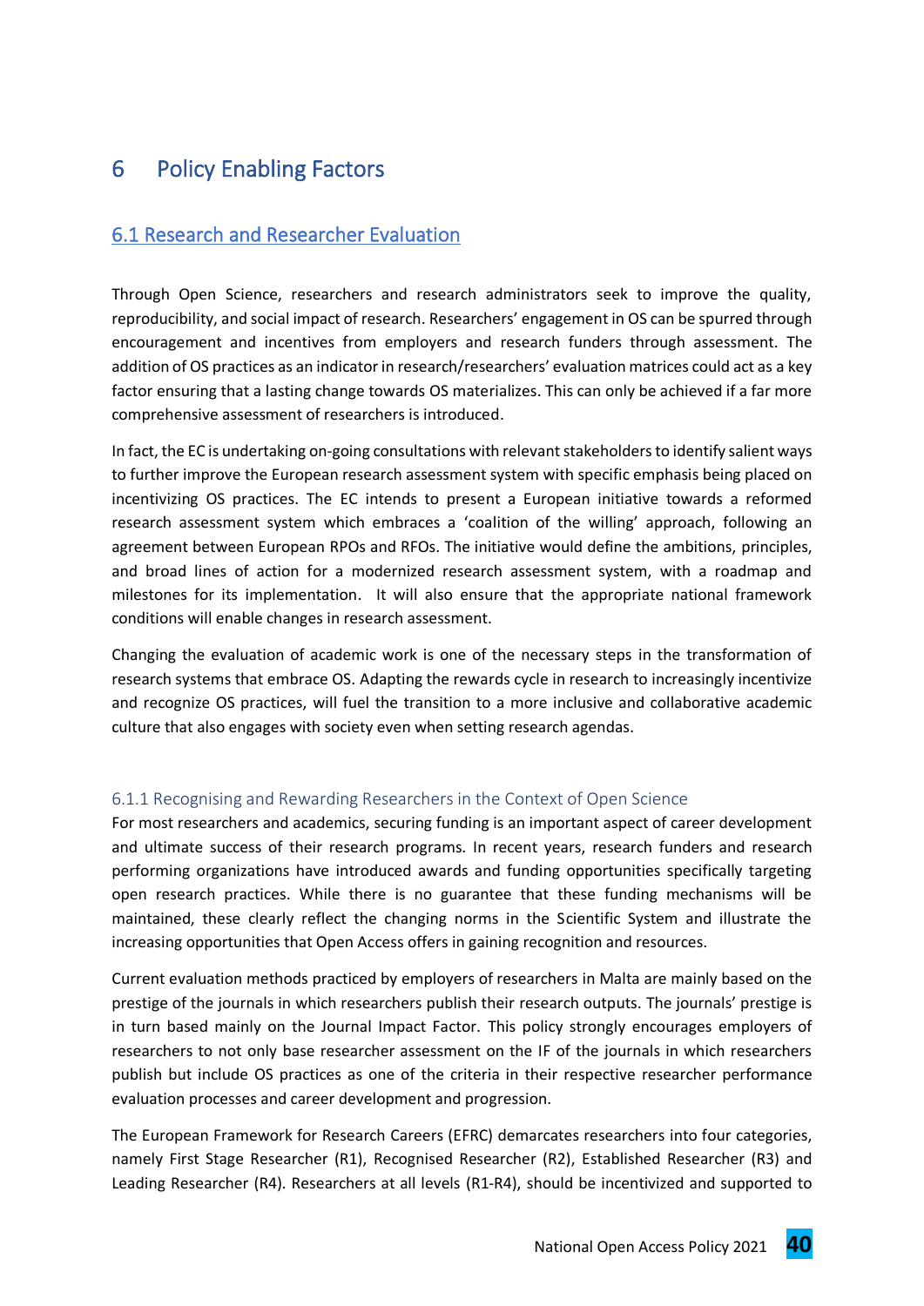# 6 Policy Enabling Factors

## 6.1 Research and Researcher Evaluation

Through Open Science, researchers and research administrators seek to improve the quality, reproducibility, and social impact of research. Researchers' engagement in OS can be spurred through encouragement and incentives from employers and research funders through assessment. The addition of OS practices as an indicator in research/researchers' evaluation matrices could act as a key factor ensuring that a lasting change towards OS materializes. This can only be achieved if a far more comprehensive assessment of researchers is introduced.

In fact, the EC is undertaking on-going consultations with relevant stakeholders to identify salient ways to further improve the European research assessment system with specific emphasis being placed on incentivizing OS practices. The EC intends to present a European initiative towards a reformed research assessment system which embraces a 'coalition of the willing' approach, following an agreement between European RPOs and RFOs. The initiative would define the ambitions, principles, and broad lines of action for a modernized research assessment system, with a roadmap and milestones for its implementation. It will also ensure that the appropriate national framework conditions will enable changes in research assessment.

Changing the evaluation of academic work is one of the necessary steps in the transformation of research systems that embrace OS. Adapting the rewards cycle in research to increasingly incentivize and recognize OS practices, will fuel the transition to a more inclusive and collaborative academic culture that also engages with society even when setting research agendas.

### 6.1.1 Recognising and Rewarding Researchers in the Context of Open Science

For most researchers and academics, securing funding is an important aspect of career development and ultimate success of their research programs. In recent years, research funders and research performing organizations have introduced awards and funding opportunities specifically targeting open research practices. While there is no guarantee that these funding mechanisms will be maintained, these clearly reflect the changing norms in the Scientific System and illustrate the increasing opportunities that Open Access offers in gaining recognition and resources.

Current evaluation methods practiced by employers of researchers in Malta are mainly based on the prestige of the journals in which researchers publish their research outputs. The journals' prestige is in turn based mainly on the Journal Impact Factor. This policy strongly encourages employers of researchers to not only base researcher assessment on the IF of the journals in which researchers publish but include OS practices as one of the criteria in their respective researcher performance evaluation processes and career development and progression.

The European Framework for Research Careers (EFRC) demarcates researchers into four categories, namely First Stage Researcher (R1), Recognised Researcher (R2), Established Researcher (R3) and Leading Researcher (R4). Researchers at all levels (R1-R4), should be incentivized and supported to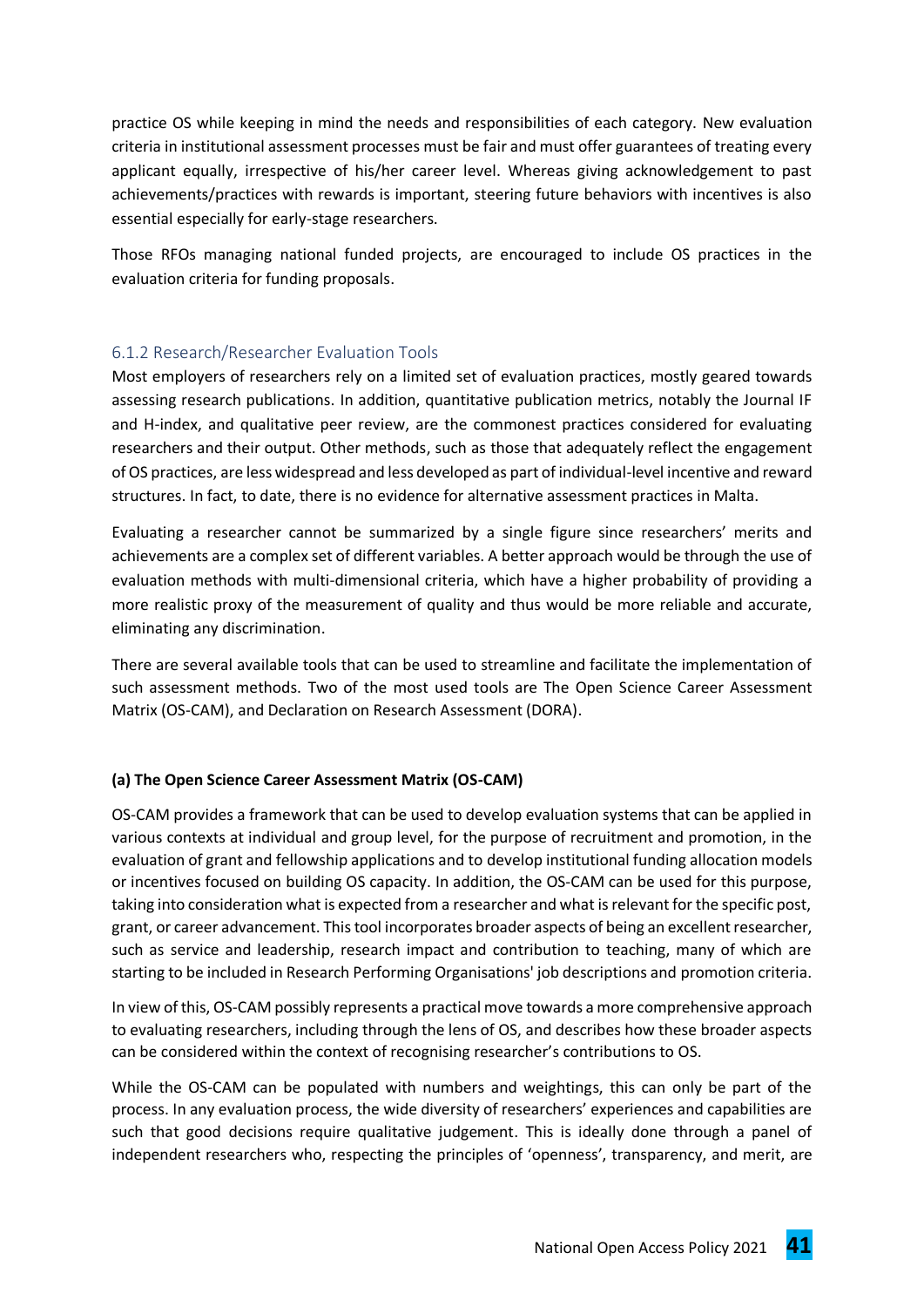practice OS while keeping in mind the needs and responsibilities of each category. New evaluation criteria in institutional assessment processes must be fair and must offer guarantees of treating every applicant equally, irrespective of his/her career level. Whereas giving acknowledgement to past achievements/practices with rewards is important, steering future behaviors with incentives is also essential especially for early-stage researchers.

Those RFOs managing national funded projects, are encouraged to include OS practices in the evaluation criteria for funding proposals.

### 6.1.2 Research/Researcher Evaluation Tools

Most employers of researchers rely on a limited set of evaluation practices, mostly geared towards assessing research publications. In addition, quantitative publication metrics, notably the Journal IF and H-index, and qualitative peer review, are the commonest practices considered for evaluating researchers and their output. Other methods, such as those that adequately reflect the engagement of OS practices, are less widespread and less developed as part of individual-level incentive and reward structures. In fact, to date, there is no evidence for alternative assessment practices in Malta.

Evaluating a researcher cannot be summarized by a single figure since researchers' merits and achievements are a complex set of different variables. A better approach would be through the use of evaluation methods with multi-dimensional criteria, which have a higher probability of providing a more realistic proxy of the measurement of quality and thus would be more reliable and accurate, eliminating any discrimination.

There are several available tools that can be used to streamline and facilitate the implementation of such assessment methods. Two of the most used tools are The Open Science Career Assessment Matrix (OS-CAM), and Declaration on Research Assessment (DORA).

**(a) The Open Science Career Assessment Matrix (OS-CAM)**

OS-CAM provides a framework that can be used to develop evaluation systems that can be applied in various contexts at individual and group level, for the purpose of recruitment and promotion, in the evaluation of grant and fellowship applications and to develop institutional funding allocation models or incentives focused on building OS capacity. In addition, the OS-CAM can be used for this purpose, taking into consideration what is expected from a researcher and what is relevant for the specific post, grant, or career advancement. This tool incorporates broader aspects of being an excellent researcher, such as service and leadership, research impact and contribution to teaching, many of which are starting to be included in Research Performing Organisations' job descriptions and promotion criteria.

In view of this, OS-CAM possibly represents a practical move towards a more comprehensive approach to evaluating researchers, including through the lens of OS, and describes how these broader aspects can be considered within the context of recognising researcher's contributions to OS.

While the OS-CAM can be populated with numbers and weightings, this can only be part of the process. In any evaluation process, the wide diversity of researchers' experiences and capabilities are such that good decisions require qualitative judgement. This is ideally done through a panel of independent researchers who, respecting the principles of 'openness', transparency, and merit, are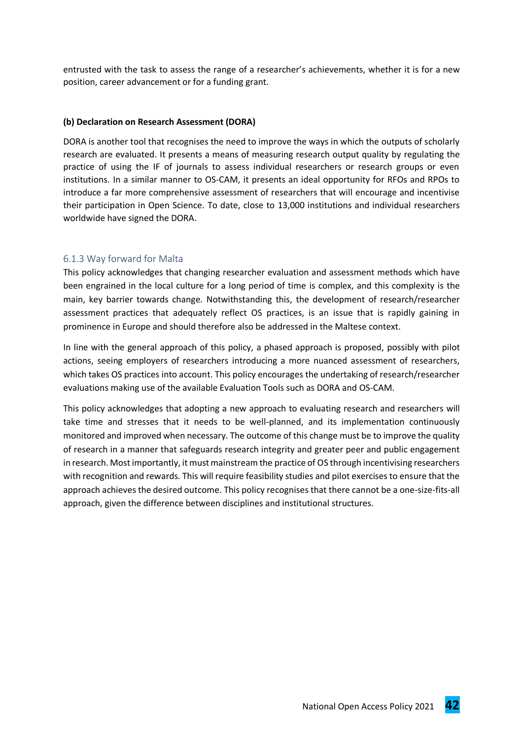entrusted with the task to assess the range of a researcher's achievements, whether it is for a new position, career advancement or for a funding grant.

**(b) Declaration on Research Assessment (DORA)**

DORA is another tool that recognises the need to improve the ways in which the outputs of scholarly research are evaluated. It presents a means of measuring research output quality by regulating the practice of using the IF of journals to assess individual researchers or research groups or even institutions. In a similar manner to OS-CAM, it presents an ideal opportunity for RFOs and RPOs to introduce a far more comprehensive assessment of researchers that will encourage and incentivise their participation in Open Science. To date, close to 13,000 institutions and individual researchers worldwide have signed the DORA.

### 6.1.3 Way forward for Malta

This policy acknowledges that changing researcher evaluation and assessment methods which have been engrained in the local culture for a long period of time is complex, and this complexity is the main, key barrier towards change. Notwithstanding this, the development of research/researcher assessment practices that adequately reflect OS practices, is an issue that is rapidly gaining in prominence in Europe and should therefore also be addressed in the Maltese context.

In line with the general approach of this policy, a phased approach is proposed, possibly with pilot actions, seeing employers of researchers introducing a more nuanced assessment of researchers, which takes OS practices into account. This policy encourages the undertaking of research/researcher evaluations making use of the available Evaluation Tools such as DORA and OS-CAM.

This policy acknowledges that adopting a new approach to evaluating research and researchers will take time and stresses that it needs to be well-planned, and its implementation continuously monitored and improved when necessary. The outcome of this change must be to improve the quality of research in a manner that safeguards research integrity and greater peer and public engagement in research. Most importantly, it must mainstream the practice of OS through incentivising researchers with recognition and rewards. This will require feasibility studies and pilot exercises to ensure that the approach achieves the desired outcome. This policy recognises that there cannot be a one-size-fits-all approach, given the difference between disciplines and institutional structures.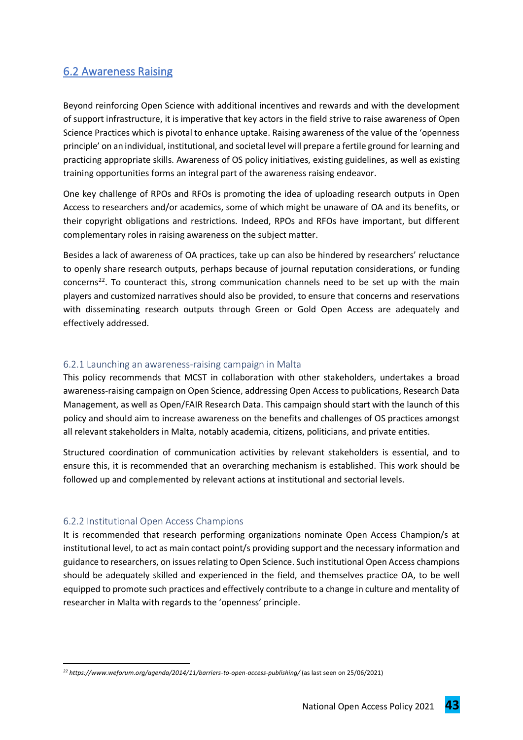## 6.2 Awareness Raising

Beyond reinforcing Open Science with additional incentives and rewards and with the development of support infrastructure, it is imperative that key actors in the field strive to raise awareness of Open Science Practices which is pivotal to enhance uptake. Raising awareness of the value of the 'openness principle' on an individual, institutional, and societal level will prepare a fertile ground for learning and practicing appropriate skills. Awareness of OS policy initiatives, existing guidelines, as well as existing training opportunities forms an integral part of the awareness raising endeavor.

One key challenge of RPOs and RFOs is promoting the idea of uploading research outputs in Open Access to researchers and/or academics, some of which might be unaware of OA and its benefits, or their copyright obligations and restrictions. Indeed, RPOs and RFOs have important, but different complementary roles in raising awareness on the subject matter.

Besides a lack of awareness of OA practices, take up can also be hindered by researchers' reluctance to openly share research outputs, perhaps because of journal reputation considerations, or funding concerns[22]. To counteract this, strong communication channels need to be set up with the main players and customized narratives should also be provided, to ensure that concerns and reservations with disseminating research outputs through Green or Gold Open Access are adequately and effectively addressed.

### 6.2.1 Launching an awareness-raising campaign in Malta

This policy recommends that MCST in collaboration with other stakeholders, undertakes a broad awareness-raising campaign on Open Science, addressing Open Access to publications, Research Data Management, as well as Open/FAIR Research Data. This campaign should start with the launch of this policy and should aim to increase awareness on the benefits and challenges of OS practices amongst all relevant stakeholders in Malta, notably academia, citizens, politicians, and private entities.

Structured coordination of communication activities by relevant stakeholders is essential, and to ensure this, it is recommended that an overarching mechanism is established. This work should be followed up and complemented by relevant actions at institutional and sectorial levels.

### 6.2.2 Institutional Open Access Champions

It is recommended that research performing organizations nominate Open Access Champion/s at institutional level, to act as main contact point/s providing support and the necessary information and guidance to researchers, on issues relating to Open Science. Such institutional Open Access champions should be adequately skilled and experienced in the field, and themselves practice OA, to be well equipped to promote such practices and effectively contribute to a change in culture and mentality of researcher in Malta with regards to the 'openness' principle.

---

[22] *https://www.weforum.org/agenda/2014/11/barriers-to-open-access-publishing/* (as last seen on 25/06/2021)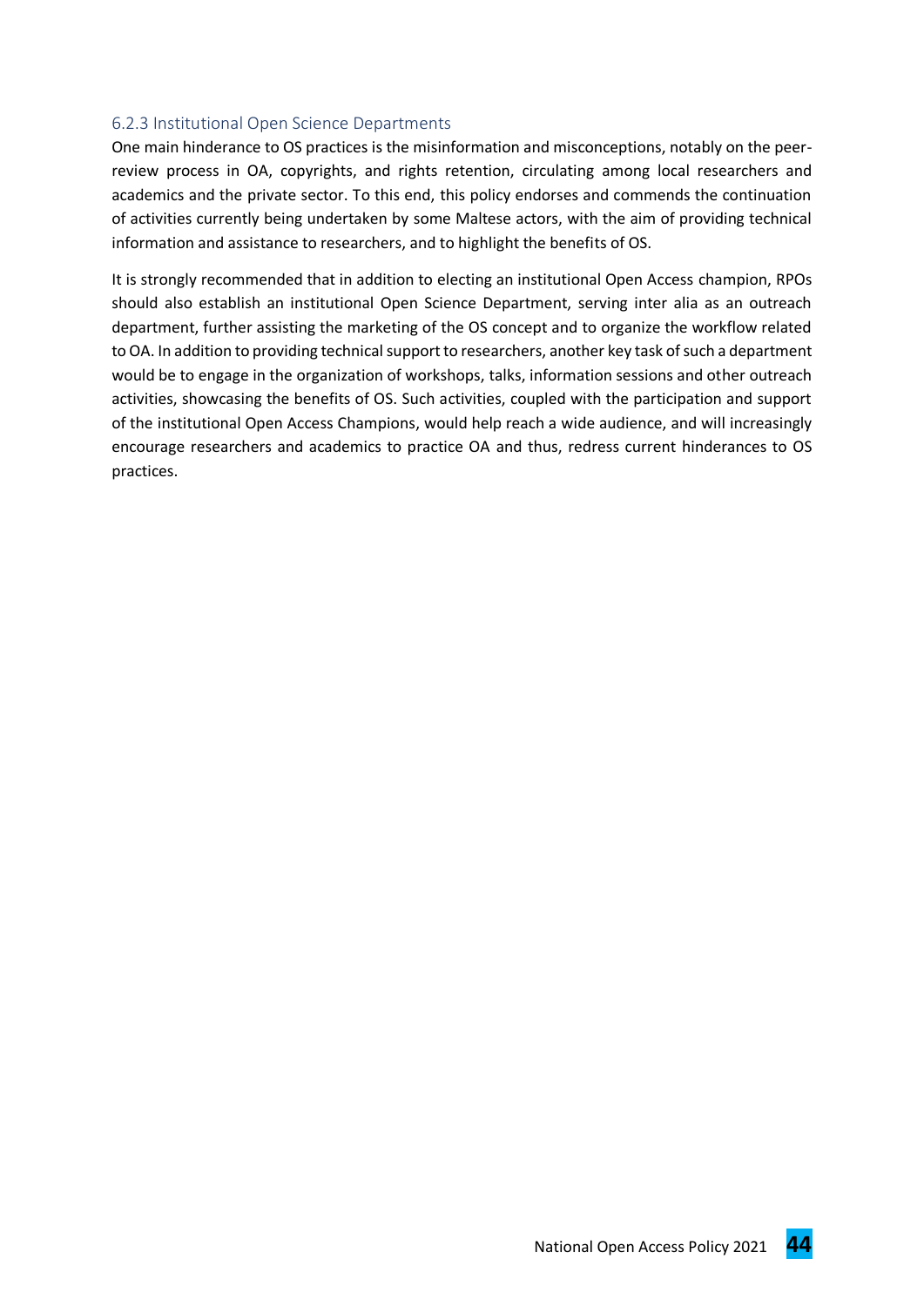### 6.2.3 Institutional Open Science Departments

One main hinderance to OS practices is the misinformation and misconceptions, notably on the peer-review process in OA, copyrights, and rights retention, circulating among local researchers and academics and the private sector. To this end, this policy endorses and commends the continuation of activities currently being undertaken by some Maltese actors, with the aim of providing technical information and assistance to researchers, and to highlight the benefits of OS.

It is strongly recommended that in addition to electing an institutional Open Access champion, RPOs should also establish an institutional Open Science Department, serving inter alia as an outreach department, further assisting the marketing of the OS concept and to organize the workflow related to OA. In addition to providing technical support to researchers, another key task of such a department would be to engage in the organization of workshops, talks, information sessions and other outreach activities, showcasing the benefits of OS. Such activities, coupled with the participation and support of the institutional Open Access Champions, would help reach a wide audience, and will increasingly encourage researchers and academics to practice OA and thus, redress current hinderances to OS practices.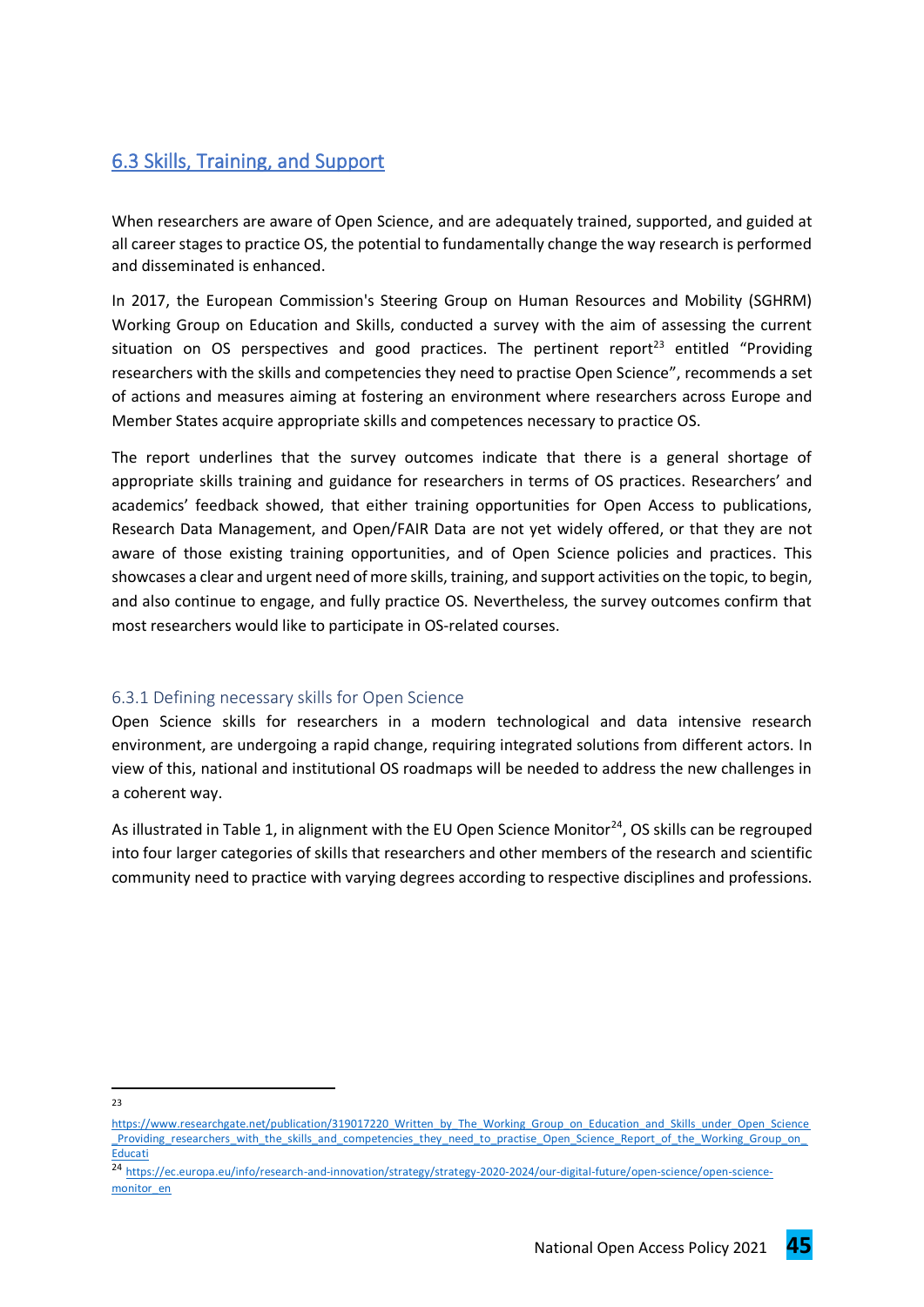## 6.3 Skills, Training, and Support

When researchers are aware of Open Science, and are adequately trained, supported, and guided at all career stages to practice OS, the potential to fundamentally change the way research is performed and disseminated is enhanced.

In 2017, the European Commission's Steering Group on Human Resources and Mobility (SGHRM) Working Group on Education and Skills, conducted a survey with the aim of assessing the current situation on OS perspectives and good practices. The pertinent report[23] entitled "Providing researchers with the skills and competencies they need to practise Open Science", recommends a set of actions and measures aiming at fostering an environment where researchers across Europe and Member States acquire appropriate skills and competences necessary to practice OS.

The report underlines that the survey outcomes indicate that there is a general shortage of appropriate skills training and guidance for researchers in terms of OS practices. Researchers' and academics' feedback showed, that either training opportunities for Open Access to publications, Research Data Management, and Open/FAIR Data are not yet widely offered, or that they are not aware of those existing training opportunities, and of Open Science policies and practices. This showcases a clear and urgent need of more skills, training, and support activities on the topic, to begin, and also continue to engage, and fully practice OS. Nevertheless, the survey outcomes confirm that most researchers would like to participate in OS-related courses.

### 6.3.1 Defining necessary skills for Open Science

Open Science skills for researchers in a modern technological and data intensive research environment, are undergoing a rapid change, requiring integrated solutions from different actors. In view of this, national and institutional OS roadmaps will be needed to address the new challenges in a coherent way.

As illustrated in Table 1, in alignment with the EU Open Science Monitor[24], OS skills can be regrouped into four larger categories of skills that researchers and other members of the research and scientific community need to practice with varying degrees according to respective disciplines and professions.

---

[23] https://www.researchgate.net/publication/319017220_Written_by_The_Working_Group_on_Education_and_Skills_under_Open_Science_Providing_researchers_with_the_skills_and_competencies_they_need_to_practise_Open_Science_Report_of_the_Working_Group_on_Educati

[24] https://ec.europa.eu/info/research-and-innovation/strategy/strategy-2020-2024/our-digital-future/open-science/open-science-monitor_en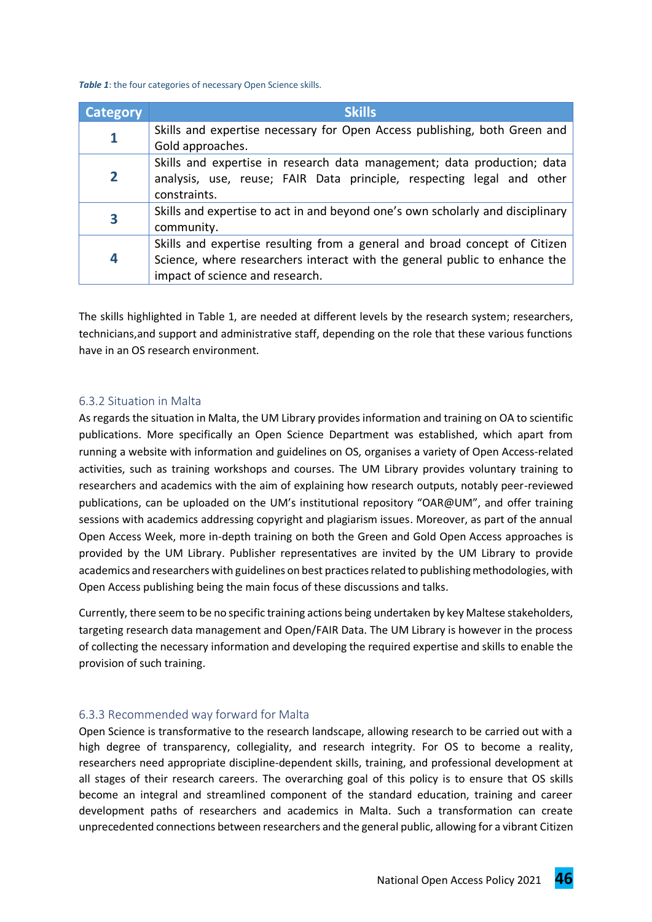***Table 1***: the four categories of necessary Open Science skills.

| Category | Skills |
|---|---|
| 1 | Skills and expertise necessary for Open Access publishing, both Green and Gold approaches. |
| 2 | Skills and expertise in research data management; data production; data analysis, use, reuse; FAIR Data principle, respecting legal and other constraints. |
| 3 | Skills and expertise to act in and beyond one's own scholarly and disciplinary community. |
| 4 | Skills and expertise resulting from a general and broad concept of Citizen Science, where researchers interact with the general public to enhance the impact of science and research. |

The skills highlighted in Table 1, are needed at different levels by the research system; researchers, technicians,and support and administrative staff, depending on the role that these various functions have in an OS research environment.

### 6.3.2 Situation in Malta

As regards the situation in Malta, the UM Library provides information and training on OA to scientific publications. More specifically an Open Science Department was established, which apart from running a website with information and guidelines on OS, organises a variety of Open Access-related activities, such as training workshops and courses. The UM Library provides voluntary training to researchers and academics with the aim of explaining how research outputs, notably peer-reviewed publications, can be uploaded on the UM's institutional repository "OAR@UM", and offer training sessions with academics addressing copyright and plagiarism issues. Moreover, as part of the annual Open Access Week, more in-depth training on both the Green and Gold Open Access approaches is provided by the UM Library. Publisher representatives are invited by the UM Library to provide academics and researchers with guidelines on best practices related to publishing methodologies, with Open Access publishing being the main focus of these discussions and talks.

Currently, there seem to be no specific training actions being undertaken by key Maltese stakeholders, targeting research data management and Open/FAIR Data. The UM Library is however in the process of collecting the necessary information and developing the required expertise and skills to enable the provision of such training.

### 6.3.3 Recommended way forward for Malta

Open Science is transformative to the research landscape, allowing research to be carried out with a high degree of transparency, collegiality, and research integrity. For OS to become a reality, researchers need appropriate discipline-dependent skills, training, and professional development at all stages of their research careers. The overarching goal of this policy is to ensure that OS skills become an integral and streamlined component of the standard education, training and career development paths of researchers and academics in Malta. Such a transformation can create unprecedented connections between researchers and the general public, allowing for a vibrant Citizen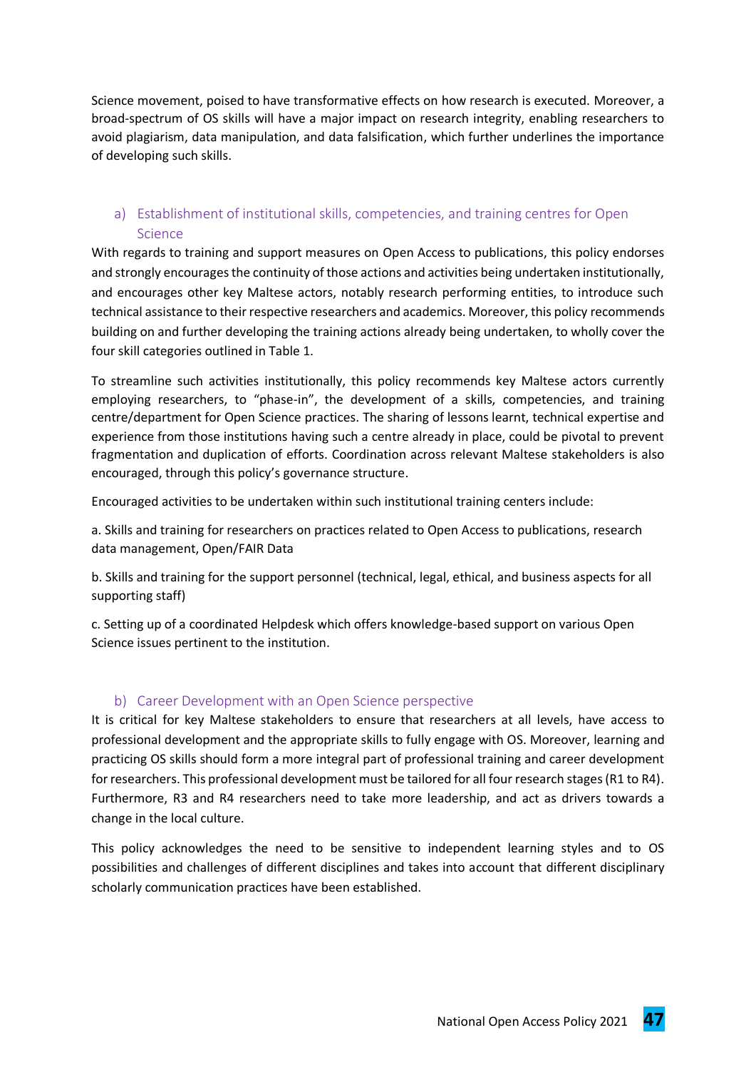Science movement, poised to have transformative effects on how research is executed. Moreover, a broad-spectrum of OS skills will have a major impact on research integrity, enabling researchers to avoid plagiarism, data manipulation, and data falsification, which further underlines the importance of developing such skills.

### a) Establishment of institutional skills, competencies, and training centres for Open Science

With regards to training and support measures on Open Access to publications, this policy endorses and strongly encourages the continuity of those actions and activities being undertaken institutionally, and encourages other key Maltese actors, notably research performing entities, to introduce such technical assistance to their respective researchers and academics. Moreover, this policy recommends building on and further developing the training actions already being undertaken, to wholly cover the four skill categories outlined in Table 1.

To streamline such activities institutionally, this policy recommends key Maltese actors currently employing researchers, to "phase-in", the development of a skills, competencies, and training centre/department for Open Science practices. The sharing of lessons learnt, technical expertise and experience from those institutions having such a centre already in place, could be pivotal to prevent fragmentation and duplication of efforts. Coordination across relevant Maltese stakeholders is also encouraged, through this policy's governance structure.

Encouraged activities to be undertaken within such institutional training centers include:

a. Skills and training for researchers on practices related to Open Access to publications, research data management, Open/FAIR Data

b. Skills and training for the support personnel (technical, legal, ethical, and business aspects for all supporting staff)

c. Setting up of a coordinated Helpdesk which offers knowledge-based support on various Open Science issues pertinent to the institution.

### b) Career Development with an Open Science perspective

It is critical for key Maltese stakeholders to ensure that researchers at all levels, have access to professional development and the appropriate skills to fully engage with OS. Moreover, learning and practicing OS skills should form a more integral part of professional training and career development for researchers. This professional development must be tailored for all four research stages (R1 to R4). Furthermore, R3 and R4 researchers need to take more leadership, and act as drivers towards a change in the local culture.

This policy acknowledges the need to be sensitive to independent learning styles and to OS possibilities and challenges of different disciplines and takes into account that different disciplinary scholarly communication practices have been established.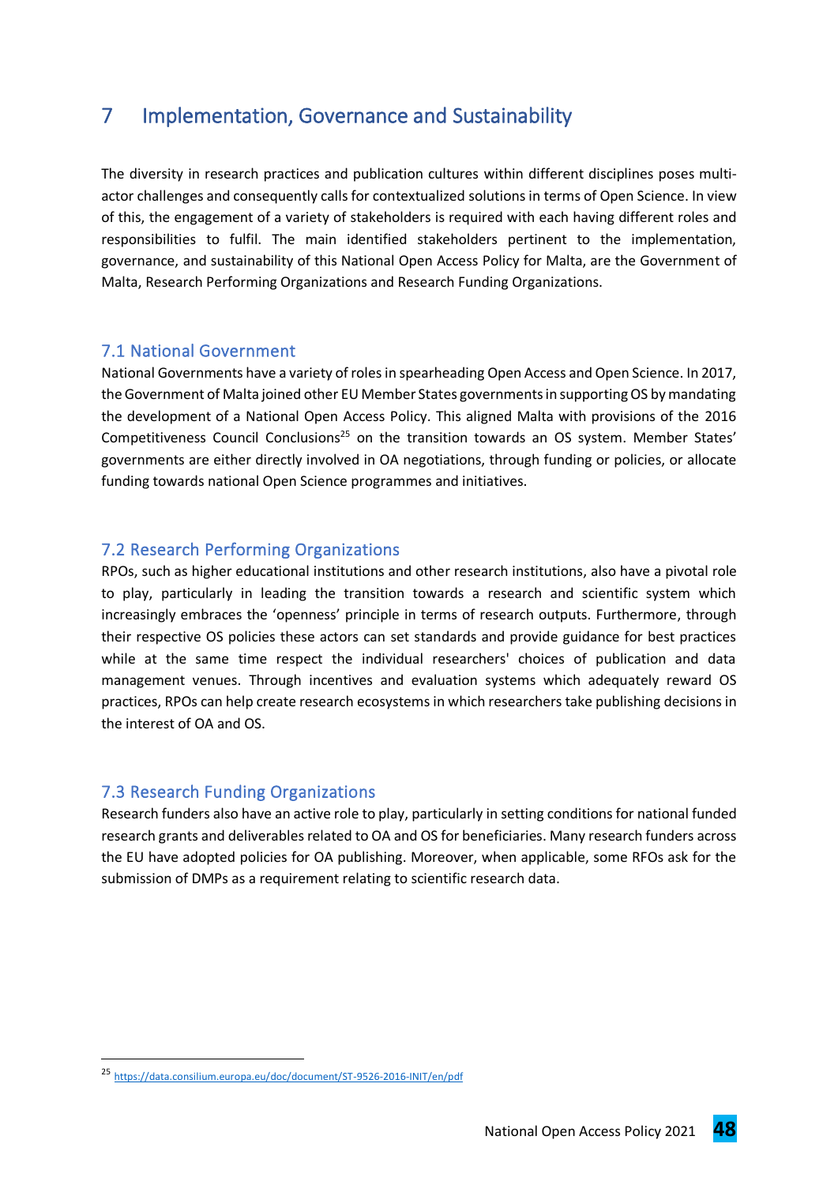# 7 Implementation, Governance and Sustainability

The diversity in research practices and publication cultures within different disciplines poses multi-actor challenges and consequently calls for contextualized solutions in terms of Open Science. In view of this, the engagement of a variety of stakeholders is required with each having different roles and responsibilities to fulfil. The main identified stakeholders pertinent to the implementation, governance, and sustainability of this National Open Access Policy for Malta, are the Government of Malta, Research Performing Organizations and Research Funding Organizations.

## 7.1 National Government

National Governments have a variety of roles in spearheading Open Access and Open Science. In 2017, the Government of Malta joined other EU Member States governments in supporting OS by mandating the development of a National Open Access Policy. This aligned Malta with provisions of the 2016 Competitiveness Council Conclusions[25] on the transition towards an OS system. Member States' governments are either directly involved in OA negotiations, through funding or policies, or allocate funding towards national Open Science programmes and initiatives.

## 7.2 Research Performing Organizations

RPOs, such as higher educational institutions and other research institutions, also have a pivotal role to play, particularly in leading the transition towards a research and scientific system which increasingly embraces the 'openness' principle in terms of research outputs. Furthermore, through their respective OS policies these actors can set standards and provide guidance for best practices while at the same time respect the individual researchers' choices of publication and data management venues. Through incentives and evaluation systems which adequately reward OS practices, RPOs can help create research ecosystems in which researchers take publishing decisions in the interest of OA and OS.

## 7.3 Research Funding Organizations

Research funders also have an active role to play, particularly in setting conditions for national funded research grants and deliverables related to OA and OS for beneficiaries. Many research funders across the EU have adopted policies for OA publishing. Moreover, when applicable, some RFOs ask for the submission of DMPs as a requirement relating to scientific research data.

---

[25] https://data.consilium.europa.eu/doc/document/ST-9526-2016-INIT/en/pdf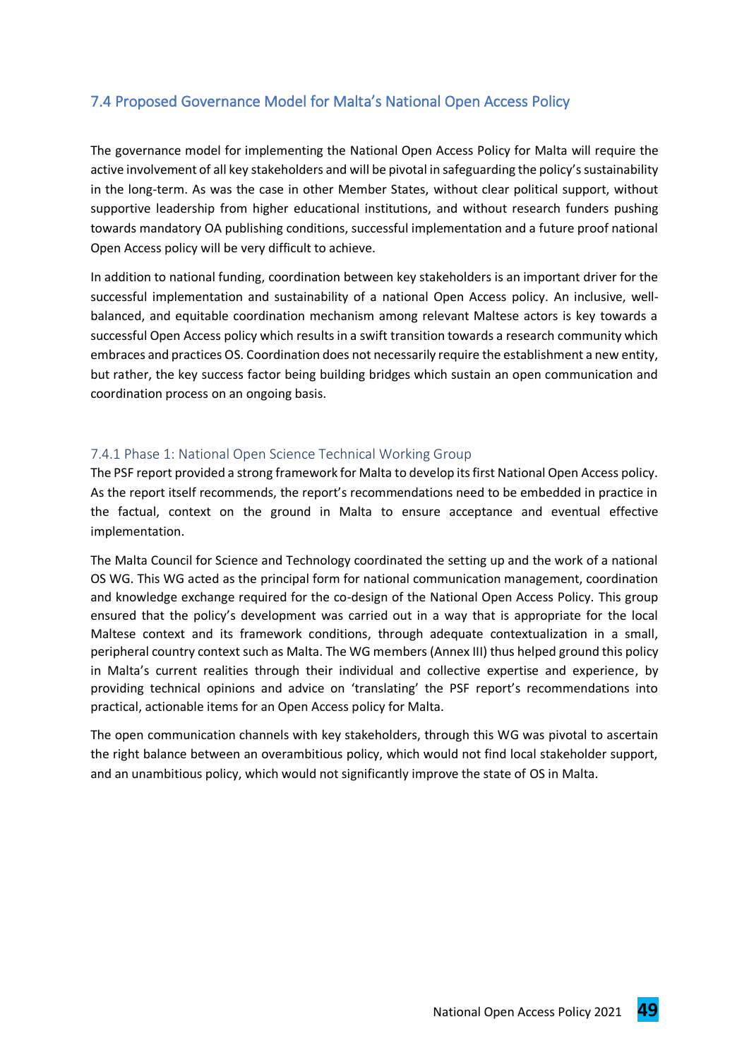## 7.4 Proposed Governance Model for Malta's National Open Access Policy

The governance model for implementing the National Open Access Policy for Malta will require the active involvement of all key stakeholders and will be pivotal in safeguarding the policy's sustainability in the long-term. As was the case in other Member States, without clear political support, without supportive leadership from higher educational institutions, and without research funders pushing towards mandatory OA publishing conditions, successful implementation and a future proof national Open Access policy will be very difficult to achieve.

In addition to national funding, coordination between key stakeholders is an important driver for the successful implementation and sustainability of a national Open Access policy. An inclusive, well-balanced, and equitable coordination mechanism among relevant Maltese actors is key towards a successful Open Access policy which results in a swift transition towards a research community which embraces and practices OS. Coordination does not necessarily require the establishment a new entity, but rather, the key success factor being building bridges which sustain an open communication and coordination process on an ongoing basis.

### 7.4.1 Phase 1: National Open Science Technical Working Group

The PSF report provided a strong framework for Malta to develop its first National Open Access policy. As the report itself recommends, the report's recommendations need to be embedded in practice in the factual, context on the ground in Malta to ensure acceptance and eventual effective implementation.

The Malta Council for Science and Technology coordinated the setting up and the work of a national OS WG. This WG acted as the principal form for national communication management, coordination and knowledge exchange required for the co-design of the National Open Access Policy. This group ensured that the policy's development was carried out in a way that is appropriate for the local Maltese context and its framework conditions, through adequate contextualization in a small, peripheral country context such as Malta. The WG members (Annex III) thus helped ground this policy in Malta's current realities through their individual and collective expertise and experience, by providing technical opinions and advice on 'translating' the PSF report's recommendations into practical, actionable items for an Open Access policy for Malta.

The open communication channels with key stakeholders, through this WG was pivotal to ascertain the right balance between an overambitious policy, which would not find local stakeholder support, and an unambitious policy, which would not significantly improve the state of OS in Malta.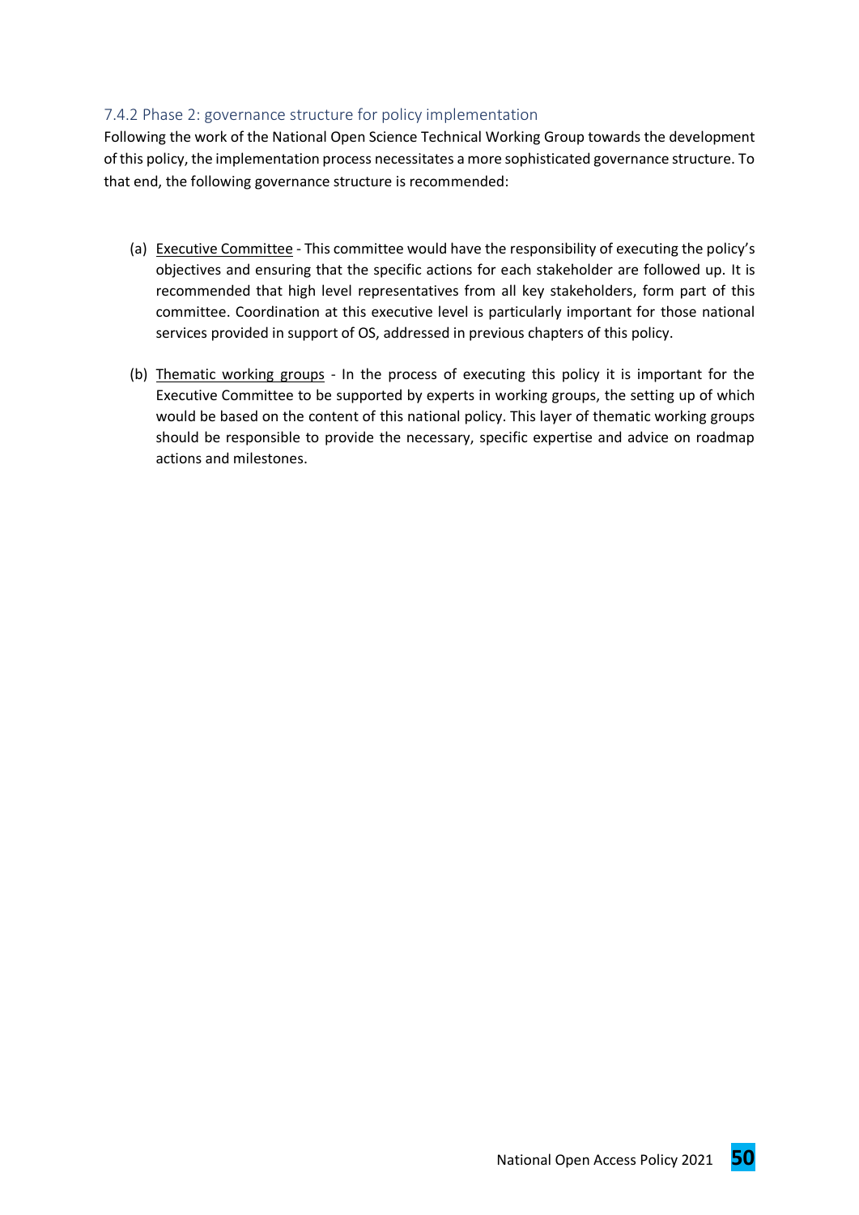### 7.4.2 Phase 2: governance structure for policy implementation

Following the work of the National Open Science Technical Working Group towards the development of this policy, the implementation process necessitates a more sophisticated governance structure. To that end, the following governance structure is recommended:

(a) Executive Committee - This committee would have the responsibility of executing the policy's objectives and ensuring that the specific actions for each stakeholder are followed up. It is recommended that high level representatives from all key stakeholders, form part of this committee. Coordination at this executive level is particularly important for those national services provided in support of OS, addressed in previous chapters of this policy.

(b) Thematic working groups - In the process of executing this policy it is important for the Executive Committee to be supported by experts in working groups, the setting up of which would be based on the content of this national policy. This layer of thematic working groups should be responsible to provide the necessary, specific expertise and advice on roadmap actions and milestones.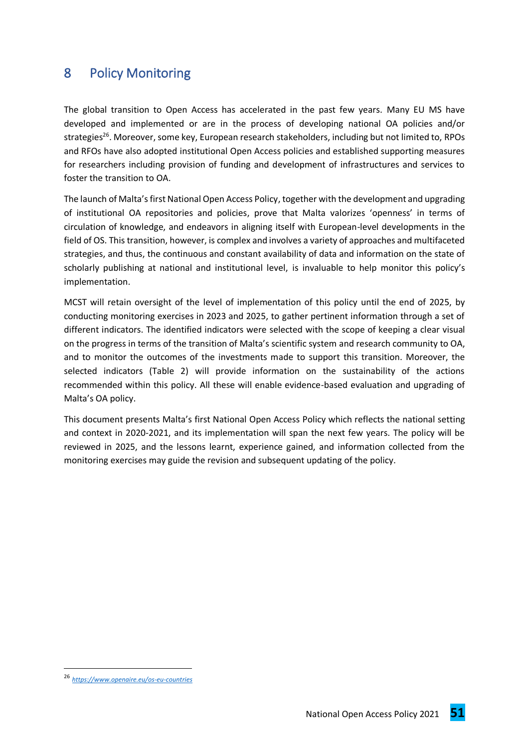# 8 Policy Monitoring

The global transition to Open Access has accelerated in the past few years. Many EU MS have developed and implemented or are in the process of developing national OA policies and/or strategies[26]. Moreover, some key, European research stakeholders, including but not limited to, RPOs and RFOs have also adopted institutional Open Access policies and established supporting measures for researchers including provision of funding and development of infrastructures and services to foster the transition to OA.

The launch of Malta's first National Open Access Policy, together with the development and upgrading of institutional OA repositories and policies, prove that Malta valorizes 'openness' in terms of circulation of knowledge, and endeavors in aligning itself with European-level developments in the field of OS. This transition, however, is complex and involves a variety of approaches and multifaceted strategies, and thus, the continuous and constant availability of data and information on the state of scholarly publishing at national and institutional level, is invaluable to help monitor this policy's implementation.

MCST will retain oversight of the level of implementation of this policy until the end of 2025, by conducting monitoring exercises in 2023 and 2025, to gather pertinent information through a set of different indicators. The identified indicators were selected with the scope of keeping a clear visual on the progress in terms of the transition of Malta's scientific system and research community to OA, and to monitor the outcomes of the investments made to support this transition. Moreover, the selected indicators (Table 2) will provide information on the sustainability of the actions recommended within this policy. All these will enable evidence-based evaluation and upgrading of Malta's OA policy.

This document presents Malta's first National Open Access Policy which reflects the national setting and context in 2020-2021, and its implementation will span the next few years. The policy will be reviewed in 2025, and the lessons learnt, experience gained, and information collected from the monitoring exercises may guide the revision and subsequent updating of the policy.

---

[26] *https://www.openaire.eu/os-eu-countries*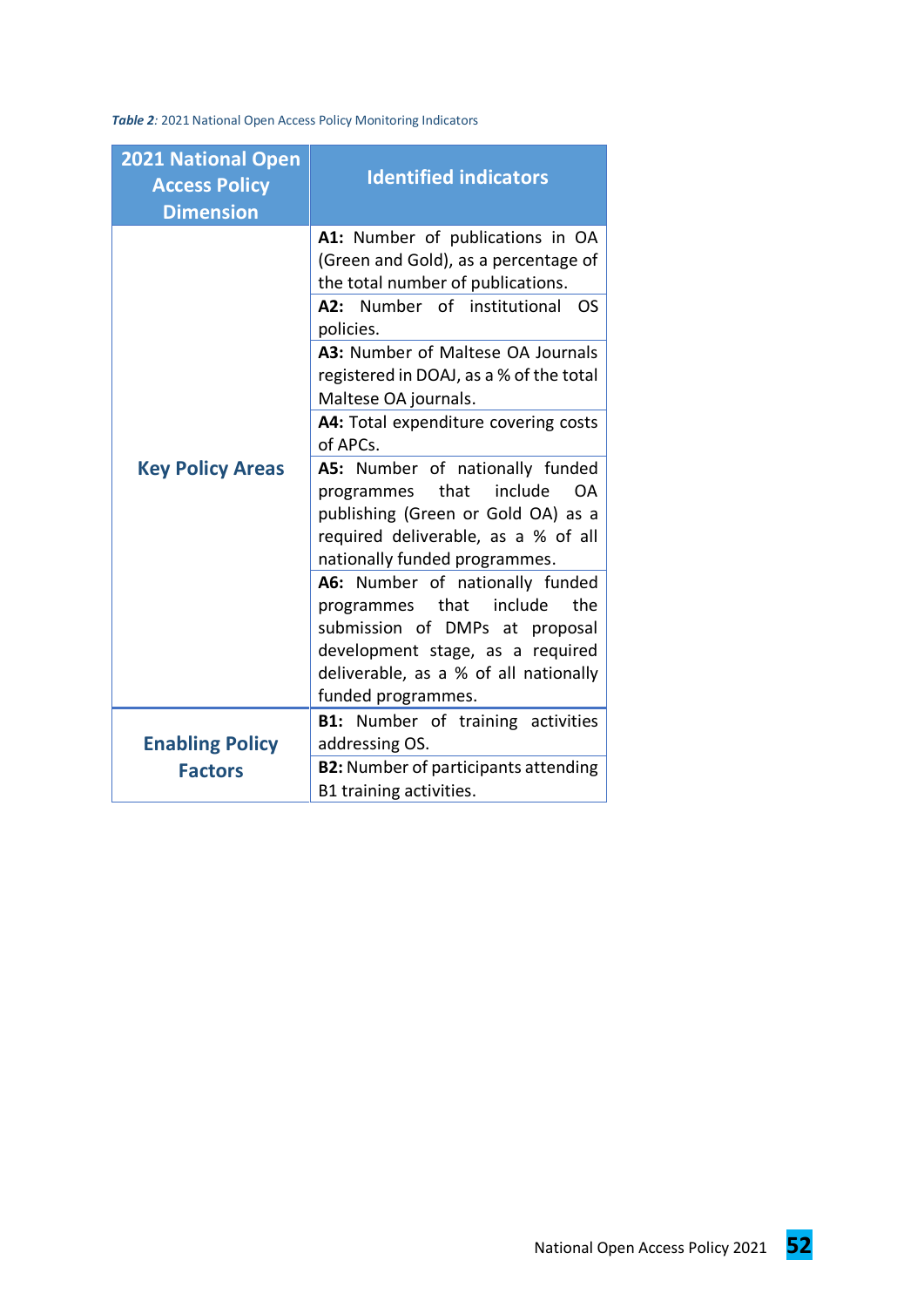***Table 2**: 2021 National Open Access Policy Monitoring Indicators*

| 2021 National Open Access Policy Dimension | Identified indicators |
|---|---|
| Key Policy Areas | **A1:** Number of publications in OA (Green and Gold), as a percentage of the total number of publications. |
| | **A2:** Number of institutional OS policies. |
| | **A3:** Number of Maltese OA Journals registered in DOAJ, as a % of the total Maltese OA journals. |
| | **A4:** Total expenditure covering costs of APCs. |
| | **A5:** Number of nationally funded programmes that include OA publishing (Green or Gold OA) as a required deliverable, as a % of all nationally funded programmes. |
| | **A6:** Number of nationally funded programmes that include the submission of DMPs at proposal development stage, as a required deliverable, as a % of all nationally funded programmes. |
| Enabling Policy Factors | **B1:** Number of training activities addressing OS. |
| | **B2:** Number of participants attending B1 training activities. |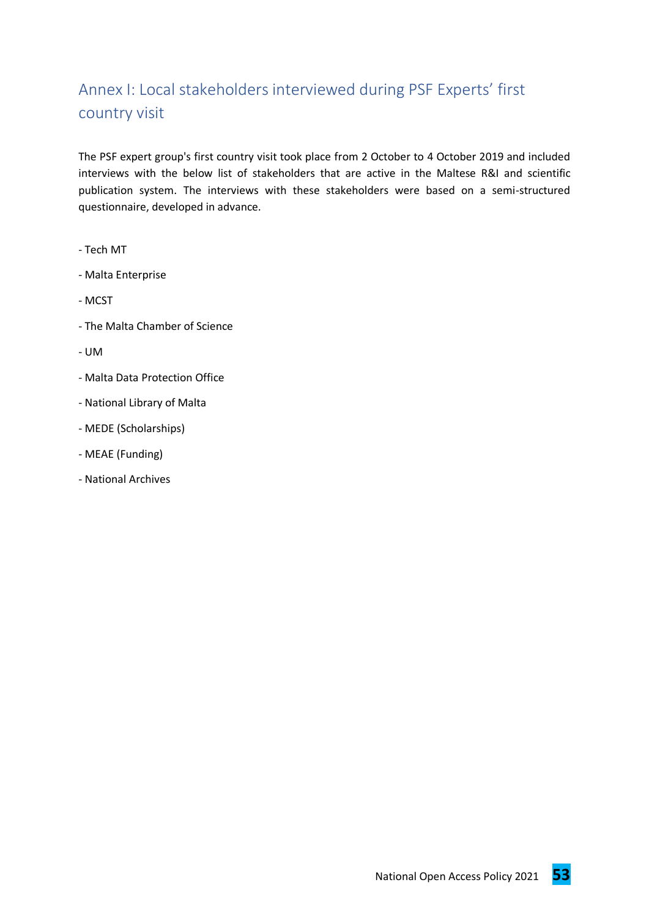# Annex I: Local stakeholders interviewed during PSF Experts' first country visit

The PSF expert group's first country visit took place from 2 October to 4 October 2019 and included interviews with the below list of stakeholders that are active in the Maltese R&I and scientific publication system. The interviews with these stakeholders were based on a semi-structured questionnaire, developed in advance.

- Tech MT
- Malta Enterprise
- MCST
- The Malta Chamber of Science
- UM
- Malta Data Protection Office
- National Library of Malta
- MEDE (Scholarships)
- MEAE (Funding)
- National Archives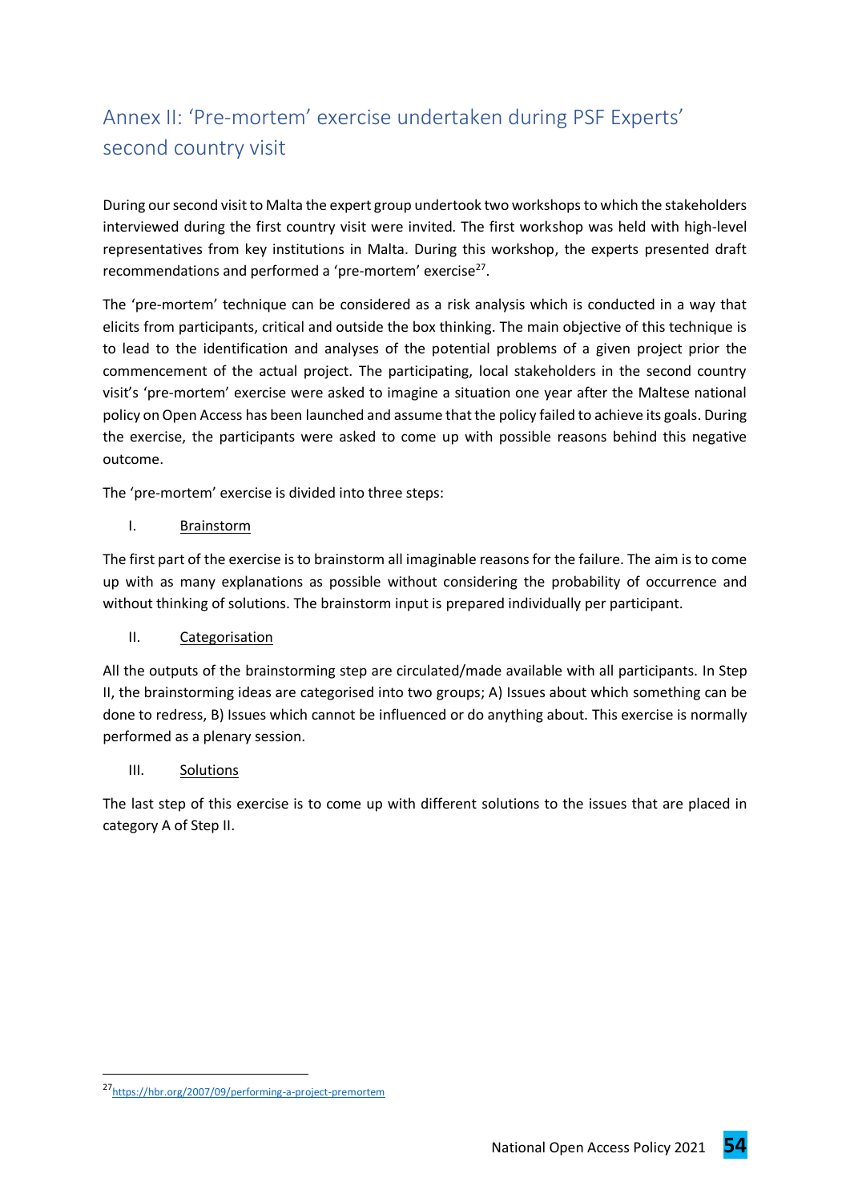## Annex II: 'Pre-mortem' exercise undertaken during PSF Experts' second country visit

During our second visit to Malta the expert group undertook two workshops to which the stakeholders interviewed during the first country visit were invited. The first workshop was held with high-level representatives from key institutions in Malta. During this workshop, the experts presented draft recommendations and performed a 'pre-mortem' exercise[27].

The 'pre-mortem' technique can be considered as a risk analysis which is conducted in a way that elicits from participants, critical and outside the box thinking. The main objective of this technique is to lead to the identification and analyses of the potential problems of a given project prior the commencement of the actual project. The participating, local stakeholders in the second country visit's 'pre-mortem' exercise were asked to imagine a situation one year after the Maltese national policy on Open Access has been launched and assume that the policy failed to achieve its goals. During the exercise, the participants were asked to come up with possible reasons behind this negative outcome.

The 'pre-mortem' exercise is divided into three steps:

I. <u>Brainstorm</u>

The first part of the exercise is to brainstorm all imaginable reasons for the failure. The aim is to come up with as many explanations as possible without considering the probability of occurrence and without thinking of solutions. The brainstorm input is prepared individually per participant.

II. <u>Categorisation</u>

All the outputs of the brainstorming step are circulated/made available with all participants. In Step II, the brainstorming ideas are categorised into two groups; A) Issues about which something can be done to redress, B) Issues which cannot be influenced or do anything about. This exercise is normally performed as a plenary session.

III. <u>Solutions</u>

The last step of this exercise is to come up with different solutions to the issues that are placed in category A of Step II.

[27] https://hbr.org/2007/09/performing-a-project-premortem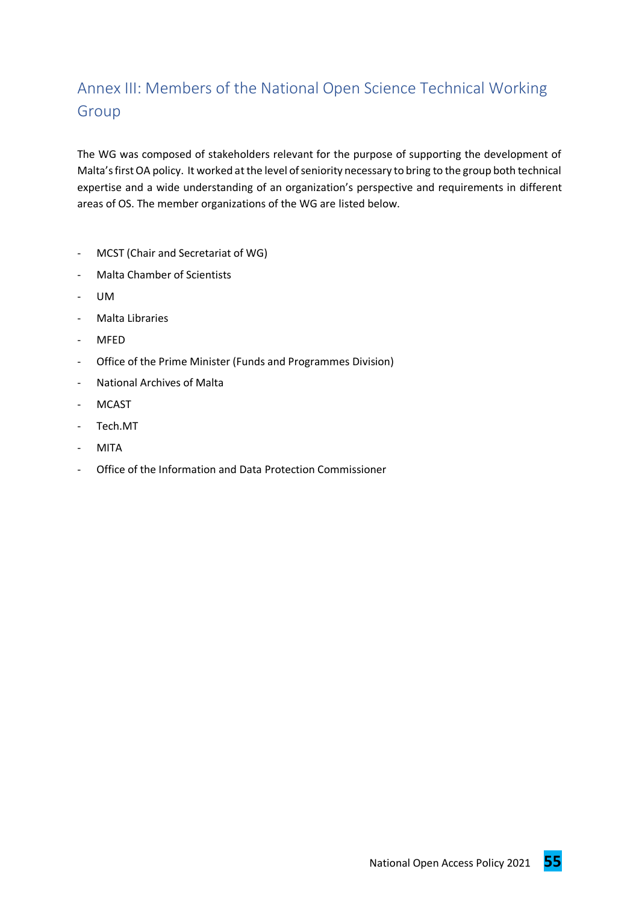## Annex III: Members of the National Open Science Technical Working Group

The WG was composed of stakeholders relevant for the purpose of supporting the development of Malta's first OA policy. It worked at the level of seniority necessary to bring to the group both technical expertise and a wide understanding of an organization's perspective and requirements in different areas of OS. The member organizations of the WG are listed below.

- MCST (Chair and Secretariat of WG)
- Malta Chamber of Scientists
- UM
- Malta Libraries
- MFED
- Office of the Prime Minister (Funds and Programmes Division)
- National Archives of Malta
- MCAST
- Tech.MT
- MITA
- Office of the Information and Data Protection Commissioner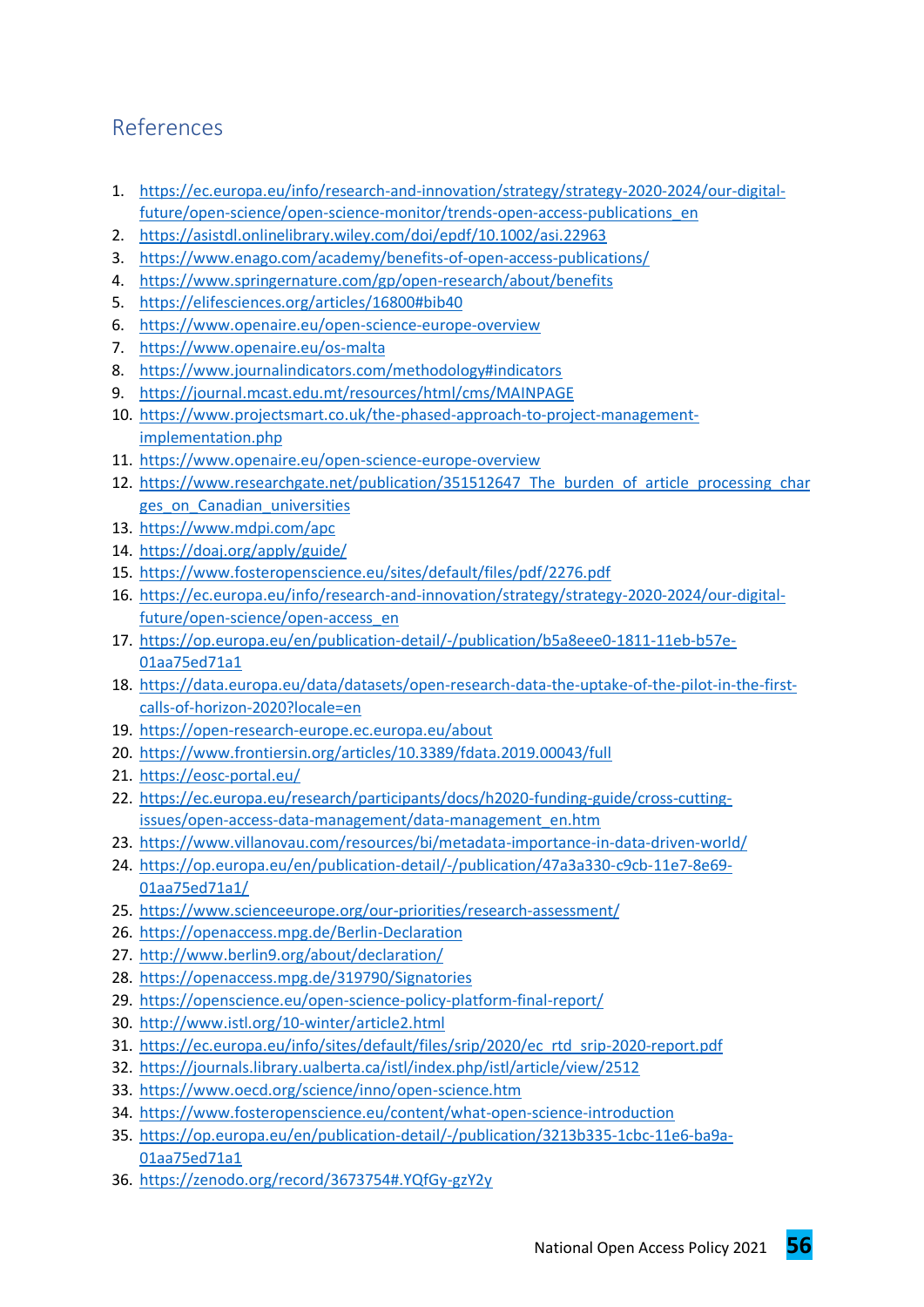## References

1. https://ec.europa.eu/info/research-and-innovation/strategy/strategy-2020-2024/our-digital-future/open-science/open-science-monitor/trends-open-access-publications_en
2. https://asistdl.onlinelibrary.wiley.com/doi/epdf/10.1002/asi.22963
3. https://www.enago.com/academy/benefits-of-open-access-publications/
4. https://www.springernature.com/gp/open-research/about/benefits
5. https://elifesciences.org/articles/16800#bib40
6. https://www.openaire.eu/open-science-europe-overview
7. https://www.openaire.eu/os-malta
8. https://www.journalindicators.com/methodology#indicators
9. https://journal.mcast.edu.mt/resources/html/cms/MAINPAGE
10. https://www.projectsmart.co.uk/the-phased-approach-to-project-management-implementation.php
11. https://www.openaire.eu/open-science-europe-overview
12. https://www.researchgate.net/publication/351512647_The_burden_of_article_processing_charges_on_Canadian_universities
13. https://www.mdpi.com/apc
14. https://doaj.org/apply/guide/
15. https://www.fosteropenscience.eu/sites/default/files/pdf/2276.pdf
16. https://ec.europa.eu/info/research-and-innovation/strategy/strategy-2020-2024/our-digital-future/open-science/open-access_en
17. https://op.europa.eu/en/publication-detail/-/publication/b5a8eee0-1811-11eb-b57e-01aa75ed71a1
18. https://data.europa.eu/data/datasets/open-research-data-the-uptake-of-the-pilot-in-the-first-calls-of-horizon-2020?locale=en
19. https://open-research-europe.ec.europa.eu/about
20. https://www.frontiersin.org/articles/10.3389/fdata.2019.00043/full
21. https://eosc-portal.eu/
22. https://ec.europa.eu/research/participants/docs/h2020-funding-guide/cross-cutting-issues/open-access-data-management/data-management_en.htm
23. https://www.villanovau.com/resources/bi/metadata-importance-in-data-driven-world/
24. https://op.europa.eu/en/publication-detail/-/publication/47a3a330-c9cb-11e7-8e69-01aa75ed71a1/
25. https://www.scienceeurope.org/our-priorities/research-assessment/
26. https://openaccess.mpg.de/Berlin-Declaration
27. http://www.berlin9.org/about/declaration/
28. https://openaccess.mpg.de/319790/Signatories
29. https://openscience.eu/open-science-policy-platform-final-report/
30. http://www.istl.org/10-winter/article2.html
31. https://ec.europa.eu/info/sites/default/files/srip/2020/ec_rtd_srip-2020-report.pdf
32. https://journals.library.ualberta.ca/istl/index.php/istl/article/view/2512
33. https://www.oecd.org/science/inno/open-science.htm
34. https://www.fosteropenscience.eu/content/what-open-science-introduction
35. https://op.europa.eu/en/publication-detail/-/publication/3213b335-1cbc-11e6-ba9a-01aa75ed71a1
36. https://zenodo.org/record/3673754#.YQfGy-gzY2y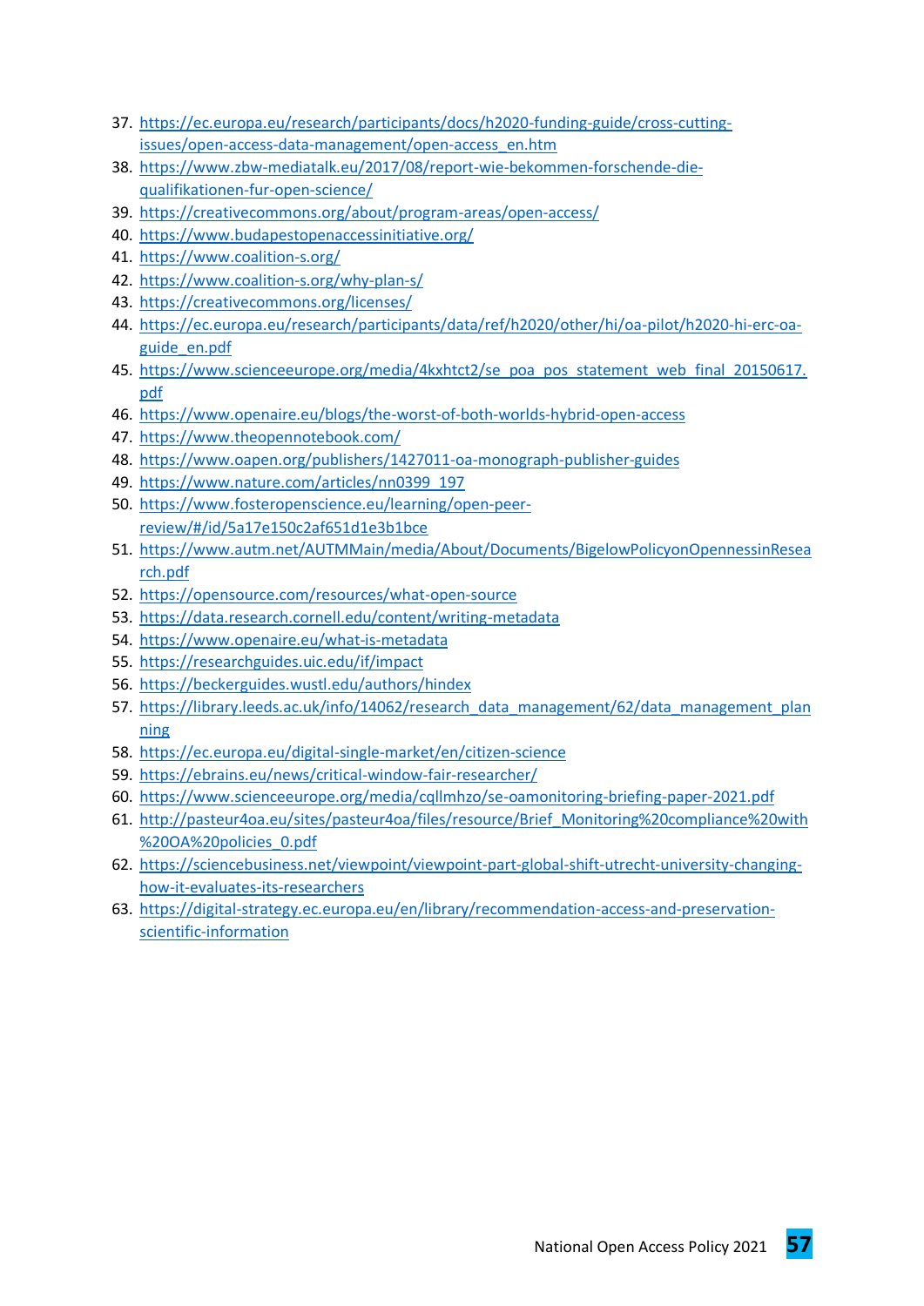37. https://ec.europa.eu/research/participants/docs/h2020-funding-guide/cross-cutting-issues/open-access-data-management/open-access_en.htm
38. https://www.zbw-mediatalk.eu/2017/08/report-wie-bekommen-forschende-die-qualifikationen-fur-open-science/
39. https://creativecommons.org/about/program-areas/open-access/
40. https://www.budapestopenaccessinitiative.org/
41. https://www.coalition-s.org/
42. https://www.coalition-s.org/why-plan-s/
43. https://creativecommons.org/licenses/
44. https://ec.europa.eu/research/participants/data/ref/h2020/other/hi/oa-pilot/h2020-hi-erc-oa-guide_en.pdf
45. https://www.scienceeurope.org/media/4kxhtct2/se_poa_pos_statement_web_final_20150617.pdf
46. https://www.openaire.eu/blogs/the-worst-of-both-worlds-hybrid-open-access
47. https://www.theopennotebook.com/
48. https://www.oapen.org/publishers/1427011-oa-monograph-publisher-guides
49. https://www.nature.com/articles/nn0399_197
50. https://www.fosteropenscience.eu/learning/open-peer-review/#/id/5a17e150c2af651d1e3b1bce
51. https://www.autm.net/AUTMMain/media/About/Documents/BigelowPolicyonOpennessinResearch.pdf
52. https://opensource.com/resources/what-open-source
53. https://data.research.cornell.edu/content/writing-metadata
54. https://www.openaire.eu/what-is-metadata
55. https://researchguides.uic.edu/if/impact
56. https://beckerguides.wustl.edu/authors/hindex
57. https://library.leeds.ac.uk/info/14062/research_data_management/62/data_management_planning
58. https://ec.europa.eu/digital-single-market/en/citizen-science
59. https://ebrains.eu/news/critical-window-fair-researcher/
60. https://www.scienceeurope.org/media/cqllmhzo/se-oamonitoring-briefing-paper-2021.pdf
61. http://pasteur4oa.eu/sites/pasteur4oa/files/resource/Brief_Monitoring%20compliance%20with%20OA%20policies_0.pdf
62. https://sciencebusiness.net/viewpoint/viewpoint-part-global-shift-utrecht-university-changing-how-it-evaluates-its-researchers
63. https://digital-strategy.ec.europa.eu/en/library/recommendation-access-and-preservation-scientific-information